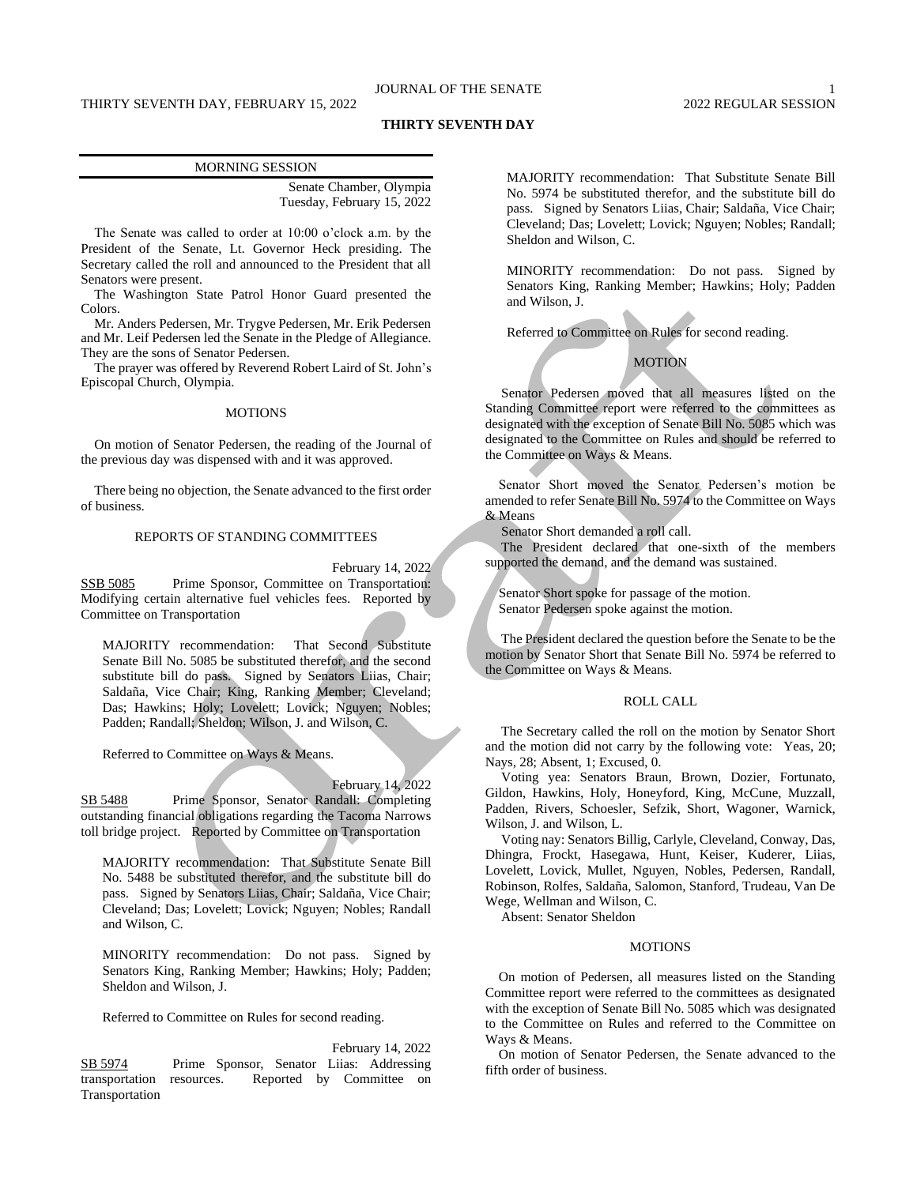## THIRTY SEVENTH DAY

### MORNING SESSION

Senate Chamber, Olympia
Tuesday, February 15, 2022

The Senate was called to order at 10:00 o'clock a.m. by the President of the Senate, Lt. Governor Heck presiding. The Secretary called the roll and announced to the President that all Senators were present.

The Washington State Patrol Honor Guard presented the Colors.

Mr. Anders Pedersen, Mr. Trygve Pedersen, Mr. Erik Pedersen and Mr. Leif Pedersen led the Senate in the Pledge of Allegiance. They are the sons of Senator Pedersen.

The prayer was offered by Reverend Robert Laird of St. John's Episcopal Church, Olympia.

#### MOTIONS

On motion of Senator Pedersen, the reading of the Journal of the previous day was dispensed with and it was approved.

There being no objection, the Senate advanced to the first order of business.

#### REPORTS OF STANDING COMMITTEES

February 14, 2022

SSB 5085 Prime Sponsor, Committee on Transportation: Modifying certain alternative fuel vehicles fees. Reported by Committee on Transportation

MAJORITY recommendation: That Second Substitute Senate Bill No. 5085 be substituted therefor, and the second substitute bill do pass. Signed by Senators Liias, Chair; Saldaña, Vice Chair; King, Ranking Member; Cleveland; Das; Hawkins; Holy; Lovelett; Lovick; Nguyen; Nobles; Padden; Randall; Sheldon; Wilson, J. and Wilson, C.

Referred to Committee on Ways & Means.

February 14, 2022

SB 5488 Prime Sponsor, Senator Randall: Completing outstanding financial obligations regarding the Tacoma Narrows toll bridge project. Reported by Committee on Transportation

MAJORITY recommendation: That Substitute Senate Bill No. 5488 be substituted therefor, and the substitute bill do pass. Signed by Senators Liias, Chair; Saldaña, Vice Chair; Cleveland; Das; Lovelett; Lovick; Nguyen; Nobles; Randall and Wilson, C.

MINORITY recommendation: Do not pass. Signed by Senators King, Ranking Member; Hawkins; Holy; Padden; Sheldon and Wilson, J.

Referred to Committee on Rules for second reading.

February 14, 2022

SB 5974 Prime Sponsor, Senator Liias: Addressing transportation resources. Reported by Committee on Transportation

MAJORITY recommendation: That Substitute Senate Bill No. 5974 be substituted therefor, and the substitute bill do pass. Signed by Senators Liias, Chair; Saldaña, Vice Chair; Cleveland; Das; Lovelett; Lovick; Nguyen; Nobles; Randall; Sheldon and Wilson, C.

MINORITY recommendation: Do not pass. Signed by Senators King, Ranking Member; Hawkins; Holy; Padden and Wilson, J.

Referred to Committee on Rules for second reading.

#### MOTION

Senator Pedersen moved that all measures listed on the Standing Committee report were referred to the committees as designated with the exception of Senate Bill No. 5085 which was designated to the Committee on Rules and should be referred to the Committee on Ways & Means.

Senator Short moved the Senator Pedersen's motion be amended to refer Senate Bill No. 5974 to the Committee on Ways & Means

Senator Short demanded a roll call.

The President declared that one-sixth of the members supported the demand, and the demand was sustained.

Senator Short spoke for passage of the motion.

Senator Pedersen spoke against the motion.

The President declared the question before the Senate to be the motion by Senator Short that Senate Bill No. 5974 be referred to the Committee on Ways & Means.

#### ROLL CALL

The Secretary called the roll on the motion by Senator Short and the motion did not carry by the following vote: Yeas, 20; Nays, 28; Absent, 1; Excused, 0.

Voting yea: Senators Braun, Brown, Dozier, Fortunato, Gildon, Hawkins, Holy, Honeyford, King, McCune, Muzzall, Padden, Rivers, Schoesler, Sefzik, Short, Wagoner, Warnick, Wilson, J. and Wilson, L.

Voting nay: Senators Billig, Carlyle, Cleveland, Conway, Das, Dhingra, Frockt, Hasegawa, Hunt, Keiser, Kuderer, Liias, Lovelett, Lovick, Mullet, Nguyen, Nobles, Pedersen, Randall, Robinson, Rolfes, Saldaña, Salomon, Stanford, Trudeau, Van De Wege, Wellman and Wilson, C.

Absent: Senator Sheldon

#### MOTIONS

On motion of Pedersen, all measures listed on the Standing Committee report were referred to the committees as designated with the exception of Senate Bill No. 5085 which was designated to the Committee on Rules and referred to the Committee on Ways & Means.

On motion of Senator Pedersen, the Senate advanced to the fifth order of business.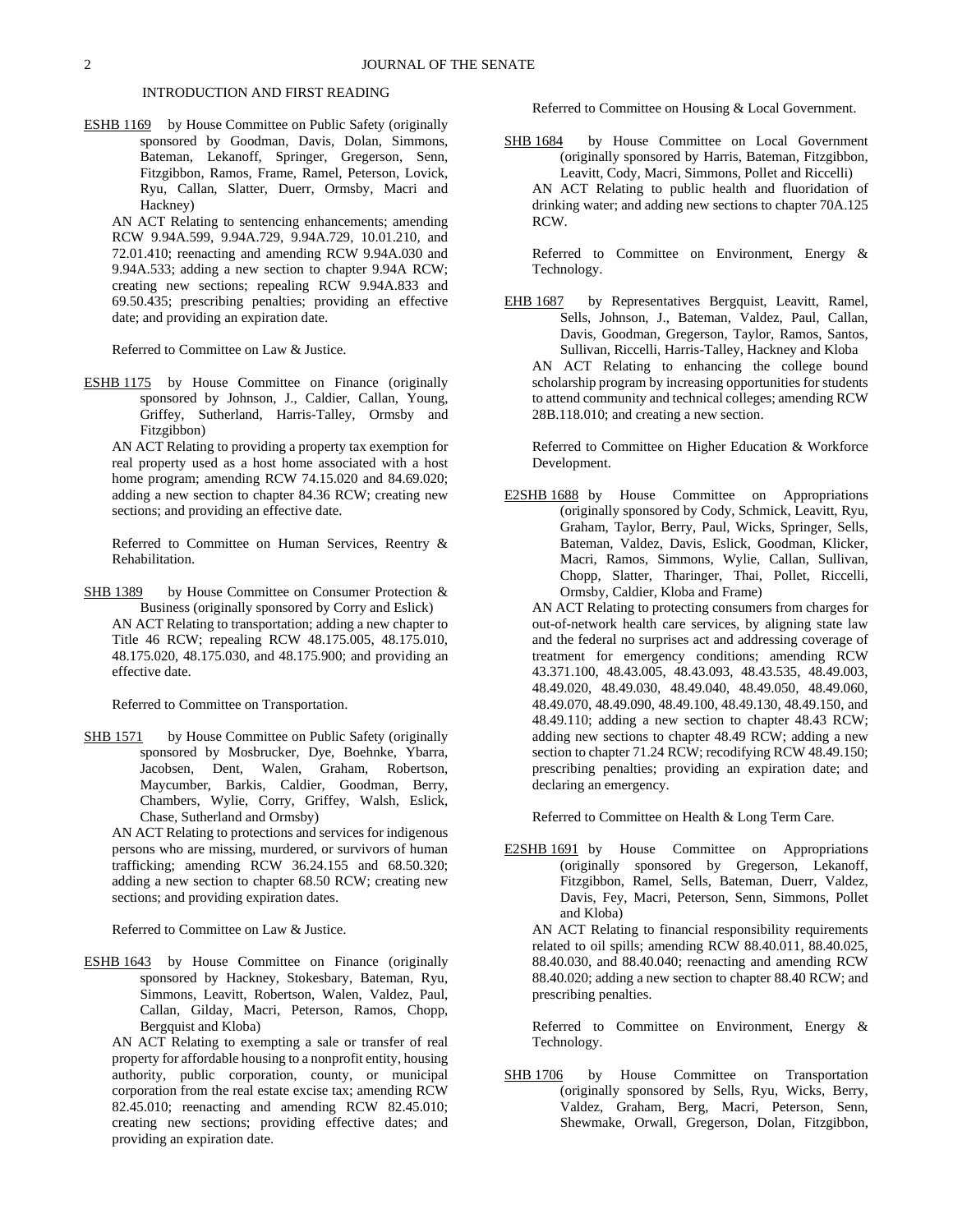## INTRODUCTION AND FIRST READING

ESHB 1169 by House Committee on Public Safety (originally sponsored by Goodman, Davis, Dolan, Simmons, Bateman, Lekanoff, Springer, Gregerson, Senn, Fitzgibbon, Ramos, Frame, Ramel, Peterson, Lovick, Ryu, Callan, Slatter, Duerr, Ormsby, Macri and Hackney)

AN ACT Relating to sentencing enhancements; amending RCW 9.94A.599, 9.94A.729, 9.94A.729, 10.01.210, and 72.01.410; reenacting and amending RCW 9.94A.030 and 9.94A.533; adding a new section to chapter 9.94A RCW; creating new sections; repealing RCW 9.94A.833 and 69.50.435; prescribing penalties; providing an effective date; and providing an expiration date.

Referred to Committee on Law & Justice.

ESHB 1175 by House Committee on Finance (originally sponsored by Johnson, J., Caldier, Callan, Young, Griffey, Sutherland, Harris-Talley, Ormsby and Fitzgibbon)

AN ACT Relating to providing a property tax exemption for real property used as a host home associated with a host home program; amending RCW 74.15.020 and 84.69.020; adding a new section to chapter 84.36 RCW; creating new sections; and providing an effective date.

Referred to Committee on Human Services, Reentry & Rehabilitation.

SHB 1389 by House Committee on Consumer Protection & Business (originally sponsored by Corry and Eslick)

AN ACT Relating to transportation; adding a new chapter to Title 46 RCW; repealing RCW 48.175.005, 48.175.010, 48.175.020, 48.175.030, and 48.175.900; and providing an effective date.

Referred to Committee on Transportation.

SHB 1571 by House Committee on Public Safety (originally sponsored by Mosbrucker, Dye, Boehnke, Ybarra, Jacobsen, Dent, Walen, Graham, Robertson, Maycumber, Barkis, Caldier, Goodman, Berry, Chambers, Wylie, Corry, Griffey, Walsh, Eslick, Chase, Sutherland and Ormsby)

AN ACT Relating to protections and services for indigenous persons who are missing, murdered, or survivors of human trafficking; amending RCW 36.24.155 and 68.50.320; adding a new section to chapter 68.50 RCW; creating new sections; and providing expiration dates.

Referred to Committee on Law & Justice.

ESHB 1643 by House Committee on Finance (originally sponsored by Hackney, Stokesbary, Bateman, Ryu, Simmons, Leavitt, Robertson, Walen, Valdez, Paul, Callan, Gilday, Macri, Peterson, Ramos, Chopp, Bergquist and Kloba)

AN ACT Relating to exempting a sale or transfer of real property for affordable housing to a nonprofit entity, housing authority, public corporation, county, or municipal corporation from the real estate excise tax; amending RCW 82.45.010; reenacting and amending RCW 82.45.010; creating new sections; providing effective dates; and providing an expiration date.

Referred to Committee on Housing & Local Government.

SHB 1684 by House Committee on Local Government (originally sponsored by Harris, Bateman, Fitzgibbon, Leavitt, Cody, Macri, Simmons, Pollet and Riccelli)

AN ACT Relating to public health and fluoridation of drinking water; and adding new sections to chapter 70A.125 RCW.

Referred to Committee on Environment, Energy & Technology.

EHB 1687 by Representatives Bergquist, Leavitt, Ramel, Sells, Johnson, J., Bateman, Valdez, Paul, Callan, Davis, Goodman, Gregerson, Taylor, Ramos, Santos, Sullivan, Riccelli, Harris-Talley, Hackney and Kloba

AN ACT Relating to enhancing the college bound scholarship program by increasing opportunities for students to attend community and technical colleges; amending RCW 28B.118.010; and creating a new section.

Referred to Committee on Higher Education & Workforce Development.

E2SHB 1688 by House Committee on Appropriations (originally sponsored by Cody, Schmick, Leavitt, Ryu, Graham, Taylor, Berry, Paul, Wicks, Springer, Sells, Bateman, Valdez, Davis, Eslick, Goodman, Klicker, Macri, Ramos, Simmons, Wylie, Callan, Sullivan, Chopp, Slatter, Tharinger, Thai, Pollet, Riccelli, Ormsby, Caldier, Kloba and Frame)

AN ACT Relating to protecting consumers from charges for out-of-network health care services, by aligning state law and the federal no surprises act and addressing coverage of treatment for emergency conditions; amending RCW 43.371.100, 48.43.005, 48.43.093, 48.43.535, 48.49.003, 48.49.020, 48.49.030, 48.49.040, 48.49.050, 48.49.060, 48.49.070, 48.49.090, 48.49.100, 48.49.130, 48.49.150, and 48.49.110; adding a new section to chapter 48.43 RCW; adding new sections to chapter 48.49 RCW; adding a new section to chapter 71.24 RCW; recodifying RCW 48.49.150; prescribing penalties; providing an expiration date; and declaring an emergency.

Referred to Committee on Health & Long Term Care.

E2SHB 1691 by House Committee on Appropriations (originally sponsored by Gregerson, Lekanoff, Fitzgibbon, Ramel, Sells, Bateman, Duerr, Valdez, Davis, Fey, Macri, Peterson, Senn, Simmons, Pollet and Kloba)

AN ACT Relating to financial responsibility requirements related to oil spills; amending RCW 88.40.011, 88.40.025, 88.40.030, and 88.40.040; reenacting and amending RCW 88.40.020; adding a new section to chapter 88.40 RCW; and prescribing penalties.

Referred to Committee on Environment, Energy & Technology.

SHB 1706 by House Committee on Transportation (originally sponsored by Sells, Ryu, Wicks, Berry, Valdez, Graham, Berg, Macri, Peterson, Senn, Shewmake, Orwall, Gregerson, Dolan, Fitzgibbon,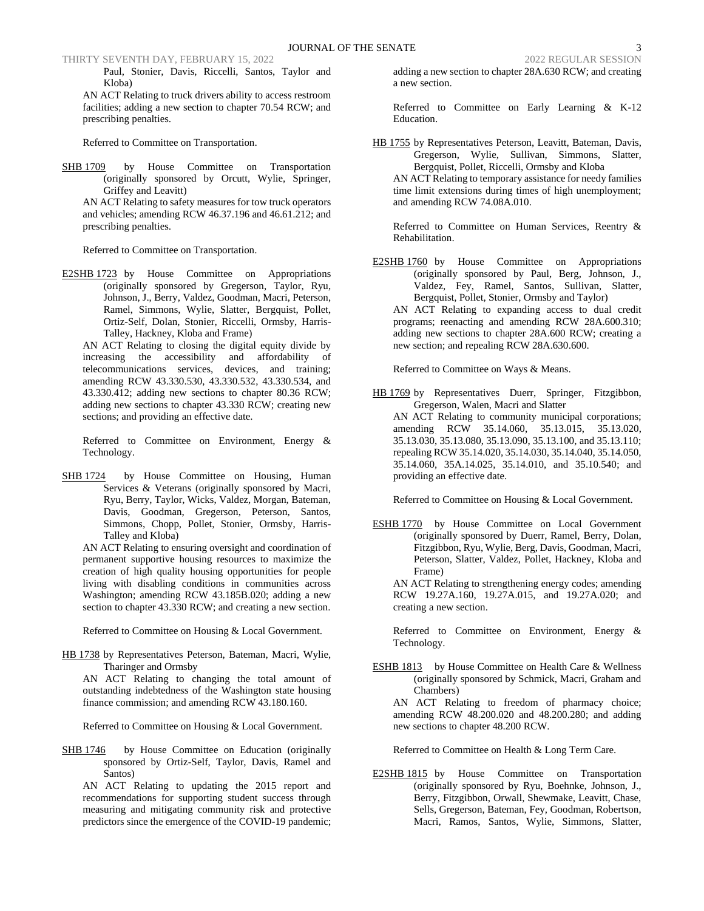Paul, Stonier, Davis, Riccelli, Santos, Taylor and Kloba)

AN ACT Relating to truck drivers ability to access restroom facilities; adding a new section to chapter 70.54 RCW; and prescribing penalties.

Referred to Committee on Transportation.

SHB 1709 by House Committee on Transportation (originally sponsored by Orcutt, Wylie, Springer, Griffey and Leavitt)

AN ACT Relating to safety measures for tow truck operators and vehicles; amending RCW 46.37.196 and 46.61.212; and prescribing penalties.

Referred to Committee on Transportation.

E2SHB 1723 by House Committee on Appropriations (originally sponsored by Gregerson, Taylor, Ryu, Johnson, J., Berry, Valdez, Goodman, Macri, Peterson, Ramel, Simmons, Wylie, Slatter, Bergquist, Pollet, Ortiz-Self, Dolan, Stonier, Riccelli, Ormsby, Harris-Talley, Hackney, Kloba and Frame)

AN ACT Relating to closing the digital equity divide by increasing the accessibility and affordability of telecommunications services, devices, and training; amending RCW 43.330.530, 43.330.532, 43.330.534, and 43.330.412; adding new sections to chapter 80.36 RCW; adding new sections to chapter 43.330 RCW; creating new sections; and providing an effective date.

Referred to Committee on Environment, Energy & Technology.

SHB 1724 by House Committee on Housing, Human Services & Veterans (originally sponsored by Macri, Ryu, Berry, Taylor, Wicks, Valdez, Morgan, Bateman, Davis, Goodman, Gregerson, Peterson, Santos, Simmons, Chopp, Pollet, Stonier, Ormsby, Harris-Talley and Kloba)

AN ACT Relating to ensuring oversight and coordination of permanent supportive housing resources to maximize the creation of high quality housing opportunities for people living with disabling conditions in communities across Washington; amending RCW 43.185B.020; adding a new section to chapter 43.330 RCW; and creating a new section.

Referred to Committee on Housing & Local Government.

HB 1738 by Representatives Peterson, Bateman, Macri, Wylie, Tharinger and Ormsby

AN ACT Relating to changing the total amount of outstanding indebtedness of the Washington state housing finance commission; and amending RCW 43.180.160.

Referred to Committee on Housing & Local Government.

SHB 1746 by House Committee on Education (originally sponsored by Ortiz-Self, Taylor, Davis, Ramel and Santos)

AN ACT Relating to updating the 2015 report and recommendations for supporting student success through measuring and mitigating community risk and protective predictors since the emergence of the COVID-19 pandemic; adding a new section to chapter 28A.630 RCW; and creating a new section.

Referred to Committee on Early Learning & K-12 Education.

HB 1755 by Representatives Peterson, Leavitt, Bateman, Davis, Gregerson, Wylie, Sullivan, Simmons, Slatter, Bergquist, Pollet, Riccelli, Ormsby and Kloba

AN ACT Relating to temporary assistance for needy families time limit extensions during times of high unemployment; and amending RCW 74.08A.010.

Referred to Committee on Human Services, Reentry & Rehabilitation.

E2SHB 1760 by House Committee on Appropriations (originally sponsored by Paul, Berg, Johnson, J., Valdez, Fey, Ramel, Santos, Sullivan, Slatter, Bergquist, Pollet, Stonier, Ormsby and Taylor)

AN ACT Relating to expanding access to dual credit programs; reenacting and amending RCW 28A.600.310; adding new sections to chapter 28A.600 RCW; creating a new section; and repealing RCW 28A.630.600.

Referred to Committee on Ways & Means.

HB 1769 by Representatives Duerr, Springer, Fitzgibbon, Gregerson, Walen, Macri and Slatter

AN ACT Relating to community municipal corporations; amending RCW 35.14.060, 35.13.015, 35.13.020, 35.13.030, 35.13.080, 35.13.090, 35.13.100, and 35.13.110; repealing RCW 35.14.020, 35.14.030, 35.14.040, 35.14.050, 35.14.060, 35A.14.025, 35.14.010, and 35.10.540; and providing an effective date.

Referred to Committee on Housing & Local Government.

ESHB 1770 by House Committee on Local Government (originally sponsored by Duerr, Ramel, Berry, Dolan, Fitzgibbon, Ryu, Wylie, Berg, Davis, Goodman, Macri, Peterson, Slatter, Valdez, Pollet, Hackney, Kloba and Frame)

AN ACT Relating to strengthening energy codes; amending RCW 19.27A.160, 19.27A.015, and 19.27A.020; and creating a new section.

Referred to Committee on Environment, Energy & Technology.

ESHB 1813 by House Committee on Health Care & Wellness (originally sponsored by Schmick, Macri, Graham and Chambers)

AN ACT Relating to freedom of pharmacy choice; amending RCW 48.200.020 and 48.200.280; and adding new sections to chapter 48.200 RCW.

Referred to Committee on Health & Long Term Care.

E2SHB 1815 by House Committee on Transportation (originally sponsored by Ryu, Boehnke, Johnson, J., Berry, Fitzgibbon, Orwall, Shewmake, Leavitt, Chase, Sells, Gregerson, Bateman, Fey, Goodman, Robertson, Macri, Ramos, Santos, Wylie, Simmons, Slatter,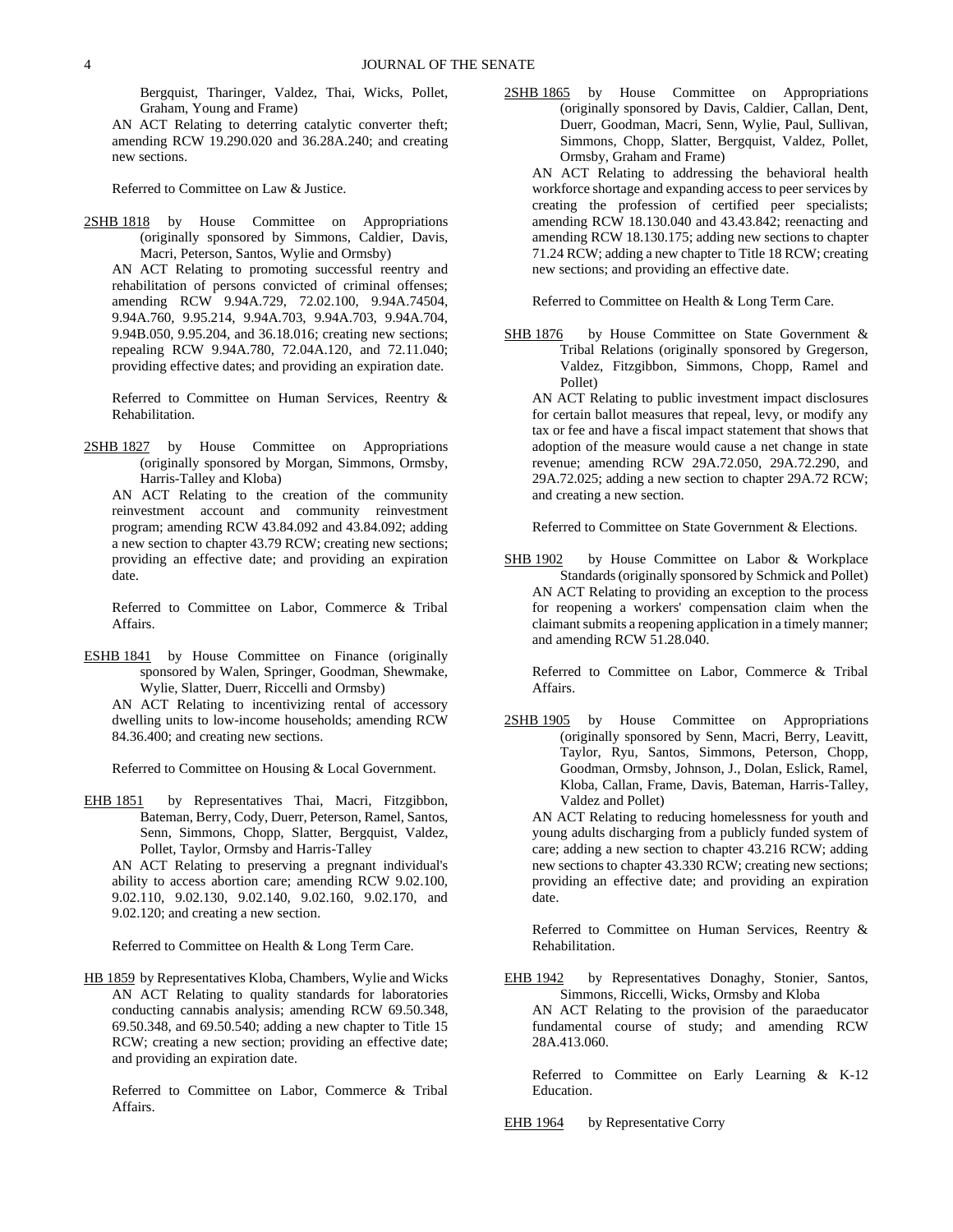Bergquist, Tharinger, Valdez, Thai, Wicks, Pollet, Graham, Young and Frame)

AN ACT Relating to deterring catalytic converter theft; amending RCW 19.290.020 and 36.28A.240; and creating new sections.

Referred to Committee on Law & Justice.

2SHB 1818 by House Committee on Appropriations (originally sponsored by Simmons, Caldier, Davis, Macri, Peterson, Santos, Wylie and Ormsby)

AN ACT Relating to promoting successful reentry and rehabilitation of persons convicted of criminal offenses; amending RCW 9.94A.729, 72.02.100, 9.94A.74504, 9.94A.760, 9.95.214, 9.94A.703, 9.94A.703, 9.94A.704, 9.94B.050, 9.95.204, and 36.18.016; creating new sections; repealing RCW 9.94A.780, 72.04A.120, and 72.11.040; providing effective dates; and providing an expiration date.

Referred to Committee on Human Services, Reentry & Rehabilitation.

2SHB 1827 by House Committee on Appropriations (originally sponsored by Morgan, Simmons, Ormsby, Harris-Talley and Kloba)

AN ACT Relating to the creation of the community reinvestment account and community reinvestment program; amending RCW 43.84.092 and 43.84.092; adding a new section to chapter 43.79 RCW; creating new sections; providing an effective date; and providing an expiration date.

Referred to Committee on Labor, Commerce & Tribal Affairs.

ESHB 1841 by House Committee on Finance (originally sponsored by Walen, Springer, Goodman, Shewmake, Wylie, Slatter, Duerr, Riccelli and Ormsby)

AN ACT Relating to incentivizing rental of accessory dwelling units to low-income households; amending RCW 84.36.400; and creating new sections.

Referred to Committee on Housing & Local Government.

EHB 1851 by Representatives Thai, Macri, Fitzgibbon, Bateman, Berry, Cody, Duerr, Peterson, Ramel, Santos, Senn, Simmons, Chopp, Slatter, Bergquist, Valdez, Pollet, Taylor, Ormsby and Harris-Talley

AN ACT Relating to preserving a pregnant individual's ability to access abortion care; amending RCW 9.02.100, 9.02.110, 9.02.130, 9.02.140, 9.02.160, 9.02.170, and 9.02.120; and creating a new section.

Referred to Committee on Health & Long Term Care.

HB 1859 by Representatives Kloba, Chambers, Wylie and Wicks

AN ACT Relating to quality standards for laboratories conducting cannabis analysis; amending RCW 69.50.348, 69.50.348, and 69.50.540; adding a new chapter to Title 15 RCW; creating a new section; providing an effective date; and providing an expiration date.

Referred to Committee on Labor, Commerce & Tribal Affairs.

2SHB 1865 by House Committee on Appropriations (originally sponsored by Davis, Caldier, Callan, Dent, Duerr, Goodman, Macri, Senn, Wylie, Paul, Sullivan, Simmons, Chopp, Slatter, Bergquist, Valdez, Pollet, Ormsby, Graham and Frame)

AN ACT Relating to addressing the behavioral health workforce shortage and expanding access to peer services by creating the profession of certified peer specialists; amending RCW 18.130.040 and 43.43.842; reenacting and amending RCW 18.130.175; adding new sections to chapter 71.24 RCW; adding a new chapter to Title 18 RCW; creating new sections; and providing an effective date.

Referred to Committee on Health & Long Term Care.

SHB 1876 by House Committee on State Government & Tribal Relations (originally sponsored by Gregerson, Valdez, Fitzgibbon, Simmons, Chopp, Ramel and Pollet)

AN ACT Relating to public investment impact disclosures for certain ballot measures that repeal, levy, or modify any tax or fee and have a fiscal impact statement that shows that adoption of the measure would cause a net change in state revenue; amending RCW 29A.72.050, 29A.72.290, and 29A.72.025; adding a new section to chapter 29A.72 RCW; and creating a new section.

Referred to Committee on State Government & Elections.

SHB 1902 by House Committee on Labor & Workplace Standards (originally sponsored by Schmick and Pollet)

AN ACT Relating to providing an exception to the process for reopening a workers' compensation claim when the claimant submits a reopening application in a timely manner; and amending RCW 51.28.040.

Referred to Committee on Labor, Commerce & Tribal Affairs.

2SHB 1905 by House Committee on Appropriations (originally sponsored by Senn, Macri, Berry, Leavitt, Taylor, Ryu, Santos, Simmons, Peterson, Chopp, Goodman, Ormsby, Johnson, J., Dolan, Eslick, Ramel, Kloba, Callan, Frame, Davis, Bateman, Harris-Talley, Valdez and Pollet)

AN ACT Relating to reducing homelessness for youth and young adults discharging from a publicly funded system of care; adding a new section to chapter 43.216 RCW; adding new sections to chapter 43.330 RCW; creating new sections; providing an effective date; and providing an expiration date.

Referred to Committee on Human Services, Reentry & Rehabilitation.

EHB 1942 by Representatives Donaghy, Stonier, Santos, Simmons, Riccelli, Wicks, Ormsby and Kloba

AN ACT Relating to the provision of the paraeducator fundamental course of study; and amending RCW 28A.413.060.

Referred to Committee on Early Learning & K-12 Education.

EHB 1964 by Representative Corry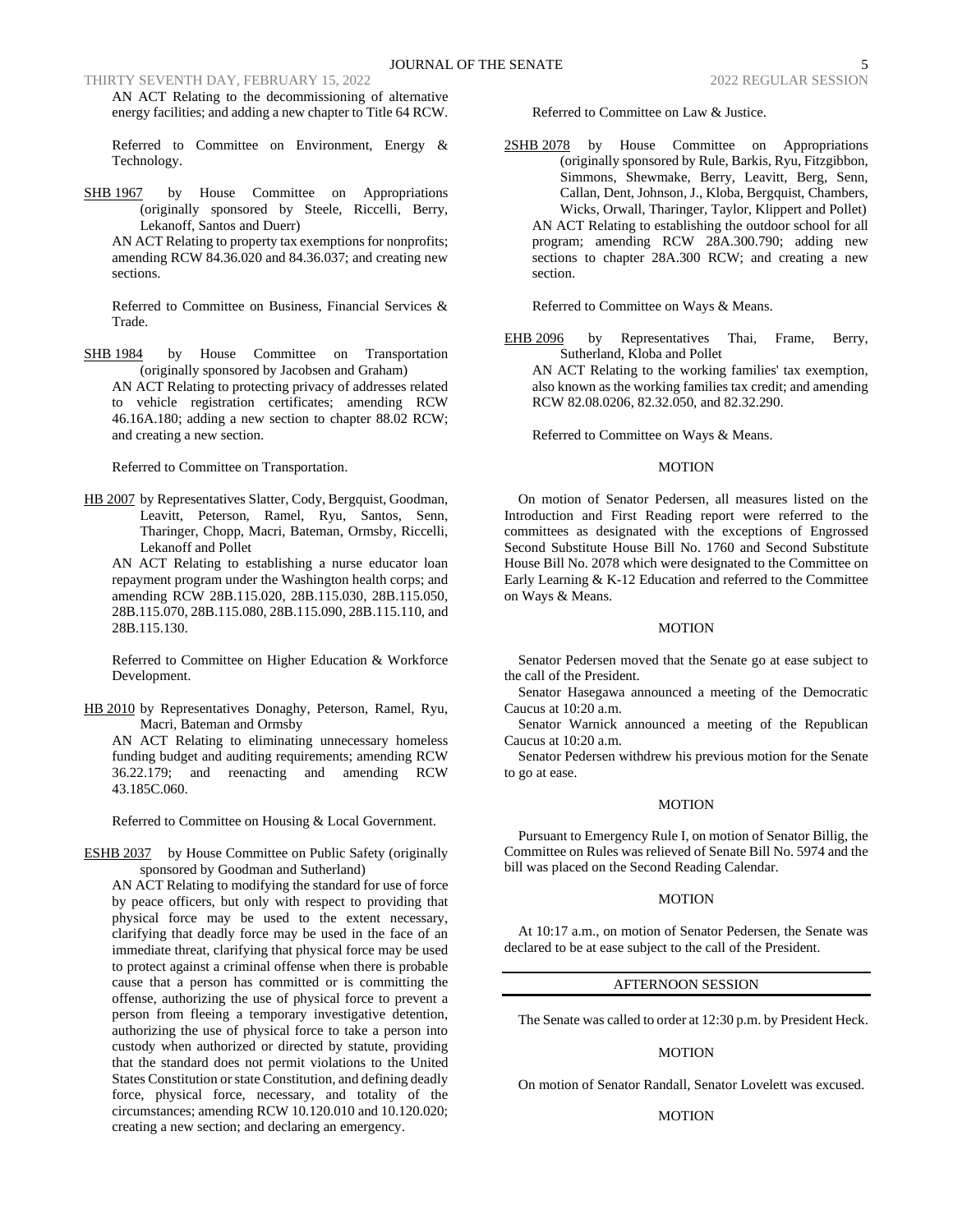AN ACT Relating to the decommissioning of alternative energy facilities; and adding a new chapter to Title 64 RCW.

Referred to Committee on Environment, Energy & Technology.

SHB 1967 by House Committee on Appropriations (originally sponsored by Steele, Riccelli, Berry, Lekanoff, Santos and Duerr)

AN ACT Relating to property tax exemptions for nonprofits; amending RCW 84.36.020 and 84.36.037; and creating new sections.

Referred to Committee on Business, Financial Services & Trade.

SHB 1984 by House Committee on Transportation (originally sponsored by Jacobsen and Graham)

AN ACT Relating to protecting privacy of addresses related to vehicle registration certificates; amending RCW 46.16A.180; adding a new section to chapter 88.02 RCW; and creating a new section.

Referred to Committee on Transportation.

HB 2007 by Representatives Slatter, Cody, Bergquist, Goodman, Leavitt, Peterson, Ramel, Ryu, Santos, Senn, Tharinger, Chopp, Macri, Bateman, Ormsby, Riccelli, Lekanoff and Pollet

AN ACT Relating to establishing a nurse educator loan repayment program under the Washington health corps; and amending RCW 28B.115.020, 28B.115.030, 28B.115.050, 28B.115.070, 28B.115.080, 28B.115.090, 28B.115.110, and 28B.115.130.

Referred to Committee on Higher Education & Workforce Development.

HB 2010 by Representatives Donaghy, Peterson, Ramel, Ryu, Macri, Bateman and Ormsby

AN ACT Relating to eliminating unnecessary homeless funding budget and auditing requirements; amending RCW 36.22.179; and reenacting and amending RCW 43.185C.060.

Referred to Committee on Housing & Local Government.

ESHB 2037 by House Committee on Public Safety (originally sponsored by Goodman and Sutherland)

AN ACT Relating to modifying the standard for use of force by peace officers, but only with respect to providing that physical force may be used to the extent necessary, clarifying that deadly force may be used in the face of an immediate threat, clarifying that physical force may be used to protect against a criminal offense when there is probable cause that a person has committed or is committing the offense, authorizing the use of physical force to prevent a person from fleeing a temporary investigative detention, authorizing the use of physical force to take a person into custody when authorized or directed by statute, providing that the standard does not permit violations to the United States Constitution or state Constitution, and defining deadly force, physical force, necessary, and totality of the circumstances; amending RCW 10.120.010 and 10.120.020; creating a new section; and declaring an emergency.

Referred to Committee on Law & Justice.

2SHB 2078 by House Committee on Appropriations (originally sponsored by Rule, Barkis, Ryu, Fitzgibbon, Simmons, Shewmake, Berry, Leavitt, Berg, Senn, Callan, Dent, Johnson, J., Kloba, Bergquist, Chambers, Wicks, Orwall, Tharinger, Taylor, Klippert and Pollet)

AN ACT Relating to establishing the outdoor school for all program; amending RCW 28A.300.790; adding new sections to chapter 28A.300 RCW; and creating a new section.

Referred to Committee on Ways & Means.

EHB 2096 by Representatives Thai, Frame, Berry, Sutherland, Kloba and Pollet

AN ACT Relating to the working families' tax exemption, also known as the working families tax credit; and amending RCW 82.08.0206, 82.32.050, and 82.32.290.

Referred to Committee on Ways & Means.

MOTION

On motion of Senator Pedersen, all measures listed on the Introduction and First Reading report were referred to the committees as designated with the exceptions of Engrossed Second Substitute House Bill No. 1760 and Second Substitute House Bill No. 2078 which were designated to the Committee on Early Learning & K-12 Education and referred to the Committee on Ways & Means.

MOTION

Senator Pedersen moved that the Senate go at ease subject to the call of the President.

Senator Hasegawa announced a meeting of the Democratic Caucus at 10:20 a.m.

Senator Warnick announced a meeting of the Republican Caucus at 10:20 a.m.

Senator Pedersen withdrew his previous motion for the Senate to go at ease.

MOTION

Pursuant to Emergency Rule I, on motion of Senator Billig, the Committee on Rules was relieved of Senate Bill No. 5974 and the bill was placed on the Second Reading Calendar.

MOTION

At 10:17 a.m., on motion of Senator Pedersen, the Senate was declared to be at ease subject to the call of the President.

## AFTERNOON SESSION

The Senate was called to order at 12:30 p.m. by President Heck.

MOTION

On motion of Senator Randall, Senator Lovelett was excused.

MOTION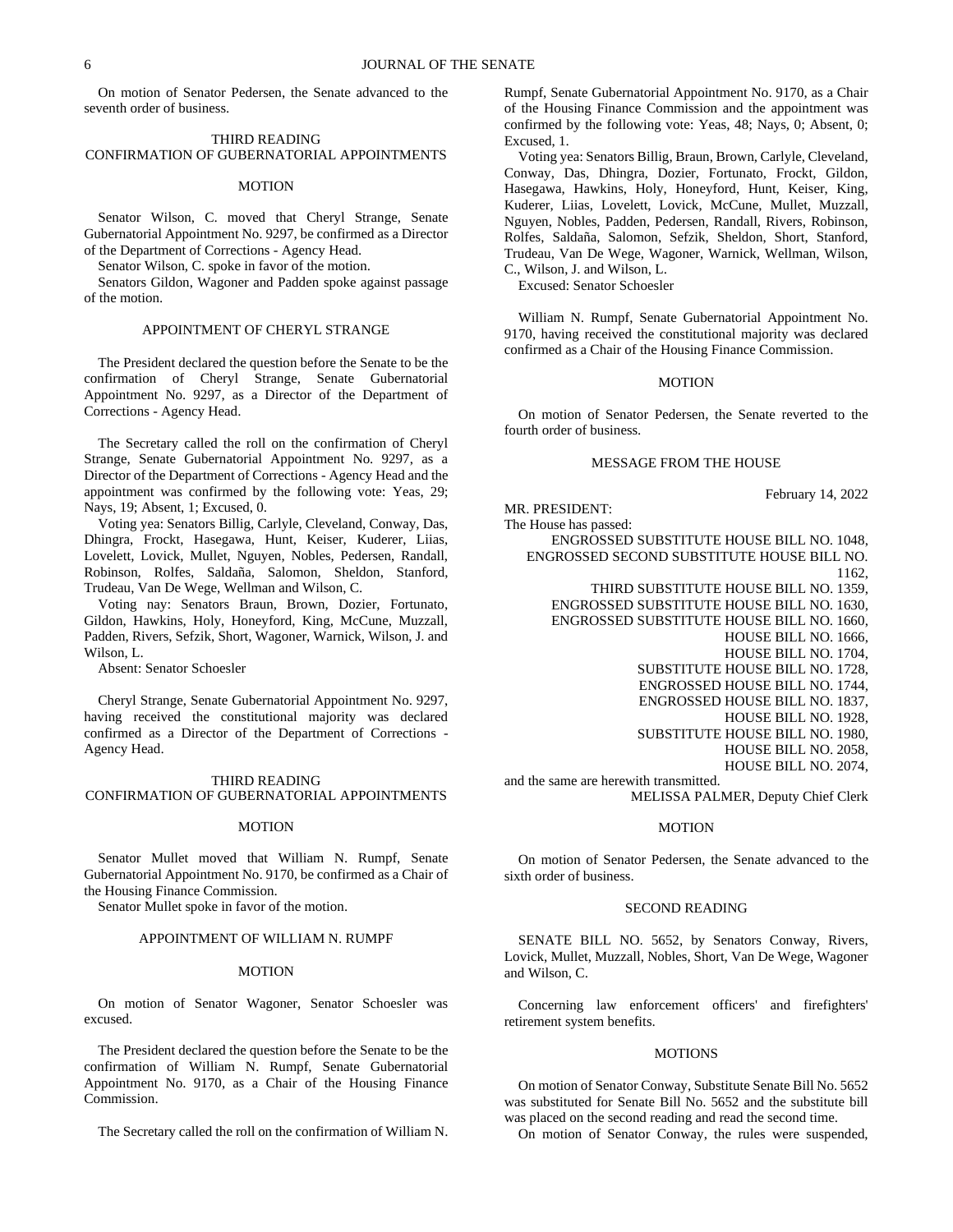On motion of Senator Pedersen, the Senate advanced to the seventh order of business.

THIRD READING
CONFIRMATION OF GUBERNATORIAL APPOINTMENTS

MOTION

Senator Wilson, C. moved that Cheryl Strange, Senate Gubernatorial Appointment No. 9297, be confirmed as a Director of the Department of Corrections - Agency Head.

Senator Wilson, C. spoke in favor of the motion.

Senators Gildon, Wagoner and Padden spoke against passage of the motion.

APPOINTMENT OF CHERYL STRANGE

The President declared the question before the Senate to be the confirmation of Cheryl Strange, Senate Gubernatorial Appointment No. 9297, as a Director of the Department of Corrections - Agency Head.

The Secretary called the roll on the confirmation of Cheryl Strange, Senate Gubernatorial Appointment No. 9297, as a Director of the Department of Corrections - Agency Head and the appointment was confirmed by the following vote: Yeas, 29; Nays, 19; Absent, 1; Excused, 0.

Voting yea: Senators Billig, Carlyle, Cleveland, Conway, Das, Dhingra, Frockt, Hasegawa, Hunt, Keiser, Kuderer, Liias, Lovelett, Lovick, Mullet, Nguyen, Nobles, Pedersen, Randall, Robinson, Rolfes, Saldaña, Salomon, Sheldon, Stanford, Trudeau, Van De Wege, Wellman and Wilson, C.

Voting nay: Senators Braun, Brown, Dozier, Fortunato, Gildon, Hawkins, Holy, Honeyford, King, McCune, Muzzall, Padden, Rivers, Sefzik, Short, Wagoner, Warnick, Wilson, J. and Wilson, L.

Absent: Senator Schoesler

Cheryl Strange, Senate Gubernatorial Appointment No. 9297, having received the constitutional majority was declared confirmed as a Director of the Department of Corrections - Agency Head.

THIRD READING
CONFIRMATION OF GUBERNATORIAL APPOINTMENTS

MOTION

Senator Mullet moved that William N. Rumpf, Senate Gubernatorial Appointment No. 9170, be confirmed as a Chair of the Housing Finance Commission.

Senator Mullet spoke in favor of the motion.

APPOINTMENT OF WILLIAM N. RUMPF

MOTION

On motion of Senator Wagoner, Senator Schoesler was excused.

The President declared the question before the Senate to be the confirmation of William N. Rumpf, Senate Gubernatorial Appointment No. 9170, as a Chair of the Housing Finance Commission.

The Secretary called the roll on the confirmation of William N. Rumpf, Senate Gubernatorial Appointment No. 9170, as a Chair of the Housing Finance Commission and the appointment was confirmed by the following vote: Yeas, 48; Nays, 0; Absent, 0; Excused, 1.

Voting yea: Senators Billig, Braun, Brown, Carlyle, Cleveland, Conway, Das, Dhingra, Dozier, Fortunato, Frockt, Gildon, Hasegawa, Hawkins, Holy, Honeyford, Hunt, Keiser, King, Kuderer, Liias, Lovelett, Lovick, McCune, Mullet, Muzzall, Nguyen, Nobles, Padden, Pedersen, Randall, Rivers, Robinson, Rolfes, Saldaña, Salomon, Sefzik, Sheldon, Short, Stanford, Trudeau, Van De Wege, Wagoner, Warnick, Wellman, Wilson, C., Wilson, J. and Wilson, L.

Excused: Senator Schoesler

William N. Rumpf, Senate Gubernatorial Appointment No. 9170, having received the constitutional majority was declared confirmed as a Chair of the Housing Finance Commission.

MOTION

On motion of Senator Pedersen, the Senate reverted to the fourth order of business.

MESSAGE FROM THE HOUSE

February 14, 2022

MR. PRESIDENT:
The House has passed:

ENGROSSED SUBSTITUTE HOUSE BILL NO. 1048,
ENGROSSED SECOND SUBSTITUTE HOUSE BILL NO. 1162,
THIRD SUBSTITUTE HOUSE BILL NO. 1359,
ENGROSSED SUBSTITUTE HOUSE BILL NO. 1630,
ENGROSSED SUBSTITUTE HOUSE BILL NO. 1660,
HOUSE BILL NO. 1666,
HOUSE BILL NO. 1704,
SUBSTITUTE HOUSE BILL NO. 1728,
ENGROSSED HOUSE BILL NO. 1744,
ENGROSSED HOUSE BILL NO. 1837,
HOUSE BILL NO. 1928,
SUBSTITUTE HOUSE BILL NO. 1980,
HOUSE BILL NO. 2058,
HOUSE BILL NO. 2074,

and the same are herewith transmitted.

MELISSA PALMER, Deputy Chief Clerk

MOTION

On motion of Senator Pedersen, the Senate advanced to the sixth order of business.

SECOND READING

SENATE BILL NO. 5652, by Senators Conway, Rivers, Lovick, Mullet, Muzzall, Nobles, Short, Van De Wege, Wagoner and Wilson, C.

Concerning law enforcement officers' and firefighters' retirement system benefits.

MOTIONS

On motion of Senator Conway, Substitute Senate Bill No. 5652 was substituted for Senate Bill No. 5652 and the substitute bill was placed on the second reading and read the second time.

On motion of Senator Conway, the rules were suspended,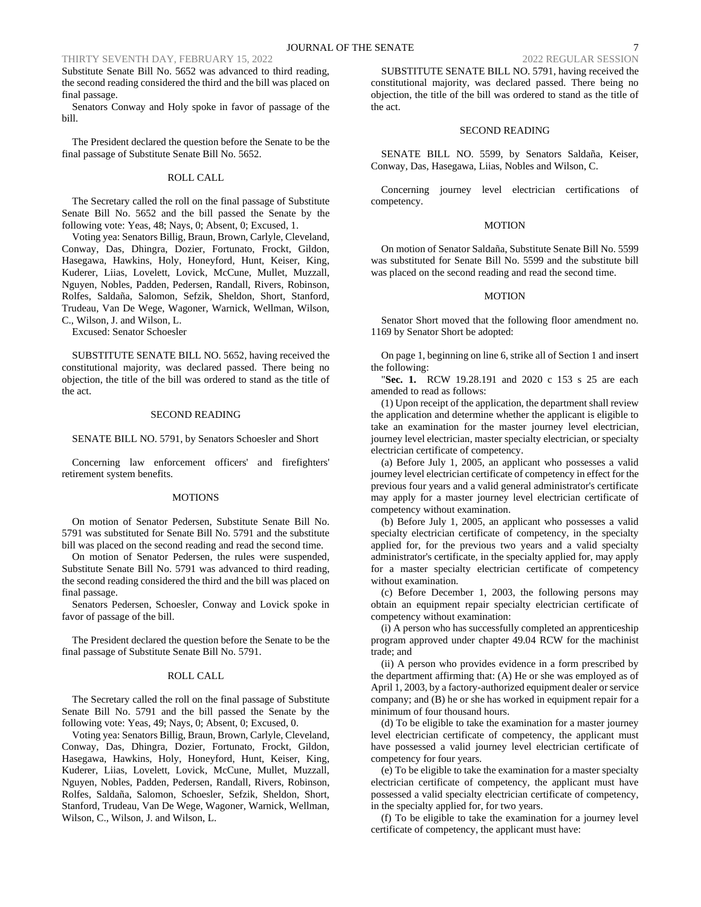Substitute Senate Bill No. 5652 was advanced to third reading, the second reading considered the third and the bill was placed on final passage.

Senators Conway and Holy spoke in favor of passage of the bill.

The President declared the question before the Senate to be the final passage of Substitute Senate Bill No. 5652.

ROLL CALL

The Secretary called the roll on the final passage of Substitute Senate Bill No. 5652 and the bill passed the Senate by the following vote: Yeas, 48; Nays, 0; Absent, 0; Excused, 1.

Voting yea: Senators Billig, Braun, Brown, Carlyle, Cleveland, Conway, Das, Dhingra, Dozier, Fortunato, Frockt, Gildon, Hasegawa, Hawkins, Holy, Honeyford, Hunt, Keiser, King, Kuderer, Liias, Lovelett, Lovick, McCune, Mullet, Muzzall, Nguyen, Nobles, Padden, Pedersen, Randall, Rivers, Robinson, Rolfes, Saldaña, Salomon, Sefzik, Sheldon, Short, Stanford, Trudeau, Van De Wege, Wagoner, Warnick, Wellman, Wilson, C., Wilson, J. and Wilson, L.

Excused: Senator Schoesler

SUBSTITUTE SENATE BILL NO. 5652, having received the constitutional majority, was declared passed. There being no objection, the title of the bill was ordered to stand as the title of the act.

SECOND READING

SENATE BILL NO. 5791, by Senators Schoesler and Short

Concerning law enforcement officers' and firefighters' retirement system benefits.

MOTIONS

On motion of Senator Pedersen, Substitute Senate Bill No. 5791 was substituted for Senate Bill No. 5791 and the substitute bill was placed on the second reading and read the second time.

On motion of Senator Pedersen, the rules were suspended, Substitute Senate Bill No. 5791 was advanced to third reading, the second reading considered the third and the bill was placed on final passage.

Senators Pedersen, Schoesler, Conway and Lovick spoke in favor of passage of the bill.

The President declared the question before the Senate to be the final passage of Substitute Senate Bill No. 5791.

ROLL CALL

The Secretary called the roll on the final passage of Substitute Senate Bill No. 5791 and the bill passed the Senate by the following vote: Yeas, 49; Nays, 0; Absent, 0; Excused, 0.

Voting yea: Senators Billig, Braun, Brown, Carlyle, Cleveland, Conway, Das, Dhingra, Dozier, Fortunato, Frockt, Gildon, Hasegawa, Hawkins, Holy, Honeyford, Hunt, Keiser, King, Kuderer, Liias, Lovelett, Lovick, McCune, Mullet, Muzzall, Nguyen, Nobles, Padden, Pedersen, Randall, Rivers, Robinson, Rolfes, Saldaña, Salomon, Schoesler, Sefzik, Sheldon, Short, Stanford, Trudeau, Van De Wege, Wagoner, Warnick, Wellman, Wilson, C., Wilson, J. and Wilson, L.

SUBSTITUTE SENATE BILL NO. 5791, having received the constitutional majority, was declared passed. There being no objection, the title of the bill was ordered to stand as the title of the act.

SECOND READING

SENATE BILL NO. 5599, by Senators Saldaña, Keiser, Conway, Das, Hasegawa, Liias, Nobles and Wilson, C.

Concerning journey level electrician certifications of competency.

MOTION

On motion of Senator Saldaña, Substitute Senate Bill No. 5599 was substituted for Senate Bill No. 5599 and the substitute bill was placed on the second reading and read the second time.

MOTION

Senator Short moved that the following floor amendment no. 1169 by Senator Short be adopted:

On page 1, beginning on line 6, strike all of Section 1 and insert the following:

"**Sec. 1.** RCW 19.28.191 and 2020 c 153 s 25 are each amended to read as follows:

(1) Upon receipt of the application, the department shall review the application and determine whether the applicant is eligible to take an examination for the master journey level electrician, journey level electrician, master specialty electrician, or specialty electrician certificate of competency.

(a) Before July 1, 2005, an applicant who possesses a valid journey level electrician certificate of competency in effect for the previous four years and a valid general administrator's certificate may apply for a master journey level electrician certificate of competency without examination.

(b) Before July 1, 2005, an applicant who possesses a valid specialty electrician certificate of competency, in the specialty applied for, for the previous two years and a valid specialty administrator's certificate, in the specialty applied for, may apply for a master specialty electrician certificate of competency without examination.

(c) Before December 1, 2003, the following persons may obtain an equipment repair specialty electrician certificate of competency without examination:

(i) A person who has successfully completed an apprenticeship program approved under chapter 49.04 RCW for the machinist trade; and

(ii) A person who provides evidence in a form prescribed by the department affirming that: (A) He or she was employed as of April 1, 2003, by a factory-authorized equipment dealer or service company; and (B) he or she has worked in equipment repair for a minimum of four thousand hours.

(d) To be eligible to take the examination for a master journey level electrician certificate of competency, the applicant must have possessed a valid journey level electrician certificate of competency for four years.

(e) To be eligible to take the examination for a master specialty electrician certificate of competency, the applicant must have possessed a valid specialty electrician certificate of competency, in the specialty applied for, for two years.

(f) To be eligible to take the examination for a journey level certificate of competency, the applicant must have: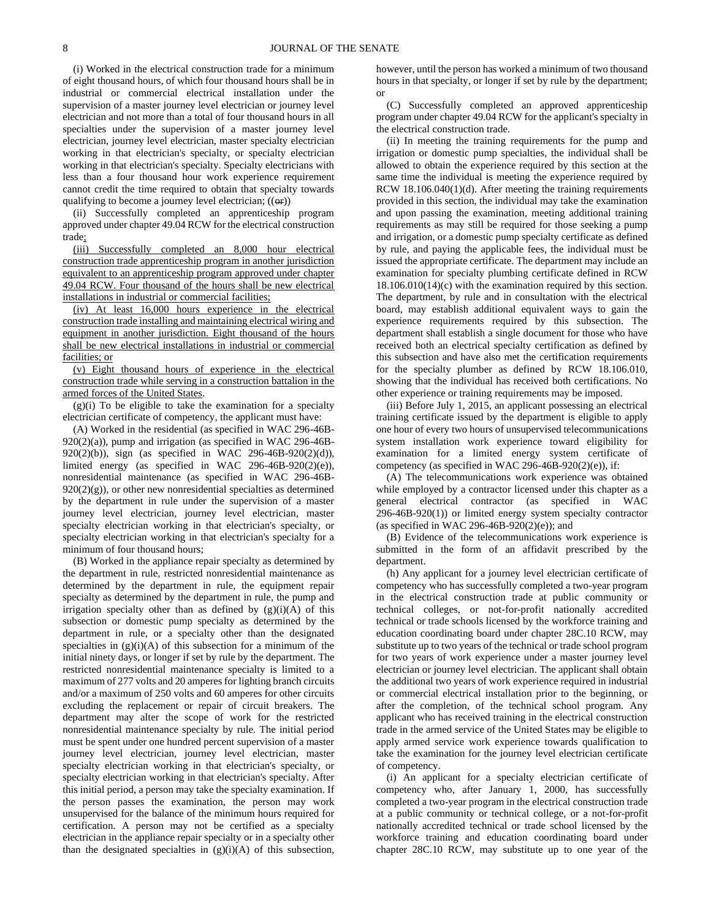(i) Worked in the electrical construction trade for a minimum of eight thousand hours, of which four thousand hours shall be in industrial or commercial electrical installation under the supervision of a master journey level electrician or journey level electrician and not more than a total of four thousand hours in all specialties under the supervision of a master journey level electrician, journey level electrician, master specialty electrician working in that electrician's specialty, or specialty electrician working in that electrician's specialty. Specialty electricians with less than a four thousand hour work experience requirement cannot credit the time required to obtain that specialty towards qualifying to become a journey level electrician; ((~~or~~))

(ii) Successfully completed an apprenticeship program approved under chapter 49.04 RCW for the electrical construction trade;

(iii) Successfully completed an 8,000 hour electrical construction trade apprenticeship program in another jurisdiction equivalent to an apprenticeship program approved under chapter 49.04 RCW. Four thousand of the hours shall be new electrical installations in industrial or commercial facilities;

(iv) At least 16,000 hours experience in the electrical construction trade installing and maintaining electrical wiring and equipment in another jurisdiction. Eight thousand of the hours shall be new electrical installations in industrial or commercial facilities; or

(v) Eight thousand hours of experience in the electrical construction trade while serving in a construction battalion in the armed forces of the United States.

(g)(i) To be eligible to take the examination for a specialty electrician certificate of competency, the applicant must have:

(A) Worked in the residential (as specified in WAC 296-46B-920(2)(a)), pump and irrigation (as specified in WAC 296-46B-920(2)(b)), sign (as specified in WAC 296-46B-920(2)(d)), limited energy (as specified in WAC 296-46B-920(2)(e)), nonresidential maintenance (as specified in WAC 296-46B-920(2)(g)), or other new nonresidential specialties as determined by the department in rule under the supervision of a master journey level electrician, journey level electrician, master specialty electrician working in that electrician's specialty, or specialty electrician working in that electrician's specialty for a minimum of four thousand hours;

(B) Worked in the appliance repair specialty as determined by the department in rule, restricted nonresidential maintenance as determined by the department in rule, the equipment repair specialty as determined by the department in rule, the pump and irrigation specialty other than as defined by (g)(i)(A) of this subsection or domestic pump specialty as determined by the department in rule, or a specialty other than the designated specialties in (g)(i)(A) of this subsection for a minimum of the initial ninety days, or longer if set by rule by the department. The restricted nonresidential maintenance specialty is limited to a maximum of 277 volts and 20 amperes for lighting branch circuits and/or a maximum of 250 volts and 60 amperes for other circuits excluding the replacement or repair of circuit breakers. The department may alter the scope of work for the restricted nonresidential maintenance specialty by rule. The initial period must be spent under one hundred percent supervision of a master journey level electrician, journey level electrician, master specialty electrician working in that electrician's specialty, or specialty electrician working in that electrician's specialty. After this initial period, a person may take the specialty examination. If the person passes the examination, the person may work unsupervised for the balance of the minimum hours required for certification. A person may not be certified as a specialty electrician in the appliance repair specialty or in a specialty other than the designated specialties in (g)(i)(A) of this subsection, however, until the person has worked a minimum of two thousand hours in that specialty, or longer if set by rule by the department; or

(C) Successfully completed an approved apprenticeship program under chapter 49.04 RCW for the applicant's specialty in the electrical construction trade.

(ii) In meeting the training requirements for the pump and irrigation or domestic pump specialties, the individual shall be allowed to obtain the experience required by this section at the same time the individual is meeting the experience required by RCW 18.106.040(1)(d). After meeting the training requirements provided in this section, the individual may take the examination and upon passing the examination, meeting additional training requirements as may still be required for those seeking a pump and irrigation, or a domestic pump specialty certificate as defined by rule, and paying the applicable fees, the individual must be issued the appropriate certificate. The department may include an examination for specialty plumbing certificate defined in RCW 18.106.010(14)(c) with the examination required by this section. The department, by rule and in consultation with the electrical board, may establish additional equivalent ways to gain the experience requirements required by this subsection. The department shall establish a single document for those who have received both an electrical specialty certification as defined by this subsection and have also met the certification requirements for the specialty plumber as defined by RCW 18.106.010, showing that the individual has received both certifications. No other experience or training requirements may be imposed.

(iii) Before July 1, 2015, an applicant possessing an electrical training certificate issued by the department is eligible to apply one hour of every two hours of unsupervised telecommunications system installation work experience toward eligibility for examination for a limited energy system certificate of competency (as specified in WAC 296-46B-920(2)(e)), if:

(A) The telecommunications work experience was obtained while employed by a contractor licensed under this chapter as a general electrical contractor (as specified in WAC 296-46B-920(1)) or limited energy system specialty contractor (as specified in WAC 296-46B-920(2)(e)); and

(B) Evidence of the telecommunications work experience is submitted in the form of an affidavit prescribed by the department.

(h) Any applicant for a journey level electrician certificate of competency who has successfully completed a two-year program in the electrical construction trade at public community or technical colleges, or not-for-profit nationally accredited technical or trade schools licensed by the workforce training and education coordinating board under chapter 28C.10 RCW, may substitute up to two years of the technical or trade school program for two years of work experience under a master journey level electrician or journey level electrician. The applicant shall obtain the additional two years of work experience required in industrial or commercial electrical installation prior to the beginning, or after the completion, of the technical school program. Any applicant who has received training in the electrical construction trade in the armed service of the United States may be eligible to apply armed service work experience towards qualification to take the examination for the journey level electrician certificate of competency.

(i) An applicant for a specialty electrician certificate of competency who, after January 1, 2000, has successfully completed a two-year program in the electrical construction trade at a public community or technical college, or a not-for-profit nationally accredited technical or trade school licensed by the workforce training and education coordinating board under chapter 28C.10 RCW, may substitute up to one year of the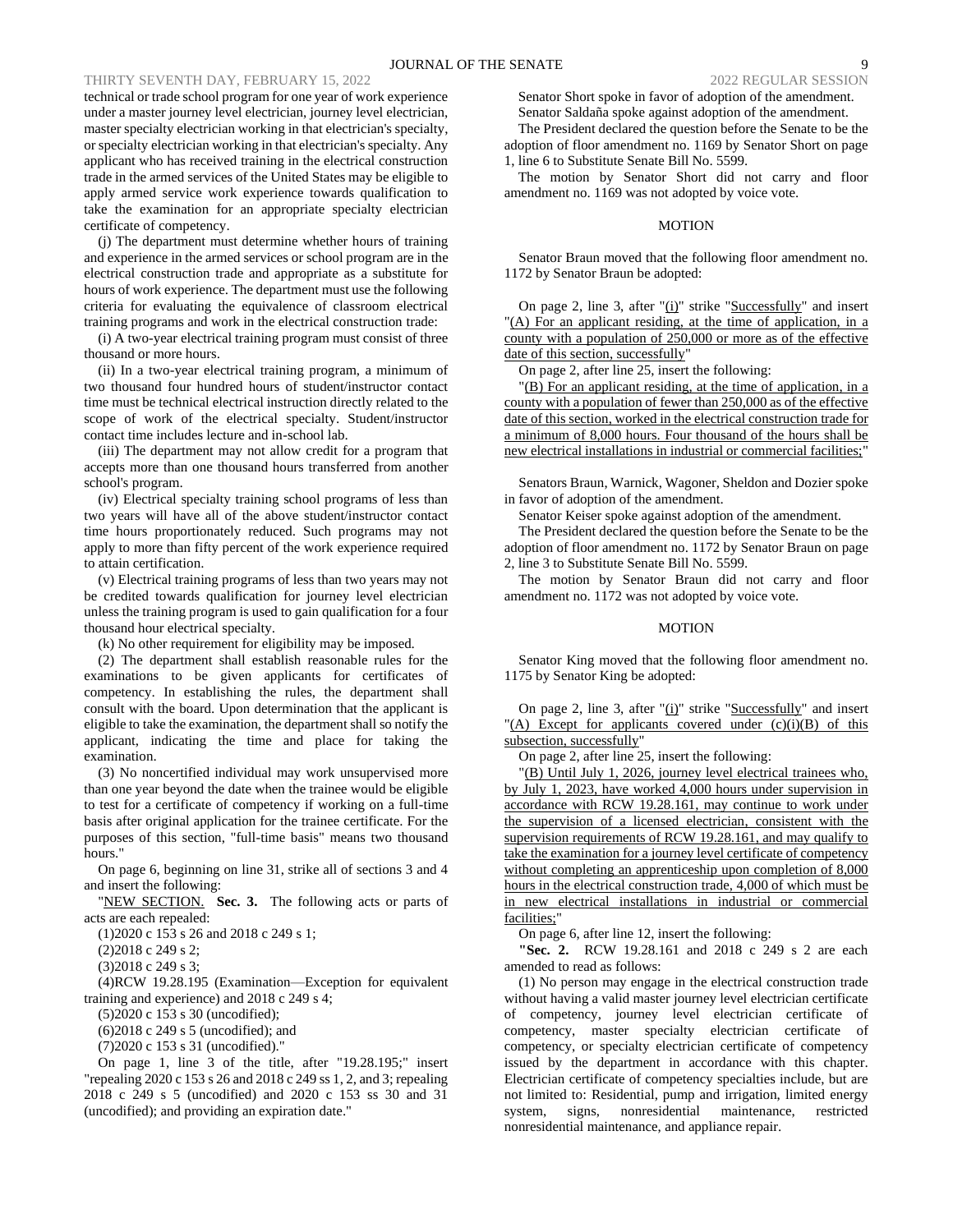technical or trade school program for one year of work experience under a master journey level electrician, journey level electrician, master specialty electrician working in that electrician's specialty, or specialty electrician working in that electrician's specialty. Any applicant who has received training in the electrical construction trade in the armed services of the United States may be eligible to apply armed service work experience towards qualification to take the examination for an appropriate specialty electrician certificate of competency.

(j) The department must determine whether hours of training and experience in the armed services or school program are in the electrical construction trade and appropriate as a substitute for hours of work experience. The department must use the following criteria for evaluating the equivalence of classroom electrical training programs and work in the electrical construction trade:

(i) A two-year electrical training program must consist of three thousand or more hours.

(ii) In a two-year electrical training program, a minimum of two thousand four hundred hours of student/instructor contact time must be technical electrical instruction directly related to the scope of work of the electrical specialty. Student/instructor contact time includes lecture and in-school lab.

(iii) The department may not allow credit for a program that accepts more than one thousand hours transferred from another school's program.

(iv) Electrical specialty training school programs of less than two years will have all of the above student/instructor contact time hours proportionately reduced. Such programs may not apply to more than fifty percent of the work experience required to attain certification.

(v) Electrical training programs of less than two years may not be credited towards qualification for journey level electrician unless the training program is used to gain qualification for a four thousand hour electrical specialty.

(k) No other requirement for eligibility may be imposed.

(2) The department shall establish reasonable rules for the examinations to be given applicants for certificates of competency. In establishing the rules, the department shall consult with the board. Upon determination that the applicant is eligible to take the examination, the department shall so notify the applicant, indicating the time and place for taking the examination.

(3) No noncertified individual may work unsupervised more than one year beyond the date when the trainee would be eligible to test for a certificate of competency if working on a full-time basis after original application for the trainee certificate. For the purposes of this section, "full-time basis" means two thousand hours."

On page 6, beginning on line 31, strike all of sections 3 and 4 and insert the following:

"NEW SECTION. **Sec. 3.** The following acts or parts of acts are each repealed:

(1)2020 c 153 s 26 and 2018 c 249 s 1;

(2)2018 c 249 s 2;

(3)2018 c 249 s 3;

(4)RCW 19.28.195 (Examination—Exception for equivalent training and experience) and 2018 c 249 s 4;

(5)2020 c 153 s 30 (uncodified);

(6)2018 c 249 s 5 (uncodified); and

(7)2020 c 153 s 31 (uncodified)."

On page 1, line 3 of the title, after "19.28.195;" insert "repealing 2020 c 153 s 26 and 2018 c 249 ss 1, 2, and 3; repealing 2018 c 249 s 5 (uncodified) and 2020 c 153 ss 30 and 31 (uncodified); and providing an expiration date."

Senator Short spoke in favor of adoption of the amendment.

Senator Saldaña spoke against adoption of the amendment.

The President declared the question before the Senate to be the adoption of floor amendment no. 1169 by Senator Short on page 1, line 6 to Substitute Senate Bill No. 5599.

The motion by Senator Short did not carry and floor amendment no. 1169 was not adopted by voice vote.

## MOTION

Senator Braun moved that the following floor amendment no. 1172 by Senator Braun be adopted:

On page 2, line 3, after "(i)" strike "Successfully" and insert "(A) For an applicant residing, at the time of application, in a county with a population of 250,000 or more as of the effective date of this section, successfully"

On page 2, after line 25, insert the following:

"(B) For an applicant residing, at the time of application, in a county with a population of fewer than 250,000 as of the effective date of this section, worked in the electrical construction trade for a minimum of 8,000 hours. Four thousand of the hours shall be new electrical installations in industrial or commercial facilities;"

Senators Braun, Warnick, Wagoner, Sheldon and Dozier spoke in favor of adoption of the amendment.

Senator Keiser spoke against adoption of the amendment.

The President declared the question before the Senate to be the adoption of floor amendment no. 1172 by Senator Braun on page 2, line 3 to Substitute Senate Bill No. 5599.

The motion by Senator Braun did not carry and floor amendment no. 1172 was not adopted by voice vote.

## MOTION

Senator King moved that the following floor amendment no. 1175 by Senator King be adopted:

On page 2, line 3, after "(i)" strike "Successfully" and insert "(A) Except for applicants covered under (c)(i)(B) of this subsection, successfully"

On page 2, after line 25, insert the following:

"(B) Until July 1, 2026, journey level electrical trainees who, by July 1, 2023, have worked 4,000 hours under supervision in accordance with RCW 19.28.161, may continue to work under the supervision of a licensed electrician, consistent with the supervision requirements of RCW 19.28.161, and may qualify to take the examination for a journey level certificate of competency without completing an apprenticeship upon completion of 8,000 hours in the electrical construction trade, 4,000 of which must be in new electrical installations in industrial or commercial facilities;"

On page 6, after line 12, insert the following:

"**Sec. 2.** RCW 19.28.161 and 2018 c 249 s 2 are each amended to read as follows:

(1) No person may engage in the electrical construction trade without having a valid master journey level electrician certificate of competency, journey level electrician certificate of competency, master specialty electrician certificate of competency, or specialty electrician certificate of competency issued by the department in accordance with this chapter. Electrician certificate of competency specialties include, but are not limited to: Residential, pump and irrigation, limited energy system, signs, nonresidential maintenance, restricted nonresidential maintenance, and appliance repair.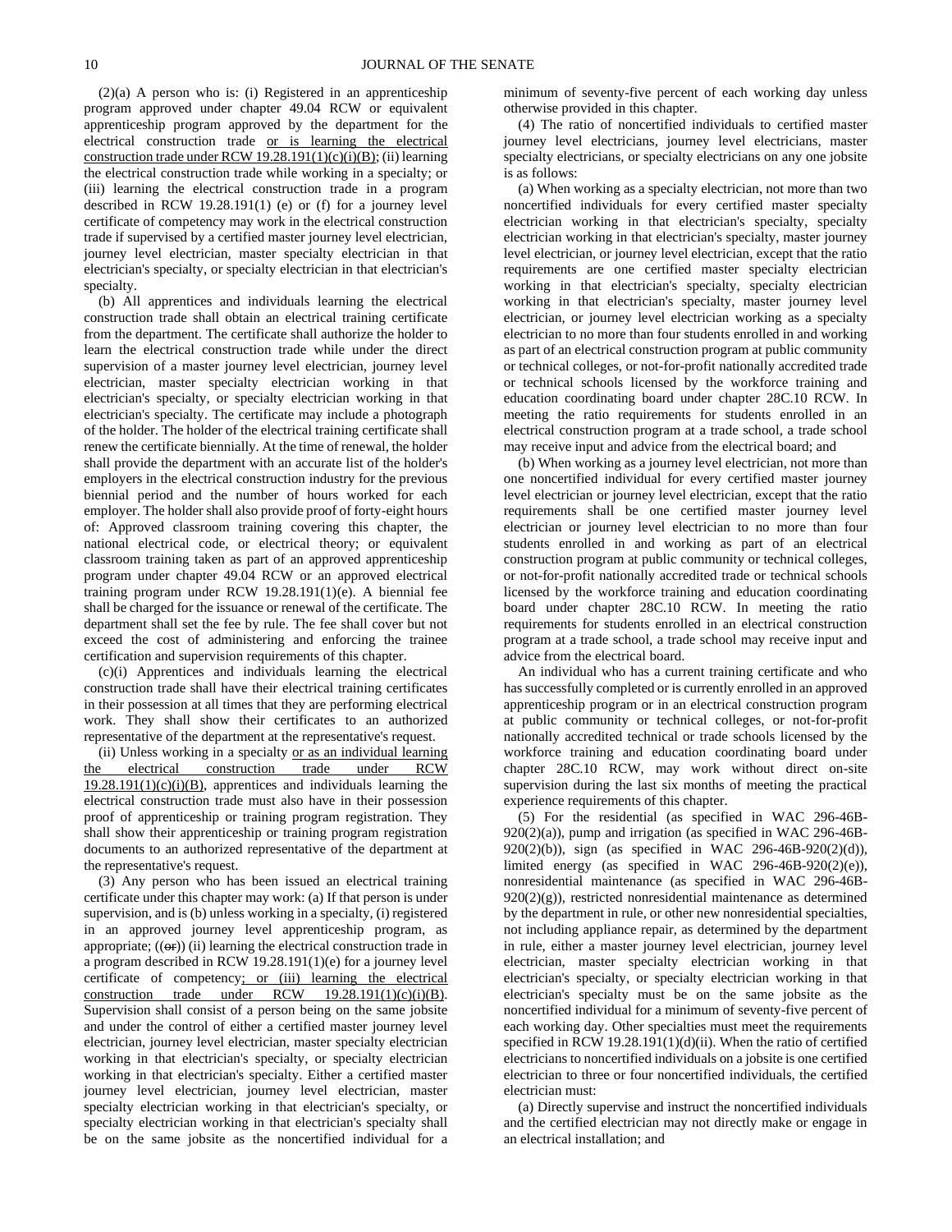(2)(a) A person who is: (i) Registered in an apprenticeship program approved under chapter 49.04 RCW or equivalent apprenticeship program approved by the department for the electrical construction trade or is learning the electrical construction trade under RCW 19.28.191(1)(c)(i)(B); (ii) learning the electrical construction trade while working in a specialty; or (iii) learning the electrical construction trade in a program described in RCW 19.28.191(1) (e) or (f) for a journey level certificate of competency may work in the electrical construction trade if supervised by a certified master journey level electrician, journey level electrician, master specialty electrician in that electrician's specialty, or specialty electrician in that electrician's specialty.

(b) All apprentices and individuals learning the electrical construction trade shall obtain an electrical training certificate from the department. The certificate shall authorize the holder to learn the electrical construction trade while under the direct supervision of a master journey level electrician, journey level electrician, master specialty electrician working in that electrician's specialty, or specialty electrician working in that electrician's specialty. The certificate may include a photograph of the holder. The holder of the electrical training certificate shall renew the certificate biennially. At the time of renewal, the holder shall provide the department with an accurate list of the holder's employers in the electrical construction industry for the previous biennial period and the number of hours worked for each employer. The holder shall also provide proof of forty-eight hours of: Approved classroom training covering this chapter, the national electrical code, or electrical theory; or equivalent classroom training taken as part of an approved apprenticeship program under chapter 49.04 RCW or an approved electrical training program under RCW 19.28.191(1)(e). A biennial fee shall be charged for the issuance or renewal of the certificate. The department shall set the fee by rule. The fee shall cover but not exceed the cost of administering and enforcing the trainee certification and supervision requirements of this chapter.

(c)(i) Apprentices and individuals learning the electrical construction trade shall have their electrical training certificates in their possession at all times that they are performing electrical work. They shall show their certificates to an authorized representative of the department at the representative's request.

(ii) Unless working in a specialty or as an individual learning the electrical construction trade under RCW 19.28.191(1)(c)(i)(B), apprentices and individuals learning the electrical construction trade must also have in their possession proof of apprenticeship or training program registration. They shall show their apprenticeship or training program registration documents to an authorized representative of the department at the representative's request.

(3) Any person who has been issued an electrical training certificate under this chapter may work: (a) If that person is under supervision, and is (b) unless working in a specialty, (i) registered in an approved journey level apprenticeship program, as appropriate; ((or)) (ii) learning the electrical construction trade in a program described in RCW 19.28.191(1)(e) for a journey level certificate of competency; or (iii) learning the electrical construction trade under RCW 19.28.191(1)(c)(i)(B). Supervision shall consist of a person being on the same jobsite and under the control of either a certified master journey level electrician, journey level electrician, master specialty electrician working in that electrician's specialty, or specialty electrician working in that electrician's specialty. Either a certified master journey level electrician, journey level electrician, master specialty electrician working in that electrician's specialty, or specialty electrician working in that electrician's specialty shall be on the same jobsite as the noncertified individual for a minimum of seventy-five percent of each working day unless otherwise provided in this chapter.

(4) The ratio of noncertified individuals to certified master journey level electricians, journey level electricians, master specialty electricians, or specialty electricians on any one jobsite is as follows:

(a) When working as a specialty electrician, not more than two noncertified individuals for every certified master specialty electrician working in that electrician's specialty, specialty electrician working in that electrician's specialty, master journey level electrician, or journey level electrician, except that the ratio requirements are one certified master specialty electrician working in that electrician's specialty, specialty electrician working in that electrician's specialty, master journey level electrician, or journey level electrician working as a specialty electrician to no more than four students enrolled in and working as part of an electrical construction program at public community or technical colleges, or not-for-profit nationally accredited trade or technical schools licensed by the workforce training and education coordinating board under chapter 28C.10 RCW. In meeting the ratio requirements for students enrolled in an electrical construction program at a trade school, a trade school may receive input and advice from the electrical board; and

(b) When working as a journey level electrician, not more than one noncertified individual for every certified master journey level electrician or journey level electrician, except that the ratio requirements shall be one certified master journey level electrician or journey level electrician to no more than four students enrolled in and working as part of an electrical construction program at public community or technical colleges, or not-for-profit nationally accredited trade or technical schools licensed by the workforce training and education coordinating board under chapter 28C.10 RCW. In meeting the ratio requirements for students enrolled in an electrical construction program at a trade school, a trade school may receive input and advice from the electrical board.

An individual who has a current training certificate and who has successfully completed or is currently enrolled in an approved apprenticeship program or in an electrical construction program at public community or technical colleges, or not-for-profit nationally accredited technical or trade schools licensed by the workforce training and education coordinating board under chapter 28C.10 RCW, may work without direct on-site supervision during the last six months of meeting the practical experience requirements of this chapter.

(5) For the residential (as specified in WAC 296-46B-920(2)(a)), pump and irrigation (as specified in WAC 296-46B-920(2)(b)), sign (as specified in WAC 296-46B-920(2)(d)), limited energy (as specified in WAC 296-46B-920(2)(e)), nonresidential maintenance (as specified in WAC 296-46B-920(2)(g)), restricted nonresidential maintenance as determined by the department in rule, or other new nonresidential specialties, not including appliance repair, as determined by the department in rule, either a master journey level electrician, journey level electrician, master specialty electrician working in that electrician's specialty, or specialty electrician working in that electrician's specialty must be on the same jobsite as the noncertified individual for a minimum of seventy-five percent of each working day. Other specialties must meet the requirements specified in RCW 19.28.191(1)(d)(ii). When the ratio of certified electricians to noncertified individuals on a jobsite is one certified electrician to three or four noncertified individuals, the certified electrician must:

(a) Directly supervise and instruct the noncertified individuals and the certified electrician may not directly make or engage in an electrical installation; and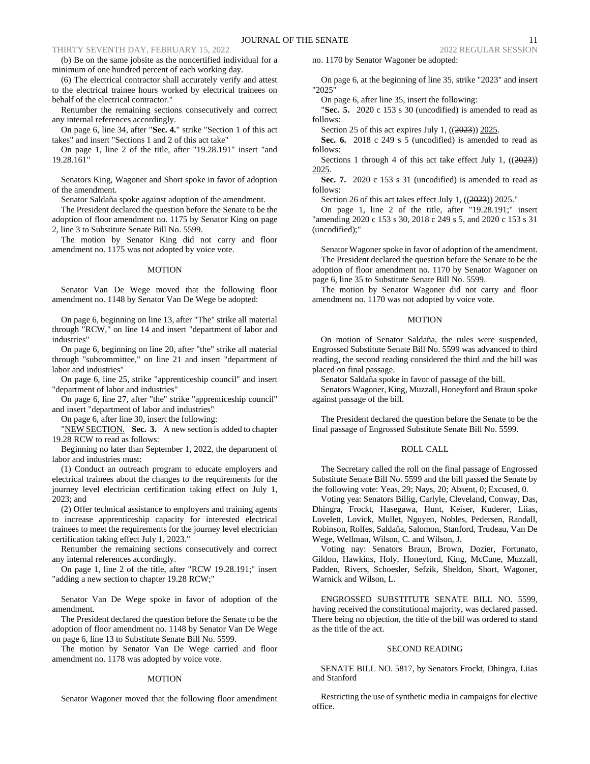(b) Be on the same jobsite as the noncertified individual for a minimum of one hundred percent of each working day.

(6) The electrical contractor shall accurately verify and attest to the electrical trainee hours worked by electrical trainees on behalf of the electrical contractor."

Renumber the remaining sections consecutively and correct any internal references accordingly.

On page 6, line 34, after "**Sec. 4.**" strike "Section 1 of this act takes" and insert "Sections 1 and 2 of this act take"

On page 1, line 2 of the title, after "19.28.191" insert "and 19.28.161"

Senators King, Wagoner and Short spoke in favor of adoption of the amendment.

Senator Saldaña spoke against adoption of the amendment.

The President declared the question before the Senate to be the adoption of floor amendment no. 1175 by Senator King on page 2, line 3 to Substitute Senate Bill No. 5599.

The motion by Senator King did not carry and floor amendment no. 1175 was not adopted by voice vote.

MOTION

Senator Van De Wege moved that the following floor amendment no. 1148 by Senator Van De Wege be adopted:

On page 6, beginning on line 13, after "The" strike all material through "RCW," on line 14 and insert "department of labor and industries"

On page 6, beginning on line 20, after "the" strike all material through "subcommittee," on line 21 and insert "department of labor and industries"

On page 6, line 25, strike "apprenticeship council" and insert "department of labor and industries"

On page 6, line 27, after "the" strike "apprenticeship council" and insert "department of labor and industries"

On page 6, after line 30, insert the following:

"NEW SECTION. **Sec. 3.** A new section is added to chapter 19.28 RCW to read as follows:

Beginning no later than September 1, 2022, the department of labor and industries must:

(1) Conduct an outreach program to educate employers and electrical trainees about the changes to the requirements for the journey level electrician certification taking effect on July 1, 2023; and

(2) Offer technical assistance to employers and training agents to increase apprenticeship capacity for interested electrical trainees to meet the requirements for the journey level electrician certification taking effect July 1, 2023."

Renumber the remaining sections consecutively and correct any internal references accordingly.

On page 1, line 2 of the title, after "RCW 19.28.191;" insert "adding a new section to chapter 19.28 RCW;"

Senator Van De Wege spoke in favor of adoption of the amendment.

The President declared the question before the Senate to be the adoption of floor amendment no. 1148 by Senator Van De Wege on page 6, line 13 to Substitute Senate Bill No. 5599.

The motion by Senator Van De Wege carried and floor amendment no. 1178 was adopted by voice vote.

MOTION

Senator Wagoner moved that the following floor amendment no. 1170 by Senator Wagoner be adopted:

On page 6, at the beginning of line 35, strike "2023" and insert "2025"

On page 6, after line 35, insert the following:

"**Sec. 5.** 2020 c 153 s 30 (uncodified) is amended to read as follows:

Section 25 of this act expires July 1, ((~~2023~~)) 2025.

**Sec. 6.** 2018 c 249 s 5 (uncodified) is amended to read as follows:

Sections 1 through 4 of this act take effect July 1, ((~~2023~~)) 2025.

**Sec. 7.** 2020 c 153 s 31 (uncodified) is amended to read as follows:

Section 26 of this act takes effect July 1, ((~~2023~~)) 2025."

On page 1, line 2 of the title, after "19.28.191;" insert "amending 2020 c 153 s 30, 2018 c 249 s 5, and 2020 c 153 s 31 (uncodified);"

Senator Wagoner spoke in favor of adoption of the amendment.

The President declared the question before the Senate to be the adoption of floor amendment no. 1170 by Senator Wagoner on page 6, line 35 to Substitute Senate Bill No. 5599.

The motion by Senator Wagoner did not carry and floor amendment no. 1170 was not adopted by voice vote.

MOTION

On motion of Senator Saldaña, the rules were suspended, Engrossed Substitute Senate Bill No. 5599 was advanced to third reading, the second reading considered the third and the bill was placed on final passage.

Senator Saldaña spoke in favor of passage of the bill.

Senators Wagoner, King, Muzzall, Honeyford and Braun spoke against passage of the bill.

The President declared the question before the Senate to be the final passage of Engrossed Substitute Senate Bill No. 5599.

ROLL CALL

The Secretary called the roll on the final passage of Engrossed Substitute Senate Bill No. 5599 and the bill passed the Senate by the following vote: Yeas, 29; Nays, 20; Absent, 0; Excused, 0.

Voting yea: Senators Billig, Carlyle, Cleveland, Conway, Das, Dhingra, Frockt, Hasegawa, Hunt, Keiser, Kuderer, Liias, Lovelett, Lovick, Mullet, Nguyen, Nobles, Pedersen, Randall, Robinson, Rolfes, Saldaña, Salomon, Stanford, Trudeau, Van De Wege, Wellman, Wilson, C. and Wilson, J.

Voting nay: Senators Braun, Brown, Dozier, Fortunato, Gildon, Hawkins, Holy, Honeyford, King, McCune, Muzzall, Padden, Rivers, Schoesler, Sefzik, Sheldon, Short, Wagoner, Warnick and Wilson, L.

ENGROSSED SUBSTITUTE SENATE BILL NO. 5599, having received the constitutional majority, was declared passed. There being no objection, the title of the bill was ordered to stand as the title of the act.

SECOND READING

SENATE BILL NO. 5817, by Senators Frockt, Dhingra, Liias and Stanford

Restricting the use of synthetic media in campaigns for elective office.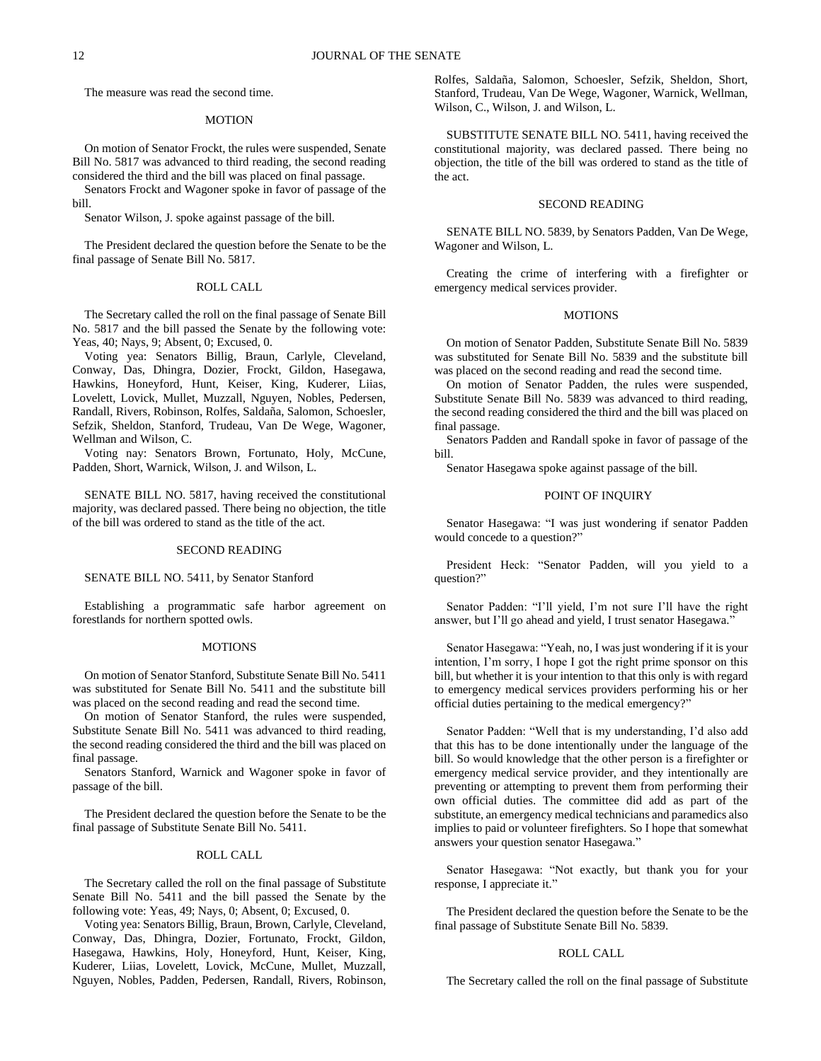The measure was read the second time.

### MOTION

On motion of Senator Frockt, the rules were suspended, Senate Bill No. 5817 was advanced to third reading, the second reading considered the third and the bill was placed on final passage.

Senators Frockt and Wagoner spoke in favor of passage of the bill.

Senator Wilson, J. spoke against passage of the bill.

The President declared the question before the Senate to be the final passage of Senate Bill No. 5817.

### ROLL CALL

The Secretary called the roll on the final passage of Senate Bill No. 5817 and the bill passed the Senate by the following vote: Yeas, 40; Nays, 9; Absent, 0; Excused, 0.

Voting yea: Senators Billig, Braun, Carlyle, Cleveland, Conway, Das, Dhingra, Dozier, Frockt, Gildon, Hasegawa, Hawkins, Honeyford, Hunt, Keiser, King, Kuderer, Liias, Lovelett, Lovick, Mullet, Muzzall, Nguyen, Nobles, Pedersen, Randall, Rivers, Robinson, Rolfes, Saldaña, Salomon, Schoesler, Sefzik, Sheldon, Stanford, Trudeau, Van De Wege, Wagoner, Wellman and Wilson, C.

Voting nay: Senators Brown, Fortunato, Holy, McCune, Padden, Short, Warnick, Wilson, J. and Wilson, L.

SENATE BILL NO. 5817, having received the constitutional majority, was declared passed. There being no objection, the title of the bill was ordered to stand as the title of the act.

### SECOND READING

SENATE BILL NO. 5411, by Senator Stanford

Establishing a programmatic safe harbor agreement on forestlands for northern spotted owls.

### MOTIONS

On motion of Senator Stanford, Substitute Senate Bill No. 5411 was substituted for Senate Bill No. 5411 and the substitute bill was placed on the second reading and read the second time.

On motion of Senator Stanford, the rules were suspended, Substitute Senate Bill No. 5411 was advanced to third reading, the second reading considered the third and the bill was placed on final passage.

Senators Stanford, Warnick and Wagoner spoke in favor of passage of the bill.

The President declared the question before the Senate to be the final passage of Substitute Senate Bill No. 5411.

### ROLL CALL

The Secretary called the roll on the final passage of Substitute Senate Bill No. 5411 and the bill passed the Senate by the following vote: Yeas, 49; Nays, 0; Absent, 0; Excused, 0.

Voting yea: Senators Billig, Braun, Brown, Carlyle, Cleveland, Conway, Das, Dhingra, Dozier, Fortunato, Frockt, Gildon, Hasegawa, Hawkins, Holy, Honeyford, Hunt, Keiser, King, Kuderer, Liias, Lovelett, Lovick, McCune, Mullet, Muzzall, Nguyen, Nobles, Padden, Pedersen, Randall, Rivers, Robinson, Rolfes, Saldaña, Salomon, Schoesler, Sefzik, Sheldon, Short, Stanford, Trudeau, Van De Wege, Wagoner, Warnick, Wellman, Wilson, C., Wilson, J. and Wilson, L.

SUBSTITUTE SENATE BILL NO. 5411, having received the constitutional majority, was declared passed. There being no objection, the title of the bill was ordered to stand as the title of the act.

### SECOND READING

SENATE BILL NO. 5839, by Senators Padden, Van De Wege, Wagoner and Wilson, L.

Creating the crime of interfering with a firefighter or emergency medical services provider.

### MOTIONS

On motion of Senator Padden, Substitute Senate Bill No. 5839 was substituted for Senate Bill No. 5839 and the substitute bill was placed on the second reading and read the second time.

On motion of Senator Padden, the rules were suspended, Substitute Senate Bill No. 5839 was advanced to third reading, the second reading considered the third and the bill was placed on final passage.

Senators Padden and Randall spoke in favor of passage of the bill.

Senator Hasegawa spoke against passage of the bill.

### POINT OF INQUIRY

Senator Hasegawa: "I was just wondering if senator Padden would concede to a question?"

President Heck: "Senator Padden, will you yield to a question?"

Senator Padden: "I'll yield, I'm not sure I'll have the right answer, but I'll go ahead and yield, I trust senator Hasegawa."

Senator Hasegawa: "Yeah, no, I was just wondering if it is your intention, I'm sorry, I hope I got the right prime sponsor on this bill, but whether it is your intention to that this only is with regard to emergency medical services providers performing his or her official duties pertaining to the medical emergency?"

Senator Padden: "Well that is my understanding, I'd also add that this has to be done intentionally under the language of the bill. So would knowledge that the other person is a firefighter or emergency medical service provider, and they intentionally are preventing or attempting to prevent them from performing their own official duties. The committee did add as part of the substitute, an emergency medical technicians and paramedics also implies to paid or volunteer firefighters. So I hope that somewhat answers your question senator Hasegawa."

Senator Hasegawa: "Not exactly, but thank you for your response, I appreciate it."

The President declared the question before the Senate to be the final passage of Substitute Senate Bill No. 5839.

### ROLL CALL

The Secretary called the roll on the final passage of Substitute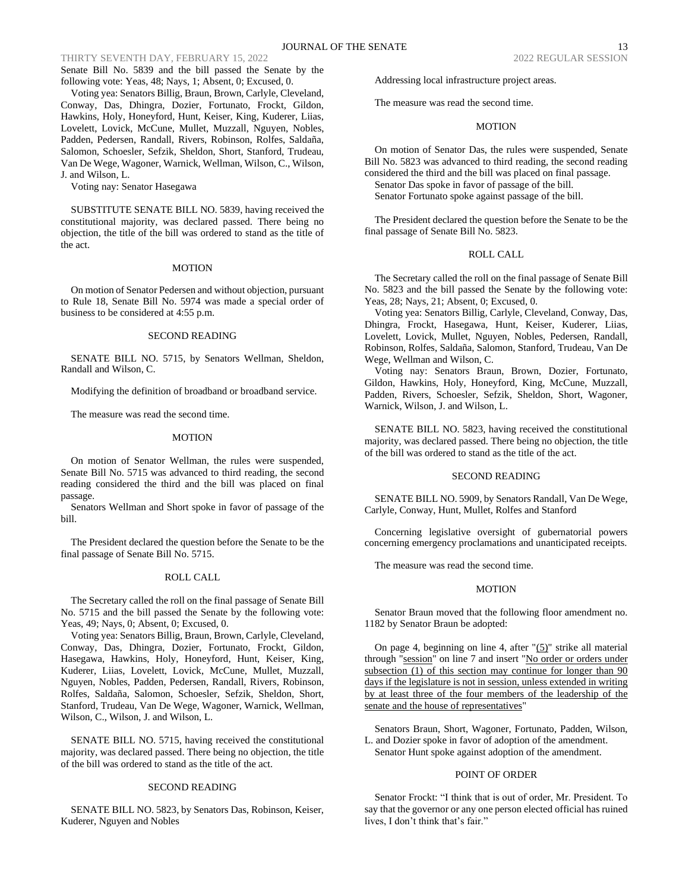Senate Bill No. 5839 and the bill passed the Senate by the following vote: Yeas, 48; Nays, 1; Absent, 0; Excused, 0.

Voting yea: Senators Billig, Braun, Brown, Carlyle, Cleveland, Conway, Das, Dhingra, Dozier, Fortunato, Frockt, Gildon, Hawkins, Holy, Honeyford, Hunt, Keiser, King, Kuderer, Liias, Lovelett, Lovick, McCune, Mullet, Muzzall, Nguyen, Nobles, Padden, Pedersen, Randall, Rivers, Robinson, Rolfes, Saldaña, Salomon, Schoesler, Sefzik, Sheldon, Short, Stanford, Trudeau, Van De Wege, Wagoner, Warnick, Wellman, Wilson, C., Wilson, J. and Wilson, L.

Voting nay: Senator Hasegawa

SUBSTITUTE SENATE BILL NO. 5839, having received the constitutional majority, was declared passed. There being no objection, the title of the bill was ordered to stand as the title of the act.

## MOTION

On motion of Senator Pedersen and without objection, pursuant to Rule 18, Senate Bill No. 5974 was made a special order of business to be considered at 4:55 p.m.

## SECOND READING

SENATE BILL NO. 5715, by Senators Wellman, Sheldon, Randall and Wilson, C.

Modifying the definition of broadband or broadband service.

The measure was read the second time.

## MOTION

On motion of Senator Wellman, the rules were suspended, Senate Bill No. 5715 was advanced to third reading, the second reading considered the third and the bill was placed on final passage.

Senators Wellman and Short spoke in favor of passage of the bill.

The President declared the question before the Senate to be the final passage of Senate Bill No. 5715.

## ROLL CALL

The Secretary called the roll on the final passage of Senate Bill No. 5715 and the bill passed the Senate by the following vote: Yeas, 49; Nays, 0; Absent, 0; Excused, 0.

Voting yea: Senators Billig, Braun, Brown, Carlyle, Cleveland, Conway, Das, Dhingra, Dozier, Fortunato, Frockt, Gildon, Hasegawa, Hawkins, Holy, Honeyford, Hunt, Keiser, King, Kuderer, Liias, Lovelett, Lovick, McCune, Mullet, Muzzall, Nguyen, Nobles, Padden, Pedersen, Randall, Rivers, Robinson, Rolfes, Saldaña, Salomon, Schoesler, Sefzik, Sheldon, Short, Stanford, Trudeau, Van De Wege, Wagoner, Warnick, Wellman, Wilson, C., Wilson, J. and Wilson, L.

SENATE BILL NO. 5715, having received the constitutional majority, was declared passed. There being no objection, the title of the bill was ordered to stand as the title of the act.

## SECOND READING

SENATE BILL NO. 5823, by Senators Das, Robinson, Keiser, Kuderer, Nguyen and Nobles

Addressing local infrastructure project areas.

The measure was read the second time.

## MOTION

On motion of Senator Das, the rules were suspended, Senate Bill No. 5823 was advanced to third reading, the second reading considered the third and the bill was placed on final passage.

Senator Das spoke in favor of passage of the bill.

Senator Fortunato spoke against passage of the bill.

The President declared the question before the Senate to be the final passage of Senate Bill No. 5823.

## ROLL CALL

The Secretary called the roll on the final passage of Senate Bill No. 5823 and the bill passed the Senate by the following vote: Yeas, 28; Nays, 21; Absent, 0; Excused, 0.

Voting yea: Senators Billig, Carlyle, Cleveland, Conway, Das, Dhingra, Frockt, Hasegawa, Hunt, Keiser, Kuderer, Liias, Lovelett, Lovick, Mullet, Nguyen, Nobles, Pedersen, Randall, Robinson, Rolfes, Saldaña, Salomon, Stanford, Trudeau, Van De Wege, Wellman and Wilson, C.

Voting nay: Senators Braun, Brown, Dozier, Fortunato, Gildon, Hawkins, Holy, Honeyford, King, McCune, Muzzall, Padden, Rivers, Schoesler, Sefzik, Sheldon, Short, Wagoner, Warnick, Wilson, J. and Wilson, L.

SENATE BILL NO. 5823, having received the constitutional majority, was declared passed. There being no objection, the title of the bill was ordered to stand as the title of the act.

## SECOND READING

SENATE BILL NO. 5909, by Senators Randall, Van De Wege, Carlyle, Conway, Hunt, Mullet, Rolfes and Stanford

Concerning legislative oversight of gubernatorial powers concerning emergency proclamations and unanticipated receipts.

The measure was read the second time.

## MOTION

Senator Braun moved that the following floor amendment no. 1182 by Senator Braun be adopted:

On page 4, beginning on line 4, after "(5)" strike all material through "session" on line 7 and insert "No order or orders under subsection (1) of this section may continue for longer than 90 days if the legislature is not in session, unless extended in writing by at least three of the four members of the leadership of the senate and the house of representatives"

Senators Braun, Short, Wagoner, Fortunato, Padden, Wilson, L. and Dozier spoke in favor of adoption of the amendment.

Senator Hunt spoke against adoption of the amendment.

## POINT OF ORDER

Senator Frockt: "I think that is out of order, Mr. President. To say that the governor or any one person elected official has ruined lives, I don't think that's fair."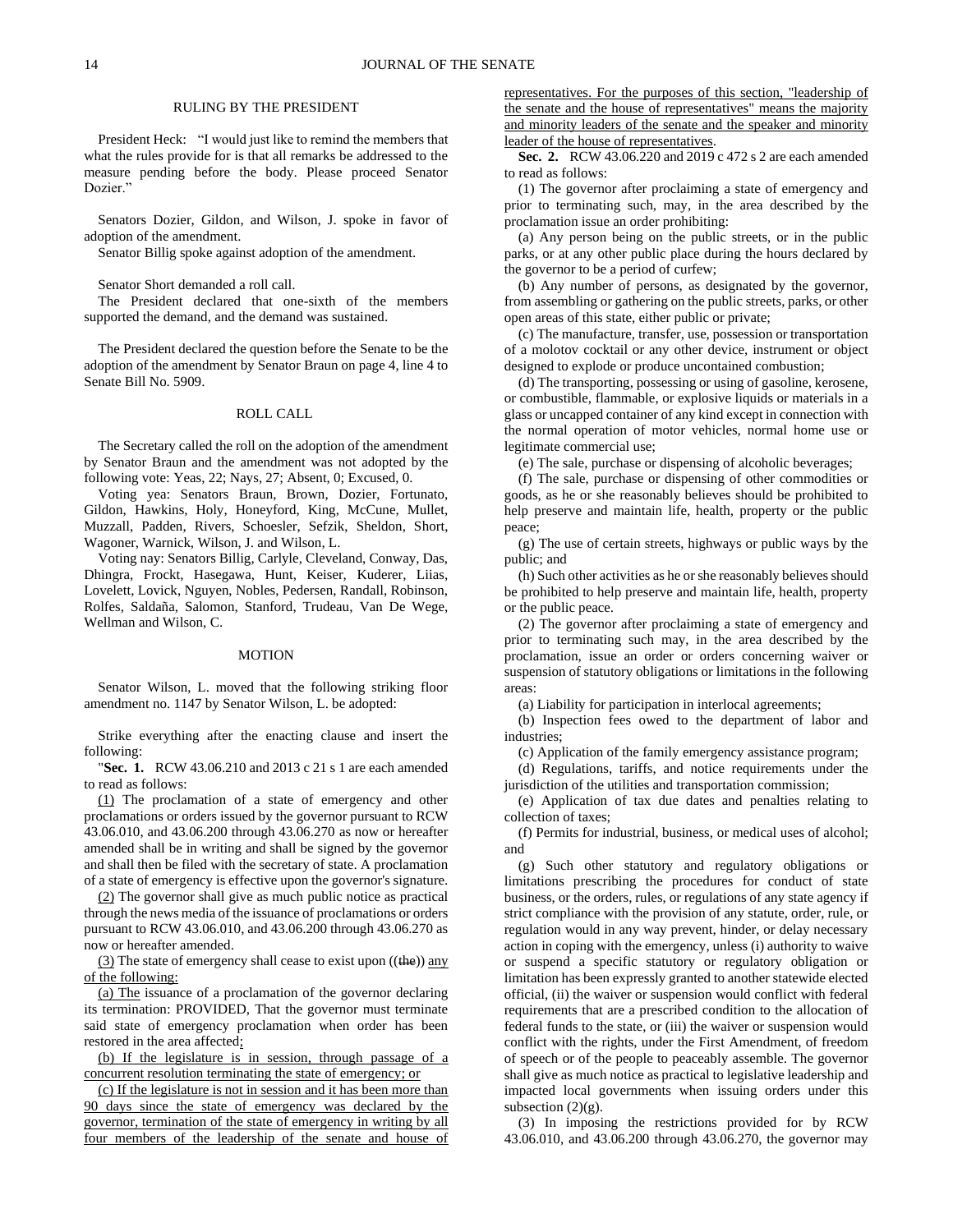### RULING BY THE PRESIDENT

President Heck: "I would just like to remind the members that what the rules provide for is that all remarks be addressed to the measure pending before the body. Please proceed Senator Dozier."

Senators Dozier, Gildon, and Wilson, J. spoke in favor of adoption of the amendment.

Senator Billig spoke against adoption of the amendment.

Senator Short demanded a roll call.

The President declared that one-sixth of the members supported the demand, and the demand was sustained.

The President declared the question before the Senate to be the adoption of the amendment by Senator Braun on page 4, line 4 to Senate Bill No. 5909.

### ROLL CALL

The Secretary called the roll on the adoption of the amendment by Senator Braun and the amendment was not adopted by the following vote: Yeas, 22; Nays, 27; Absent, 0; Excused, 0.

Voting yea: Senators Braun, Brown, Dozier, Fortunato, Gildon, Hawkins, Holy, Honeyford, King, McCune, Mullet, Muzzall, Padden, Rivers, Schoesler, Sefzik, Sheldon, Short, Wagoner, Warnick, Wilson, J. and Wilson, L.

Voting nay: Senators Billig, Carlyle, Cleveland, Conway, Das, Dhingra, Frockt, Hasegawa, Hunt, Keiser, Kuderer, Liias, Lovelett, Lovick, Nguyen, Nobles, Pedersen, Randall, Robinson, Rolfes, Saldaña, Salomon, Stanford, Trudeau, Van De Wege, Wellman and Wilson, C.

### MOTION

Senator Wilson, L. moved that the following striking floor amendment no. 1147 by Senator Wilson, L. be adopted:

Strike everything after the enacting clause and insert the following:

"**Sec. 1.** RCW 43.06.210 and 2013 c 21 s 1 are each amended to read as follows:

(1) The proclamation of a state of emergency and other proclamations or orders issued by the governor pursuant to RCW 43.06.010, and 43.06.200 through 43.06.270 as now or hereafter amended shall be in writing and shall be signed by the governor and shall then be filed with the secretary of state. A proclamation of a state of emergency is effective upon the governor's signature.

(2) The governor shall give as much public notice as practical through the news media of the issuance of proclamations or orders pursuant to RCW 43.06.010, and 43.06.200 through 43.06.270 as now or hereafter amended.

(3) The state of emergency shall cease to exist upon ((~~the~~)) any of the following:

(a) The issuance of a proclamation of the governor declaring its termination: PROVIDED, That the governor must terminate said state of emergency proclamation when order has been restored in the area affected;

(b) If the legislature is in session, through passage of a concurrent resolution terminating the state of emergency; or

(c) If the legislature is not in session and it has been more than 90 days since the state of emergency was declared by the governor, termination of the state of emergency in writing by all four members of the leadership of the senate and house of representatives. For the purposes of this section, "leadership of the senate and the house of representatives" means the majority and minority leaders of the senate and the speaker and minority leader of the house of representatives.

**Sec. 2.** RCW 43.06.220 and 2019 c 472 s 2 are each amended to read as follows:

(1) The governor after proclaiming a state of emergency and prior to terminating such, may, in the area described by the proclamation issue an order prohibiting:

(a) Any person being on the public streets, or in the public parks, or at any other public place during the hours declared by the governor to be a period of curfew;

(b) Any number of persons, as designated by the governor, from assembling or gathering on the public streets, parks, or other open areas of this state, either public or private;

(c) The manufacture, transfer, use, possession or transportation of a molotov cocktail or any other device, instrument or object designed to explode or produce uncontained combustion;

(d) The transporting, possessing or using of gasoline, kerosene, or combustible, flammable, or explosive liquids or materials in a glass or uncapped container of any kind except in connection with the normal operation of motor vehicles, normal home use or legitimate commercial use;

(e) The sale, purchase or dispensing of alcoholic beverages;

(f) The sale, purchase or dispensing of other commodities or goods, as he or she reasonably believes should be prohibited to help preserve and maintain life, health, property or the public peace;

(g) The use of certain streets, highways or public ways by the public; and

(h) Such other activities as he or she reasonably believes should be prohibited to help preserve and maintain life, health, property or the public peace.

(2) The governor after proclaiming a state of emergency and prior to terminating such may, in the area described by the proclamation, issue an order or orders concerning waiver or suspension of statutory obligations or limitations in the following areas:

(a) Liability for participation in interlocal agreements;

(b) Inspection fees owed to the department of labor and industries;

(c) Application of the family emergency assistance program;

(d) Regulations, tariffs, and notice requirements under the jurisdiction of the utilities and transportation commission;

(e) Application of tax due dates and penalties relating to collection of taxes;

(f) Permits for industrial, business, or medical uses of alcohol; and

(g) Such other statutory and regulatory obligations or limitations prescribing the procedures for conduct of state business, or the orders, rules, or regulations of any state agency if strict compliance with the provision of any statute, order, rule, or regulation would in any way prevent, hinder, or delay necessary action in coping with the emergency, unless (i) authority to waive or suspend a specific statutory or regulatory obligation or limitation has been expressly granted to another statewide elected official, (ii) the waiver or suspension would conflict with federal requirements that are a prescribed condition to the allocation of federal funds to the state, or (iii) the waiver or suspension would conflict with the rights, under the First Amendment, of freedom of speech or of the people to peaceably assemble. The governor shall give as much notice as practical to legislative leadership and impacted local governments when issuing orders under this subsection (2)(g).

(3) In imposing the restrictions provided for by RCW 43.06.010, and 43.06.200 through 43.06.270, the governor may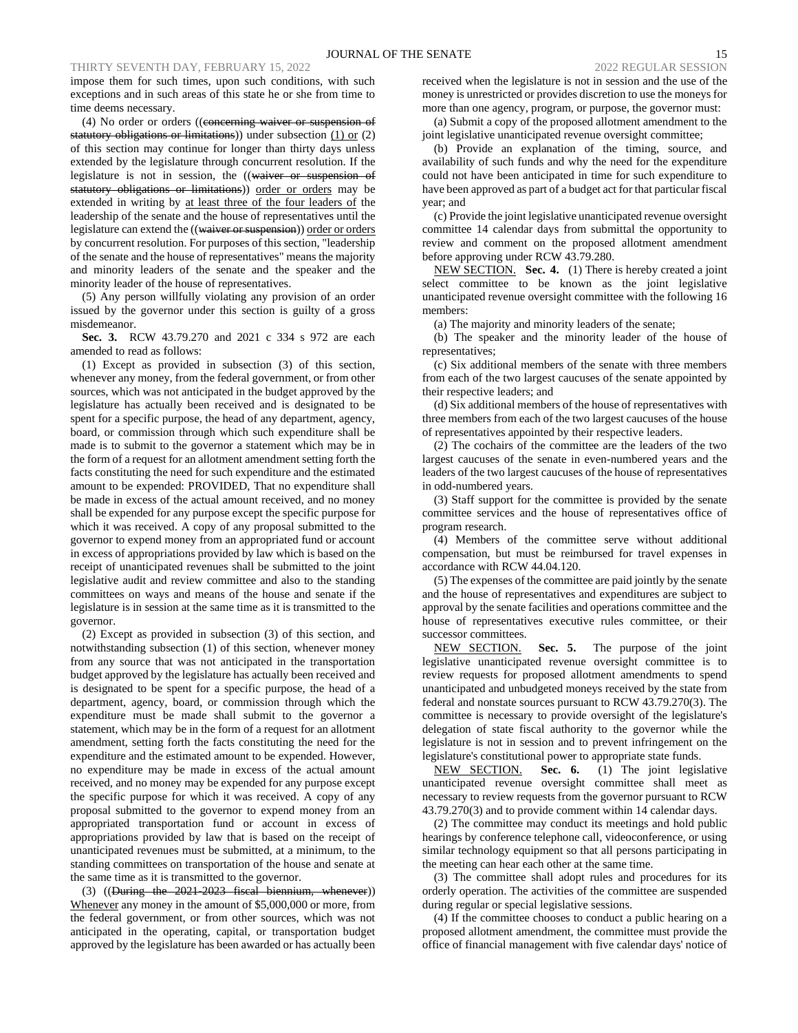impose them for such times, upon such conditions, with such exceptions and in such areas of this state he or she from time to time deems necessary.

(4) No order or orders ((~~concerning waiver or suspension of statutory obligations or limitations~~)) under subsection (1) or (2) of this section may continue for longer than thirty days unless extended by the legislature through concurrent resolution. If the legislature is not in session, the ((~~waiver or suspension of statutory obligations or limitations~~)) order or orders may be extended in writing by at least three of the four leaders of the leadership of the senate and the house of representatives until the legislature can extend the ((~~waiver or suspension~~)) order or orders by concurrent resolution. For purposes of this section, "leadership of the senate and the house of representatives" means the majority and minority leaders of the senate and the speaker and the minority leader of the house of representatives.

(5) Any person willfully violating any provision of an order issued by the governor under this section is guilty of a gross misdemeanor.

**Sec. 3.** RCW 43.79.270 and 2021 c 334 s 972 are each amended to read as follows:

(1) Except as provided in subsection (3) of this section, whenever any money, from the federal government, or from other sources, which was not anticipated in the budget approved by the legislature has actually been received and is designated to be spent for a specific purpose, the head of any department, agency, board, or commission through which such expenditure shall be made is to submit to the governor a statement which may be in the form of a request for an allotment amendment setting forth the facts constituting the need for such expenditure and the estimated amount to be expended: PROVIDED, That no expenditure shall be made in excess of the actual amount received, and no money shall be expended for any purpose except the specific purpose for which it was received. A copy of any proposal submitted to the governor to expend money from an appropriated fund or account in excess of appropriations provided by law which is based on the receipt of unanticipated revenues shall be submitted to the joint legislative audit and review committee and also to the standing committees on ways and means of the house and senate if the legislature is in session at the same time as it is transmitted to the governor.

(2) Except as provided in subsection (3) of this section, and notwithstanding subsection (1) of this section, whenever money from any source that was not anticipated in the transportation budget approved by the legislature has actually been received and is designated to be spent for a specific purpose, the head of a department, agency, board, or commission through which the expenditure must be made shall submit to the governor a statement, which may be in the form of a request for an allotment amendment, setting forth the facts constituting the need for the expenditure and the estimated amount to be expended. However, no expenditure may be made in excess of the actual amount received, and no money may be expended for any purpose except the specific purpose for which it was received. A copy of any proposal submitted to the governor to expend money from an appropriated transportation fund or account in excess of appropriations provided by law that is based on the receipt of unanticipated revenues must be submitted, at a minimum, to the standing committees on transportation of the house and senate at the same time as it is transmitted to the governor.

(3) ((~~During the 2021-2023 fiscal biennium, whenever~~)) Whenever any money in the amount of $5,000,000 or more, from the federal government, or from other sources, which was not anticipated in the operating, capital, or transportation budget approved by the legislature has been awarded or has actually been received when the legislature is not in session and the use of the money is unrestricted or provides discretion to use the moneys for more than one agency, program, or purpose, the governor must:

(a) Submit a copy of the proposed allotment amendment to the joint legislative unanticipated revenue oversight committee;

(b) Provide an explanation of the timing, source, and availability of such funds and why the need for the expenditure could not have been anticipated in time for such expenditure to have been approved as part of a budget act for that particular fiscal year; and

(c) Provide the joint legislative unanticipated revenue oversight committee 14 calendar days from submittal the opportunity to review and comment on the proposed allotment amendment before approving under RCW 43.79.280.

NEW SECTION. **Sec. 4.** (1) There is hereby created a joint select committee to be known as the joint legislative unanticipated revenue oversight committee with the following 16 members:

(a) The majority and minority leaders of the senate;

(b) The speaker and the minority leader of the house of representatives;

(c) Six additional members of the senate with three members from each of the two largest caucuses of the senate appointed by their respective leaders; and

(d) Six additional members of the house of representatives with three members from each of the two largest caucuses of the house of representatives appointed by their respective leaders.

(2) The cochairs of the committee are the leaders of the two largest caucuses of the senate in even-numbered years and the leaders of the two largest caucuses of the house of representatives in odd-numbered years.

(3) Staff support for the committee is provided by the senate committee services and the house of representatives office of program research.

(4) Members of the committee serve without additional compensation, but must be reimbursed for travel expenses in accordance with RCW 44.04.120.

(5) The expenses of the committee are paid jointly by the senate and the house of representatives and expenditures are subject to approval by the senate facilities and operations committee and the house of representatives executive rules committee, or their successor committees.

NEW SECTION. **Sec. 5.** The purpose of the joint legislative unanticipated revenue oversight committee is to review requests for proposed allotment amendments to spend unanticipated and unbudgeted moneys received by the state from federal and nonstate sources pursuant to RCW 43.79.270(3). The committee is necessary to provide oversight of the legislature's delegation of state fiscal authority to the governor while the legislature is not in session and to prevent infringement on the legislature's constitutional power to appropriate state funds.

NEW SECTION. **Sec. 6.** (1) The joint legislative unanticipated revenue oversight committee shall meet as necessary to review requests from the governor pursuant to RCW 43.79.270(3) and to provide comment within 14 calendar days.

(2) The committee may conduct its meetings and hold public hearings by conference telephone call, videoconference, or using similar technology equipment so that all persons participating in the meeting can hear each other at the same time.

(3) The committee shall adopt rules and procedures for its orderly operation. The activities of the committee are suspended during regular or special legislative sessions.

(4) If the committee chooses to conduct a public hearing on a proposed allotment amendment, the committee must provide the office of financial management with five calendar days' notice of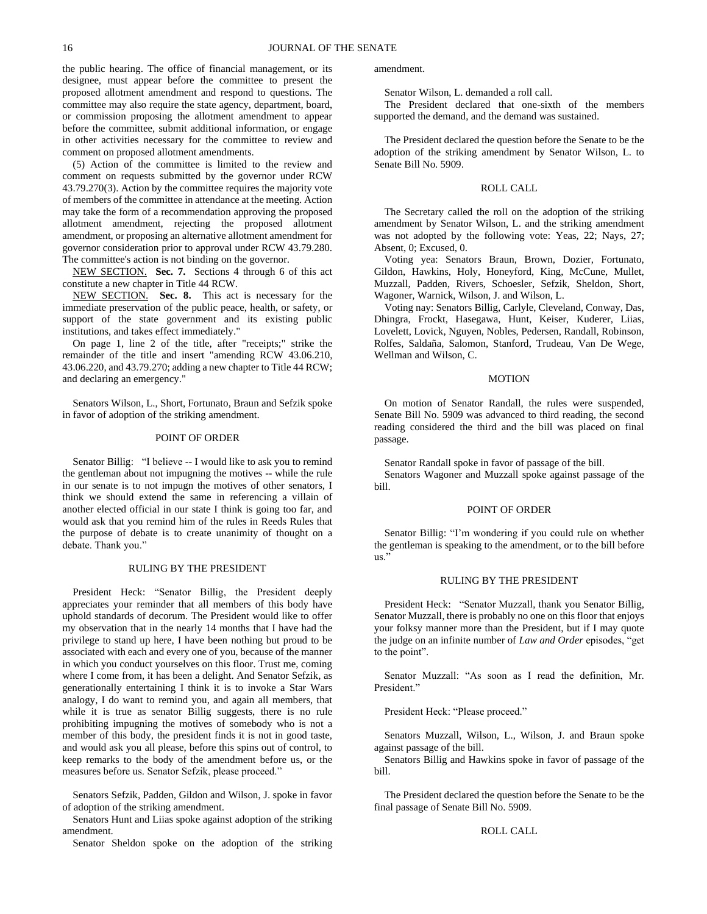the public hearing. The office of financial management, or its designee, must appear before the committee to present the proposed allotment amendment and respond to questions. The committee may also require the state agency, department, board, or commission proposing the allotment amendment to appear before the committee, submit additional information, or engage in other activities necessary for the committee to review and comment on proposed allotment amendments.

(5) Action of the committee is limited to the review and comment on requests submitted by the governor under RCW 43.79.270(3). Action by the committee requires the majority vote of members of the committee in attendance at the meeting. Action may take the form of a recommendation approving the proposed allotment amendment, rejecting the proposed allotment amendment, or proposing an alternative allotment amendment for governor consideration prior to approval under RCW 43.79.280. The committee's action is not binding on the governor.

NEW SECTION. **Sec. 7.** Sections 4 through 6 of this act constitute a new chapter in Title 44 RCW.

NEW SECTION. **Sec. 8.** This act is necessary for the immediate preservation of the public peace, health, or safety, or support of the state government and its existing public institutions, and takes effect immediately."

On page 1, line 2 of the title, after "receipts;" strike the remainder of the title and insert "amending RCW 43.06.210, 43.06.220, and 43.79.270; adding a new chapter to Title 44 RCW; and declaring an emergency."

Senators Wilson, L., Short, Fortunato, Braun and Sefzik spoke in favor of adoption of the striking amendment.

## POINT OF ORDER

Senator Billig: "I believe -- I would like to ask you to remind the gentleman about not impugning the motives -- while the rule in our senate is to not impugn the motives of other senators, I think we should extend the same in referencing a villain of another elected official in our state I think is going too far, and would ask that you remind him of the rules in Reeds Rules that the purpose of debate is to create unanimity of thought on a debate. Thank you."

## RULING BY THE PRESIDENT

President Heck: "Senator Billig, the President deeply appreciates your reminder that all members of this body have uphold standards of decorum. The President would like to offer my observation that in the nearly 14 months that I have had the privilege to stand up here, I have been nothing but proud to be associated with each and every one of you, because of the manner in which you conduct yourselves on this floor. Trust me, coming where I come from, it has been a delight. And Senator Sefzik, as generationally entertaining I think it is to invoke a Star Wars analogy, I do want to remind you, and again all members, that while it is true as senator Billig suggests, there is no rule prohibiting impugning the motives of somebody who is not a member of this body, the president finds it is not in good taste, and would ask you all please, before this spins out of control, to keep remarks to the body of the amendment before us, or the measures before us. Senator Sefzik, please proceed."

Senators Sefzik, Padden, Gildon and Wilson, J. spoke in favor of adoption of the striking amendment.

Senators Hunt and Liias spoke against adoption of the striking amendment.

Senator Sheldon spoke on the adoption of the striking amendment.

Senator Wilson, L. demanded a roll call.

The President declared that one-sixth of the members supported the demand, and the demand was sustained.

The President declared the question before the Senate to be the adoption of the striking amendment by Senator Wilson, L. to Senate Bill No. 5909.

## ROLL CALL

The Secretary called the roll on the adoption of the striking amendment by Senator Wilson, L. and the striking amendment was not adopted by the following vote: Yeas, 22; Nays, 27; Absent, 0; Excused, 0.

Voting yea: Senators Braun, Brown, Dozier, Fortunato, Gildon, Hawkins, Holy, Honeyford, King, McCune, Mullet, Muzzall, Padden, Rivers, Schoesler, Sefzik, Sheldon, Short, Wagoner, Warnick, Wilson, J. and Wilson, L.

Voting nay: Senators Billig, Carlyle, Cleveland, Conway, Das, Dhingra, Frockt, Hasegawa, Hunt, Keiser, Kuderer, Liias, Lovelett, Lovick, Nguyen, Nobles, Pedersen, Randall, Robinson, Rolfes, Saldaña, Salomon, Stanford, Trudeau, Van De Wege, Wellman and Wilson, C.

## MOTION

On motion of Senator Randall, the rules were suspended, Senate Bill No. 5909 was advanced to third reading, the second reading considered the third and the bill was placed on final passage.

Senator Randall spoke in favor of passage of the bill.

Senators Wagoner and Muzzall spoke against passage of the bill.

## POINT OF ORDER

Senator Billig: "I'm wondering if you could rule on whether the gentleman is speaking to the amendment, or to the bill before us."

## RULING BY THE PRESIDENT

President Heck: "Senator Muzzall, thank you Senator Billig, Senator Muzzall, there is probably no one on this floor that enjoys your folksy manner more than the President, but if I may quote the judge on an infinite number of *Law and Order* episodes, "get to the point".

Senator Muzzall: "As soon as I read the definition, Mr. President."

President Heck: "Please proceed."

Senators Muzzall, Wilson, L., Wilson, J. and Braun spoke against passage of the bill.

Senators Billig and Hawkins spoke in favor of passage of the bill.

The President declared the question before the Senate to be the final passage of Senate Bill No. 5909.

## ROLL CALL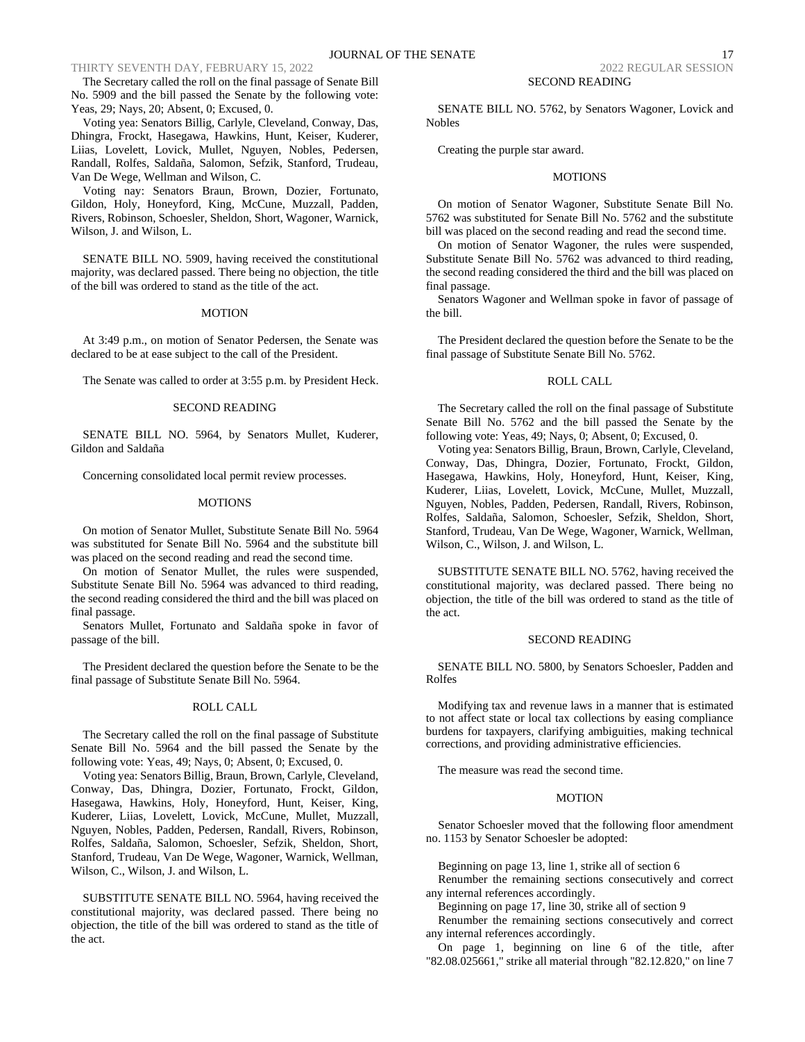The Secretary called the roll on the final passage of Senate Bill No. 5909 and the bill passed the Senate by the following vote: Yeas, 29; Nays, 20; Absent, 0; Excused, 0.

Voting yea: Senators Billig, Carlyle, Cleveland, Conway, Das, Dhingra, Frockt, Hasegawa, Hawkins, Hunt, Keiser, Kuderer, Liias, Lovelett, Lovick, Mullet, Nguyen, Nobles, Pedersen, Randall, Rolfes, Saldaña, Salomon, Sefzik, Stanford, Trudeau, Van De Wege, Wellman and Wilson, C.

Voting nay: Senators Braun, Brown, Dozier, Fortunato, Gildon, Holy, Honeyford, King, McCune, Muzzall, Padden, Rivers, Robinson, Schoesler, Sheldon, Short, Wagoner, Warnick, Wilson, J. and Wilson, L.

SENATE BILL NO. 5909, having received the constitutional majority, was declared passed. There being no objection, the title of the bill was ordered to stand as the title of the act.

MOTION

At 3:49 p.m., on motion of Senator Pedersen, the Senate was declared to be at ease subject to the call of the President.

The Senate was called to order at 3:55 p.m. by President Heck.

SECOND READING

SENATE BILL NO. 5964, by Senators Mullet, Kuderer, Gildon and Saldaña

Concerning consolidated local permit review processes.

MOTIONS

On motion of Senator Mullet, Substitute Senate Bill No. 5964 was substituted for Senate Bill No. 5964 and the substitute bill was placed on the second reading and read the second time.

On motion of Senator Mullet, the rules were suspended, Substitute Senate Bill No. 5964 was advanced to third reading, the second reading considered the third and the bill was placed on final passage.

Senators Mullet, Fortunato and Saldaña spoke in favor of passage of the bill.

The President declared the question before the Senate to be the final passage of Substitute Senate Bill No. 5964.

ROLL CALL

The Secretary called the roll on the final passage of Substitute Senate Bill No. 5964 and the bill passed the Senate by the following vote: Yeas, 49; Nays, 0; Absent, 0; Excused, 0.

Voting yea: Senators Billig, Braun, Brown, Carlyle, Cleveland, Conway, Das, Dhingra, Dozier, Fortunato, Frockt, Gildon, Hasegawa, Hawkins, Holy, Honeyford, Hunt, Keiser, King, Kuderer, Liias, Lovelett, Lovick, McCune, Mullet, Muzzall, Nguyen, Nobles, Padden, Pedersen, Randall, Rivers, Robinson, Rolfes, Saldaña, Salomon, Schoesler, Sefzik, Sheldon, Short, Stanford, Trudeau, Van De Wege, Wagoner, Warnick, Wellman, Wilson, C., Wilson, J. and Wilson, L.

SUBSTITUTE SENATE BILL NO. 5964, having received the constitutional majority, was declared passed. There being no objection, the title of the bill was ordered to stand as the title of the act.

SECOND READING

SENATE BILL NO. 5762, by Senators Wagoner, Lovick and Nobles

Creating the purple star award.

MOTIONS

On motion of Senator Wagoner, Substitute Senate Bill No. 5762 was substituted for Senate Bill No. 5762 and the substitute bill was placed on the second reading and read the second time.

On motion of Senator Wagoner, the rules were suspended, Substitute Senate Bill No. 5762 was advanced to third reading, the second reading considered the third and the bill was placed on final passage.

Senators Wagoner and Wellman spoke in favor of passage of the bill.

The President declared the question before the Senate to be the final passage of Substitute Senate Bill No. 5762.

ROLL CALL

The Secretary called the roll on the final passage of Substitute Senate Bill No. 5762 and the bill passed the Senate by the following vote: Yeas, 49; Nays, 0; Absent, 0; Excused, 0.

Voting yea: Senators Billig, Braun, Brown, Carlyle, Cleveland, Conway, Das, Dhingra, Dozier, Fortunato, Frockt, Gildon, Hasegawa, Hawkins, Holy, Honeyford, Hunt, Keiser, King, Kuderer, Liias, Lovelett, Lovick, McCune, Mullet, Muzzall, Nguyen, Nobles, Padden, Pedersen, Randall, Rivers, Robinson, Rolfes, Saldaña, Salomon, Schoesler, Sefzik, Sheldon, Short, Stanford, Trudeau, Van De Wege, Wagoner, Warnick, Wellman, Wilson, C., Wilson, J. and Wilson, L.

SUBSTITUTE SENATE BILL NO. 5762, having received the constitutional majority, was declared passed. There being no objection, the title of the bill was ordered to stand as the title of the act.

SECOND READING

SENATE BILL NO. 5800, by Senators Schoesler, Padden and Rolfes

Modifying tax and revenue laws in a manner that is estimated to not affect state or local tax collections by easing compliance burdens for taxpayers, clarifying ambiguities, making technical corrections, and providing administrative efficiencies.

The measure was read the second time.

MOTION

Senator Schoesler moved that the following floor amendment no. 1153 by Senator Schoesler be adopted:

Beginning on page 13, line 1, strike all of section 6

Renumber the remaining sections consecutively and correct any internal references accordingly.

Beginning on page 17, line 30, strike all of section 9

Renumber the remaining sections consecutively and correct any internal references accordingly.

On page 1, beginning on line 6 of the title, after "82.08.025661," strike all material through "82.12.820," on line 7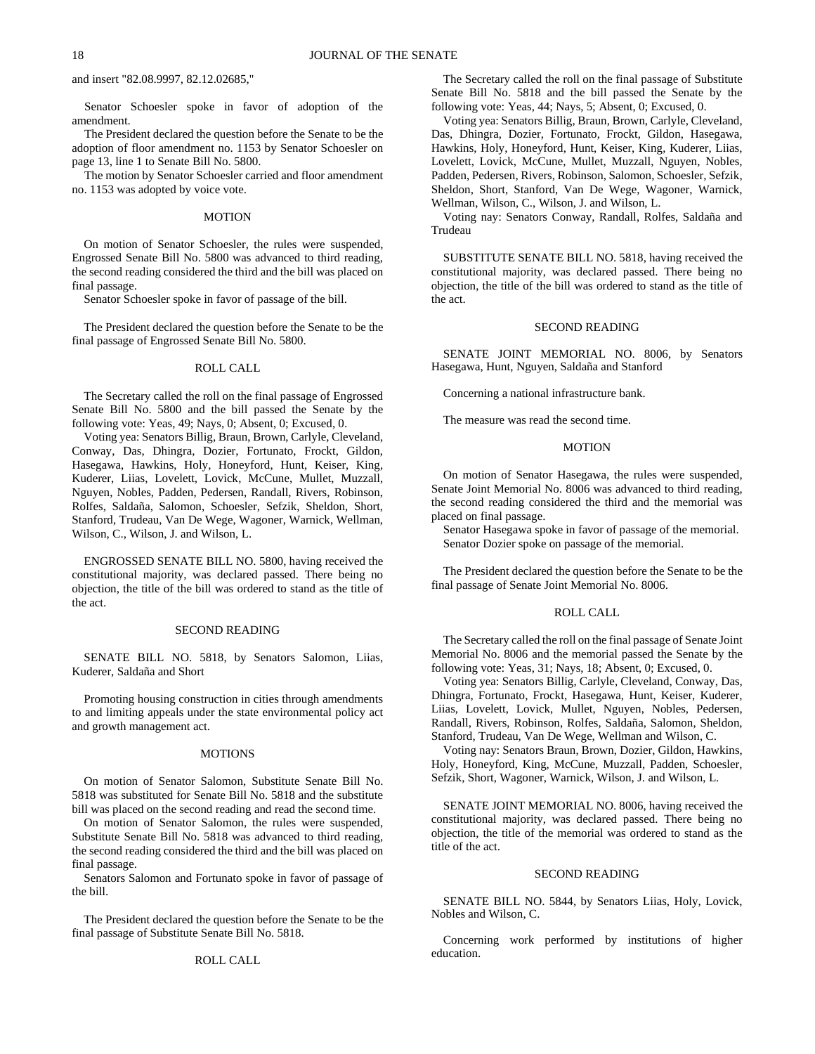and insert "82.08.9997, 82.12.02685,"

Senator Schoesler spoke in favor of adoption of the amendment.

The President declared the question before the Senate to be the adoption of floor amendment no. 1153 by Senator Schoesler on page 13, line 1 to Senate Bill No. 5800.

The motion by Senator Schoesler carried and floor amendment no. 1153 was adopted by voice vote.

## MOTION

On motion of Senator Schoesler, the rules were suspended, Engrossed Senate Bill No. 5800 was advanced to third reading, the second reading considered the third and the bill was placed on final passage.

Senator Schoesler spoke in favor of passage of the bill.

The President declared the question before the Senate to be the final passage of Engrossed Senate Bill No. 5800.

## ROLL CALL

The Secretary called the roll on the final passage of Engrossed Senate Bill No. 5800 and the bill passed the Senate by the following vote: Yeas, 49; Nays, 0; Absent, 0; Excused, 0.

Voting yea: Senators Billig, Braun, Brown, Carlyle, Cleveland, Conway, Das, Dhingra, Dozier, Fortunato, Frockt, Gildon, Hasegawa, Hawkins, Holy, Honeyford, Hunt, Keiser, King, Kuderer, Liias, Lovelett, Lovick, McCune, Mullet, Muzzall, Nguyen, Nobles, Padden, Pedersen, Randall, Rivers, Robinson, Rolfes, Saldaña, Salomon, Schoesler, Sefzik, Sheldon, Short, Stanford, Trudeau, Van De Wege, Wagoner, Warnick, Wellman, Wilson, C., Wilson, J. and Wilson, L.

ENGROSSED SENATE BILL NO. 5800, having received the constitutional majority, was declared passed. There being no objection, the title of the bill was ordered to stand as the title of the act.

## SECOND READING

SENATE BILL NO. 5818, by Senators Salomon, Liias, Kuderer, Saldaña and Short

Promoting housing construction in cities through amendments to and limiting appeals under the state environmental policy act and growth management act.

## MOTIONS

On motion of Senator Salomon, Substitute Senate Bill No. 5818 was substituted for Senate Bill No. 5818 and the substitute bill was placed on the second reading and read the second time.

On motion of Senator Salomon, the rules were suspended, Substitute Senate Bill No. 5818 was advanced to third reading, the second reading considered the third and the bill was placed on final passage.

Senators Salomon and Fortunato spoke in favor of passage of the bill.

The President declared the question before the Senate to be the final passage of Substitute Senate Bill No. 5818.

## ROLL CALL

The Secretary called the roll on the final passage of Substitute Senate Bill No. 5818 and the bill passed the Senate by the following vote: Yeas, 44; Nays, 5; Absent, 0; Excused, 0.

Voting yea: Senators Billig, Braun, Brown, Carlyle, Cleveland, Das, Dhingra, Dozier, Fortunato, Frockt, Gildon, Hasegawa, Hawkins, Holy, Honeyford, Hunt, Keiser, King, Kuderer, Liias, Lovelett, Lovick, McCune, Mullet, Muzzall, Nguyen, Nobles, Padden, Pedersen, Rivers, Robinson, Salomon, Schoesler, Sefzik, Sheldon, Short, Stanford, Van De Wege, Wagoner, Warnick, Wellman, Wilson, C., Wilson, J. and Wilson, L.

Voting nay: Senators Conway, Randall, Rolfes, Saldaña and Trudeau

SUBSTITUTE SENATE BILL NO. 5818, having received the constitutional majority, was declared passed. There being no objection, the title of the bill was ordered to stand as the title of the act.

## SECOND READING

SENATE JOINT MEMORIAL NO. 8006, by Senators Hasegawa, Hunt, Nguyen, Saldaña and Stanford

Concerning a national infrastructure bank.

The measure was read the second time.

## MOTION

On motion of Senator Hasegawa, the rules were suspended, Senate Joint Memorial No. 8006 was advanced to third reading, the second reading considered the third and the memorial was placed on final passage.

Senator Hasegawa spoke in favor of passage of the memorial.

Senator Dozier spoke on passage of the memorial.

The President declared the question before the Senate to be the final passage of Senate Joint Memorial No. 8006.

## ROLL CALL

The Secretary called the roll on the final passage of Senate Joint Memorial No. 8006 and the memorial passed the Senate by the following vote: Yeas, 31; Nays, 18; Absent, 0; Excused, 0.

Voting yea: Senators Billig, Carlyle, Cleveland, Conway, Das, Dhingra, Fortunato, Frockt, Hasegawa, Hunt, Keiser, Kuderer, Liias, Lovelett, Lovick, Mullet, Nguyen, Nobles, Pedersen, Randall, Rivers, Robinson, Rolfes, Saldaña, Salomon, Sheldon, Stanford, Trudeau, Van De Wege, Wellman and Wilson, C.

Voting nay: Senators Braun, Brown, Dozier, Gildon, Hawkins, Holy, Honeyford, King, McCune, Muzzall, Padden, Schoesler, Sefzik, Short, Wagoner, Warnick, Wilson, J. and Wilson, L.

SENATE JOINT MEMORIAL NO. 8006, having received the constitutional majority, was declared passed. There being no objection, the title of the memorial was ordered to stand as the title of the act.

## SECOND READING

SENATE BILL NO. 5844, by Senators Liias, Holy, Lovick, Nobles and Wilson, C.

Concerning work performed by institutions of higher education.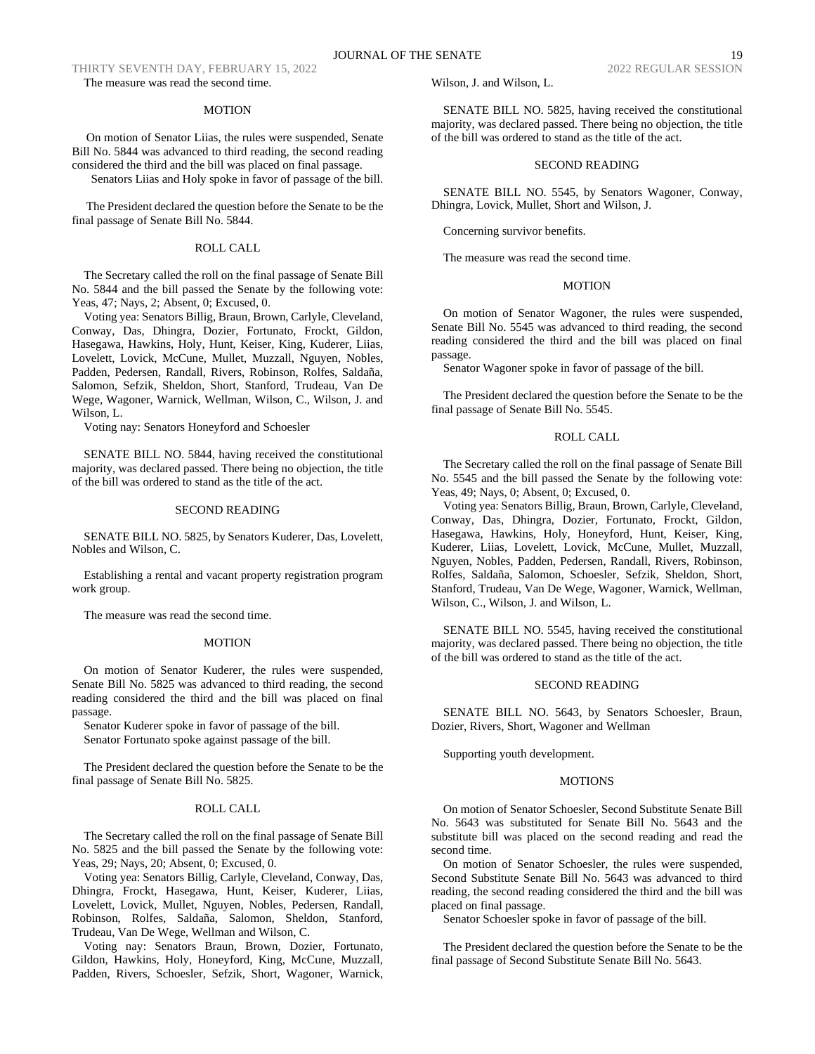The measure was read the second time.

MOTION

On motion of Senator Liias, the rules were suspended, Senate Bill No. 5844 was advanced to third reading, the second reading considered the third and the bill was placed on final passage.

Senators Liias and Holy spoke in favor of passage of the bill.

The President declared the question before the Senate to be the final passage of Senate Bill No. 5844.

ROLL CALL

The Secretary called the roll on the final passage of Senate Bill No. 5844 and the bill passed the Senate by the following vote: Yeas, 47; Nays, 2; Absent, 0; Excused, 0.

Voting yea: Senators Billig, Braun, Brown, Carlyle, Cleveland, Conway, Das, Dhingra, Dozier, Fortunato, Frockt, Gildon, Hasegawa, Hawkins, Holy, Hunt, Keiser, King, Kuderer, Liias, Lovelett, Lovick, McCune, Mullet, Muzzall, Nguyen, Nobles, Padden, Pedersen, Randall, Rivers, Robinson, Rolfes, Saldaña, Salomon, Sefzik, Sheldon, Short, Stanford, Trudeau, Van De Wege, Wagoner, Warnick, Wellman, Wilson, C., Wilson, J. and Wilson, L.

Voting nay: Senators Honeyford and Schoesler

SENATE BILL NO. 5844, having received the constitutional majority, was declared passed. There being no objection, the title of the bill was ordered to stand as the title of the act.

SECOND READING

SENATE BILL NO. 5825, by Senators Kuderer, Das, Lovelett, Nobles and Wilson, C.

Establishing a rental and vacant property registration program work group.

The measure was read the second time.

MOTION

On motion of Senator Kuderer, the rules were suspended, Senate Bill No. 5825 was advanced to third reading, the second reading considered the third and the bill was placed on final passage.

Senator Kuderer spoke in favor of passage of the bill.

Senator Fortunato spoke against passage of the bill.

The President declared the question before the Senate to be the final passage of Senate Bill No. 5825.

ROLL CALL

The Secretary called the roll on the final passage of Senate Bill No. 5825 and the bill passed the Senate by the following vote: Yeas, 29; Nays, 20; Absent, 0; Excused, 0.

Voting yea: Senators Billig, Carlyle, Cleveland, Conway, Das, Dhingra, Frockt, Hasegawa, Hunt, Keiser, Kuderer, Liias, Lovelett, Lovick, Mullet, Nguyen, Nobles, Pedersen, Randall, Robinson, Rolfes, Saldaña, Salomon, Sheldon, Stanford, Trudeau, Van De Wege, Wellman and Wilson, C.

Voting nay: Senators Braun, Brown, Dozier, Fortunato, Gildon, Hawkins, Holy, Honeyford, King, McCune, Muzzall, Padden, Rivers, Schoesler, Sefzik, Short, Wagoner, Warnick, Wilson, J. and Wilson, L.

SENATE BILL NO. 5825, having received the constitutional majority, was declared passed. There being no objection, the title of the bill was ordered to stand as the title of the act.

SECOND READING

SENATE BILL NO. 5545, by Senators Wagoner, Conway, Dhingra, Lovick, Mullet, Short and Wilson, J.

Concerning survivor benefits.

The measure was read the second time.

MOTION

On motion of Senator Wagoner, the rules were suspended, Senate Bill No. 5545 was advanced to third reading, the second reading considered the third and the bill was placed on final passage.

Senator Wagoner spoke in favor of passage of the bill.

The President declared the question before the Senate to be the final passage of Senate Bill No. 5545.

ROLL CALL

The Secretary called the roll on the final passage of Senate Bill No. 5545 and the bill passed the Senate by the following vote: Yeas, 49; Nays, 0; Absent, 0; Excused, 0.

Voting yea: Senators Billig, Braun, Brown, Carlyle, Cleveland, Conway, Das, Dhingra, Dozier, Fortunato, Frockt, Gildon, Hasegawa, Hawkins, Holy, Honeyford, Hunt, Keiser, King, Kuderer, Liias, Lovelett, Lovick, McCune, Mullet, Muzzall, Nguyen, Nobles, Padden, Pedersen, Randall, Rivers, Robinson, Rolfes, Saldaña, Salomon, Schoesler, Sefzik, Sheldon, Short, Stanford, Trudeau, Van De Wege, Wagoner, Warnick, Wellman, Wilson, C., Wilson, J. and Wilson, L.

SENATE BILL NO. 5545, having received the constitutional majority, was declared passed. There being no objection, the title of the bill was ordered to stand as the title of the act.

SECOND READING

SENATE BILL NO. 5643, by Senators Schoesler, Braun, Dozier, Rivers, Short, Wagoner and Wellman

Supporting youth development.

MOTIONS

On motion of Senator Schoesler, Second Substitute Senate Bill No. 5643 was substituted for Senate Bill No. 5643 and the substitute bill was placed on the second reading and read the second time.

On motion of Senator Schoesler, the rules were suspended, Second Substitute Senate Bill No. 5643 was advanced to third reading, the second reading considered the third and the bill was placed on final passage.

Senator Schoesler spoke in favor of passage of the bill.

The President declared the question before the Senate to be the final passage of Second Substitute Senate Bill No. 5643.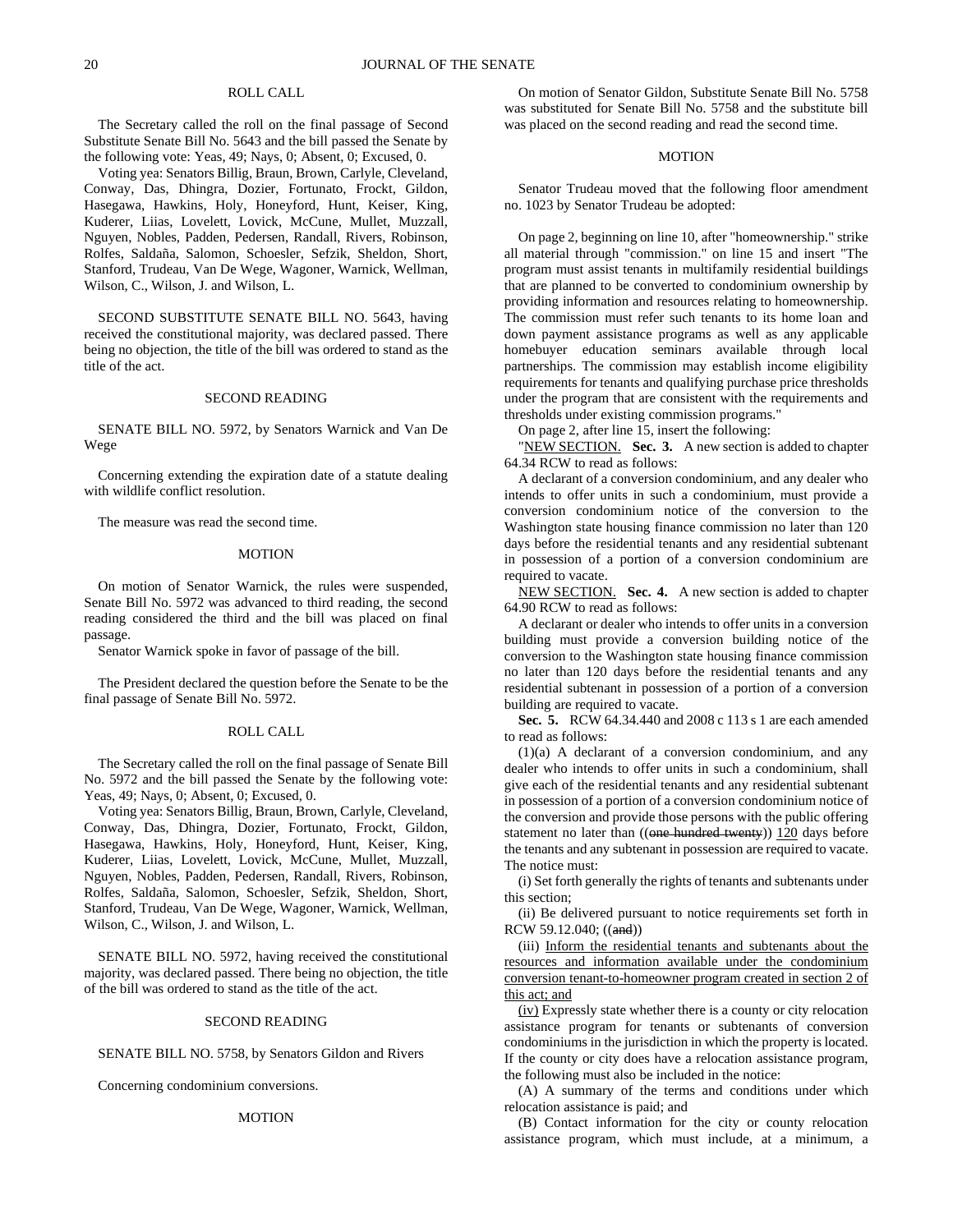ROLL CALL

The Secretary called the roll on the final passage of Second Substitute Senate Bill No. 5643 and the bill passed the Senate by the following vote: Yeas, 49; Nays, 0; Absent, 0; Excused, 0.

Voting yea: Senators Billig, Braun, Brown, Carlyle, Cleveland, Conway, Das, Dhingra, Dozier, Fortunato, Frockt, Gildon, Hasegawa, Hawkins, Holy, Honeyford, Hunt, Keiser, King, Kuderer, Liias, Lovelett, Lovick, McCune, Mullet, Muzzall, Nguyen, Nobles, Padden, Pedersen, Randall, Rivers, Robinson, Rolfes, Saldaña, Salomon, Schoesler, Sefzik, Sheldon, Short, Stanford, Trudeau, Van De Wege, Wagoner, Warnick, Wellman, Wilson, C., Wilson, J. and Wilson, L.

SECOND SUBSTITUTE SENATE BILL NO. 5643, having received the constitutional majority, was declared passed. There being no objection, the title of the bill was ordered to stand as the title of the act.

SECOND READING

SENATE BILL NO. 5972, by Senators Warnick and Van De Wege

Concerning extending the expiration date of a statute dealing with wildlife conflict resolution.

The measure was read the second time.

MOTION

On motion of Senator Warnick, the rules were suspended, Senate Bill No. 5972 was advanced to third reading, the second reading considered the third and the bill was placed on final passage.

Senator Warnick spoke in favor of passage of the bill.

The President declared the question before the Senate to be the final passage of Senate Bill No. 5972.

ROLL CALL

The Secretary called the roll on the final passage of Senate Bill No. 5972 and the bill passed the Senate by the following vote: Yeas, 49; Nays, 0; Absent, 0; Excused, 0.

Voting yea: Senators Billig, Braun, Brown, Carlyle, Cleveland, Conway, Das, Dhingra, Dozier, Fortunato, Frockt, Gildon, Hasegawa, Hawkins, Holy, Honeyford, Hunt, Keiser, King, Kuderer, Liias, Lovelett, Lovick, McCune, Mullet, Muzzall, Nguyen, Nobles, Padden, Pedersen, Randall, Rivers, Robinson, Rolfes, Saldaña, Salomon, Schoesler, Sefzik, Sheldon, Short, Stanford, Trudeau, Van De Wege, Wagoner, Warnick, Wellman, Wilson, C., Wilson, J. and Wilson, L.

SENATE BILL NO. 5972, having received the constitutional majority, was declared passed. There being no objection, the title of the bill was ordered to stand as the title of the act.

SECOND READING

SENATE BILL NO. 5758, by Senators Gildon and Rivers

Concerning condominium conversions.

MOTION

On motion of Senator Gildon, Substitute Senate Bill No. 5758 was substituted for Senate Bill No. 5758 and the substitute bill was placed on the second reading and read the second time.

MOTION

Senator Trudeau moved that the following floor amendment no. 1023 by Senator Trudeau be adopted:

On page 2, beginning on line 10, after "homeownership." strike all material through "commission." on line 15 and insert "The program must assist tenants in multifamily residential buildings that are planned to be converted to condominium ownership by providing information and resources relating to homeownership. The commission must refer such tenants to its home loan and down payment assistance programs as well as any applicable homebuyer education seminars available through local partnerships. The commission may establish income eligibility requirements for tenants and qualifying purchase price thresholds under the program that are consistent with the requirements and thresholds under existing commission programs."

On page 2, after line 15, insert the following:

"NEW SECTION. **Sec. 3.** A new section is added to chapter 64.34 RCW to read as follows:

A declarant of a conversion condominium, and any dealer who intends to offer units in such a condominium, must provide a conversion condominium notice of the conversion to the Washington state housing finance commission no later than 120 days before the residential tenants and any residential subtenant in possession of a portion of a conversion condominium are required to vacate.

NEW SECTION. **Sec. 4.** A new section is added to chapter 64.90 RCW to read as follows:

A declarant or dealer who intends to offer units in a conversion building must provide a conversion building notice of the conversion to the Washington state housing finance commission no later than 120 days before the residential tenants and any residential subtenant in possession of a portion of a conversion building are required to vacate.

**Sec. 5.** RCW 64.34.440 and 2008 c 113 s 1 are each amended to read as follows:

(1)(a) A declarant of a conversion condominium, and any dealer who intends to offer units in such a condominium, shall give each of the residential tenants and any residential subtenant in possession of a portion of a conversion condominium notice of the conversion and provide those persons with the public offering statement no later than ((~~one hundred twenty~~)) 120 days before the tenants and any subtenant in possession are required to vacate. The notice must:

(i) Set forth generally the rights of tenants and subtenants under this section;

(ii) Be delivered pursuant to notice requirements set forth in RCW 59.12.040; ((~~and~~))

(iii) Inform the residential tenants and subtenants about the resources and information available under the condominium conversion tenant-to-homeowner program created in section 2 of this act; and

(iv) Expressly state whether there is a county or city relocation assistance program for tenants or subtenants of conversion condominiums in the jurisdiction in which the property is located. If the county or city does have a relocation assistance program, the following must also be included in the notice:

(A) A summary of the terms and conditions under which relocation assistance is paid; and

(B) Contact information for the city or county relocation assistance program, which must include, at a minimum, a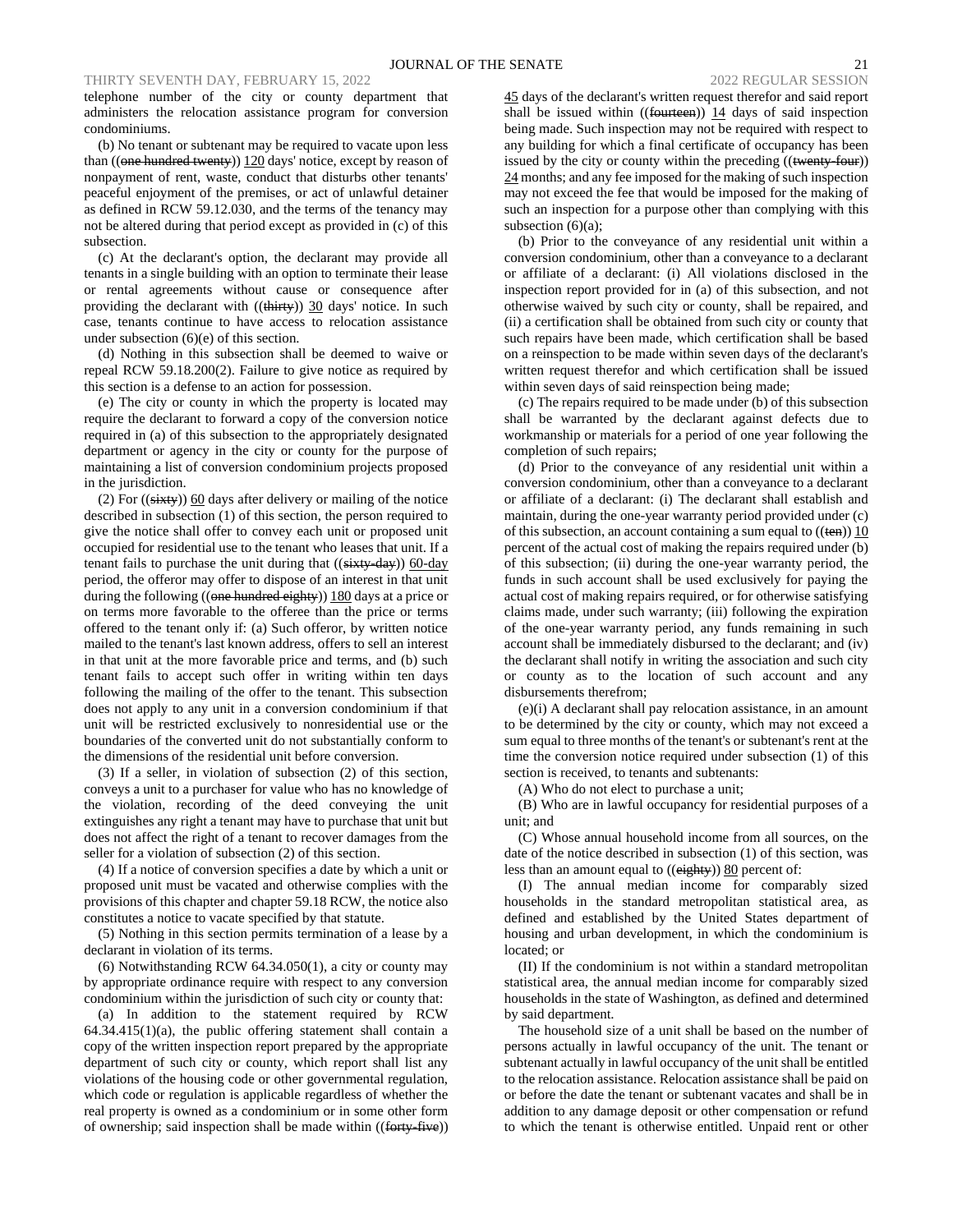telephone number of the city or county department that administers the relocation assistance program for conversion condominiums.

(b) No tenant or subtenant may be required to vacate upon less than ((~~one hundred twenty~~)) 120 days' notice, except by reason of nonpayment of rent, waste, conduct that disturbs other tenants' peaceful enjoyment of the premises, or act of unlawful detainer as defined in RCW 59.12.030, and the terms of the tenancy may not be altered during that period except as provided in (c) of this subsection.

(c) At the declarant's option, the declarant may provide all tenants in a single building with an option to terminate their lease or rental agreements without cause or consequence after providing the declarant with ((~~thirty~~)) 30 days' notice. In such case, tenants continue to have access to relocation assistance under subsection (6)(e) of this section.

(d) Nothing in this subsection shall be deemed to waive or repeal RCW 59.18.200(2). Failure to give notice as required by this section is a defense to an action for possession.

(e) The city or county in which the property is located may require the declarant to forward a copy of the conversion notice required in (a) of this subsection to the appropriately designated department or agency in the city or county for the purpose of maintaining a list of conversion condominium projects proposed in the jurisdiction.

(2) For ((~~sixty~~)) 60 days after delivery or mailing of the notice described in subsection (1) of this section, the person required to give the notice shall offer to convey each unit or proposed unit occupied for residential use to the tenant who leases that unit. If a tenant fails to purchase the unit during that ((~~sixty-day~~)) 60-day period, the offeror may offer to dispose of an interest in that unit during the following ((~~one hundred eighty~~)) 180 days at a price or on terms more favorable to the offeree than the price or terms offered to the tenant only if: (a) Such offeror, by written notice mailed to the tenant's last known address, offers to sell an interest in that unit at the more favorable price and terms, and (b) such tenant fails to accept such offer in writing within ten days following the mailing of the offer to the tenant. This subsection does not apply to any unit in a conversion condominium if that unit will be restricted exclusively to nonresidential use or the boundaries of the converted unit do not substantially conform to the dimensions of the residential unit before conversion.

(3) If a seller, in violation of subsection (2) of this section, conveys a unit to a purchaser for value who has no knowledge of the violation, recording of the deed conveying the unit extinguishes any right a tenant may have to purchase that unit but does not affect the right of a tenant to recover damages from the seller for a violation of subsection (2) of this section.

(4) If a notice of conversion specifies a date by which a unit or proposed unit must be vacated and otherwise complies with the provisions of this chapter and chapter 59.18 RCW, the notice also constitutes a notice to vacate specified by that statute.

(5) Nothing in this section permits termination of a lease by a declarant in violation of its terms.

(6) Notwithstanding RCW 64.34.050(1), a city or county may by appropriate ordinance require with respect to any conversion condominium within the jurisdiction of such city or county that:

(a) In addition to the statement required by RCW 64.34.415(1)(a), the public offering statement shall contain a copy of the written inspection report prepared by the appropriate department of such city or county, which report shall list any violations of the housing code or other governmental regulation, which code or regulation is applicable regardless of whether the real property is owned as a condominium or in some other form of ownership; said inspection shall be made within ((~~forty-five~~)) 45 days of the declarant's written request therefor and said report shall be issued within ((~~fourteen~~)) 14 days of said inspection being made. Such inspection may not be required with respect to any building for which a final certificate of occupancy has been issued by the city or county within the preceding ((~~twenty-four~~)) 24 months; and any fee imposed for the making of such inspection may not exceed the fee that would be imposed for the making of such an inspection for a purpose other than complying with this subsection (6)(a);

(b) Prior to the conveyance of any residential unit within a conversion condominium, other than a conveyance to a declarant or affiliate of a declarant: (i) All violations disclosed in the inspection report provided for in (a) of this subsection, and not otherwise waived by such city or county, shall be repaired, and (ii) a certification shall be obtained from such city or county that such repairs have been made, which certification shall be based on a reinspection to be made within seven days of the declarant's written request therefor and which certification shall be issued within seven days of said reinspection being made;

(c) The repairs required to be made under (b) of this subsection shall be warranted by the declarant against defects due to workmanship or materials for a period of one year following the completion of such repairs;

(d) Prior to the conveyance of any residential unit within a conversion condominium, other than a conveyance to a declarant or affiliate of a declarant: (i) The declarant shall establish and maintain, during the one-year warranty period provided under (c) of this subsection, an account containing a sum equal to ((~~ten~~)) 10 percent of the actual cost of making the repairs required under (b) of this subsection; (ii) during the one-year warranty period, the funds in such account shall be used exclusively for paying the actual cost of making repairs required, or for otherwise satisfying claims made, under such warranty; (iii) following the expiration of the one-year warranty period, any funds remaining in such account shall be immediately disbursed to the declarant; and (iv) the declarant shall notify in writing the association and such city or county as to the location of such account and any disbursements therefrom;

(e)(i) A declarant shall pay relocation assistance, in an amount to be determined by the city or county, which may not exceed a sum equal to three months of the tenant's or subtenant's rent at the time the conversion notice required under subsection (1) of this section is received, to tenants and subtenants:

(A) Who do not elect to purchase a unit;

(B) Who are in lawful occupancy for residential purposes of a unit; and

(C) Whose annual household income from all sources, on the date of the notice described in subsection (1) of this section, was less than an amount equal to ((~~eighty~~)) 80 percent of:

(I) The annual median income for comparably sized households in the standard metropolitan statistical area, as defined and established by the United States department of housing and urban development, in which the condominium is located; or

(II) If the condominium is not within a standard metropolitan statistical area, the annual median income for comparably sized households in the state of Washington, as defined and determined by said department.

The household size of a unit shall be based on the number of persons actually in lawful occupancy of the unit. The tenant or subtenant actually in lawful occupancy of the unit shall be entitled to the relocation assistance. Relocation assistance shall be paid on or before the date the tenant or subtenant vacates and shall be in addition to any damage deposit or other compensation or refund to which the tenant is otherwise entitled. Unpaid rent or other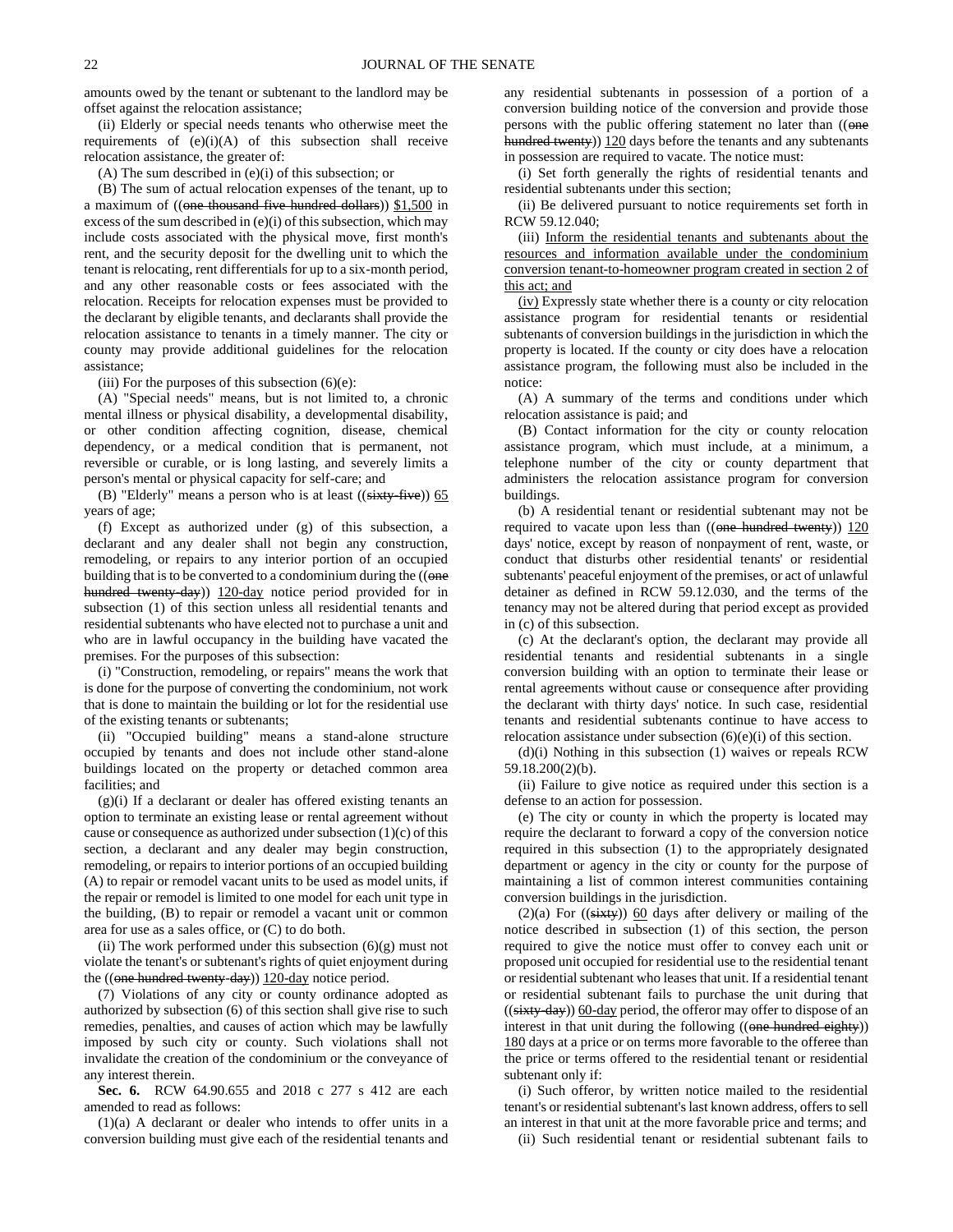amounts owed by the tenant or subtenant to the landlord may be offset against the relocation assistance;

(ii) Elderly or special needs tenants who otherwise meet the requirements of (e)(i)(A) of this subsection shall receive relocation assistance, the greater of:

(A) The sum described in (e)(i) of this subsection; or

(B) The sum of actual relocation expenses of the tenant, up to a maximum of ((one thousand five hundred dollars)) $1,500 in excess of the sum described in (e)(i) of this subsection, which may include costs associated with the physical move, first month's rent, and the security deposit for the dwelling unit to which the tenant is relocating, rent differentials for up to a six-month period, and any other reasonable costs or fees associated with the relocation. Receipts for relocation expenses must be provided to the declarant by eligible tenants, and declarants shall provide the relocation assistance to tenants in a timely manner. The city or county may provide additional guidelines for the relocation assistance;

(iii) For the purposes of this subsection (6)(e):

(A) "Special needs" means, but is not limited to, a chronic mental illness or physical disability, a developmental disability, or other condition affecting cognition, disease, chemical dependency, or a medical condition that is permanent, not reversible or curable, or is long lasting, and severely limits a person's mental or physical capacity for self-care; and

(B) "Elderly" means a person who is at least ((sixty-five)) 65 years of age;

(f) Except as authorized under (g) of this subsection, a declarant and any dealer shall not begin any construction, remodeling, or repairs to any interior portion of an occupied building that is to be converted to a condominium during the ((one hundred twenty-day)) 120-day notice period provided for in subsection (1) of this section unless all residential tenants and residential subtenants who have elected not to purchase a unit and who are in lawful occupancy in the building have vacated the premises. For the purposes of this subsection:

(i) "Construction, remodeling, or repairs" means the work that is done for the purpose of converting the condominium, not work that is done to maintain the building or lot for the residential use of the existing tenants or subtenants;

(ii) "Occupied building" means a stand-alone structure occupied by tenants and does not include other stand-alone buildings located on the property or detached common area facilities; and

(g)(i) If a declarant or dealer has offered existing tenants an option to terminate an existing lease or rental agreement without cause or consequence as authorized under subsection (1)(c) of this section, a declarant and any dealer may begin construction, remodeling, or repairs to interior portions of an occupied building (A) to repair or remodel vacant units to be used as model units, if the repair or remodel is limited to one model for each unit type in the building, (B) to repair or remodel a vacant unit or common area for use as a sales office, or (C) to do both.

(ii) The work performed under this subsection (6)(g) must not violate the tenant's or subtenant's rights of quiet enjoyment during the ((one hundred twenty-day)) 120-day notice period.

(7) Violations of any city or county ordinance adopted as authorized by subsection (6) of this section shall give rise to such remedies, penalties, and causes of action which may be lawfully imposed by such city or county. Such violations shall not invalidate the creation of the condominium or the conveyance of any interest therein.

**Sec. 6.** RCW 64.90.655 and 2018 c 277 s 412 are each amended to read as follows:

(1)(a) A declarant or dealer who intends to offer units in a conversion building must give each of the residential tenants and any residential subtenants in possession of a portion of a conversion building notice of the conversion and provide those persons with the public offering statement no later than ((one hundred twenty)) 120 days before the tenants and any subtenants in possession are required to vacate. The notice must:

(i) Set forth generally the rights of residential tenants and residential subtenants under this section;

(ii) Be delivered pursuant to notice requirements set forth in RCW 59.12.040;

(iii) Inform the residential tenants and subtenants about the resources and information available under the condominium conversion tenant-to-homeowner program created in section 2 of this act; and

(iv) Expressly state whether there is a county or city relocation assistance program for residential tenants or residential subtenants of conversion buildings in the jurisdiction in which the property is located. If the county or city does have a relocation assistance program, the following must also be included in the notice:

(A) A summary of the terms and conditions under which relocation assistance is paid; and

(B) Contact information for the city or county relocation assistance program, which must include, at a minimum, a telephone number of the city or county department that administers the relocation assistance program for conversion buildings.

(b) A residential tenant or residential subtenant may not be required to vacate upon less than ((one hundred twenty)) 120 days' notice, except by reason of nonpayment of rent, waste, or conduct that disturbs other residential tenants' or residential subtenants' peaceful enjoyment of the premises, or act of unlawful detainer as defined in RCW 59.12.030, and the terms of the tenancy may not be altered during that period except as provided in (c) of this subsection.

(c) At the declarant's option, the declarant may provide all residential tenants and residential subtenants in a single conversion building with an option to terminate their lease or rental agreements without cause or consequence after providing the declarant with thirty days' notice. In such case, residential tenants and residential subtenants continue to have access to relocation assistance under subsection (6)(e)(i) of this section.

(d)(i) Nothing in this subsection (1) waives or repeals RCW 59.18.200(2)(b).

(ii) Failure to give notice as required under this section is a defense to an action for possession.

(e) The city or county in which the property is located may require the declarant to forward a copy of the conversion notice required in this subsection (1) to the appropriately designated department or agency in the city or county for the purpose of maintaining a list of common interest communities containing conversion buildings in the jurisdiction.

(2)(a) For ((sixty)) 60 days after delivery or mailing of the notice described in subsection (1) of this section, the person required to give the notice must offer to convey each unit or proposed unit occupied for residential use to the residential tenant or residential subtenant who leases that unit. If a residential tenant or residential subtenant fails to purchase the unit during that ((sixty-day)) 60-day period, the offeror may offer to dispose of an interest in that unit during the following ((one hundred eighty)) 180 days at a price or on terms more favorable to the offeree than the price or terms offered to the residential tenant or residential subtenant only if:

(i) Such offeror, by written notice mailed to the residential tenant's or residential subtenant's last known address, offers to sell an interest in that unit at the more favorable price and terms; and

(ii) Such residential tenant or residential subtenant fails to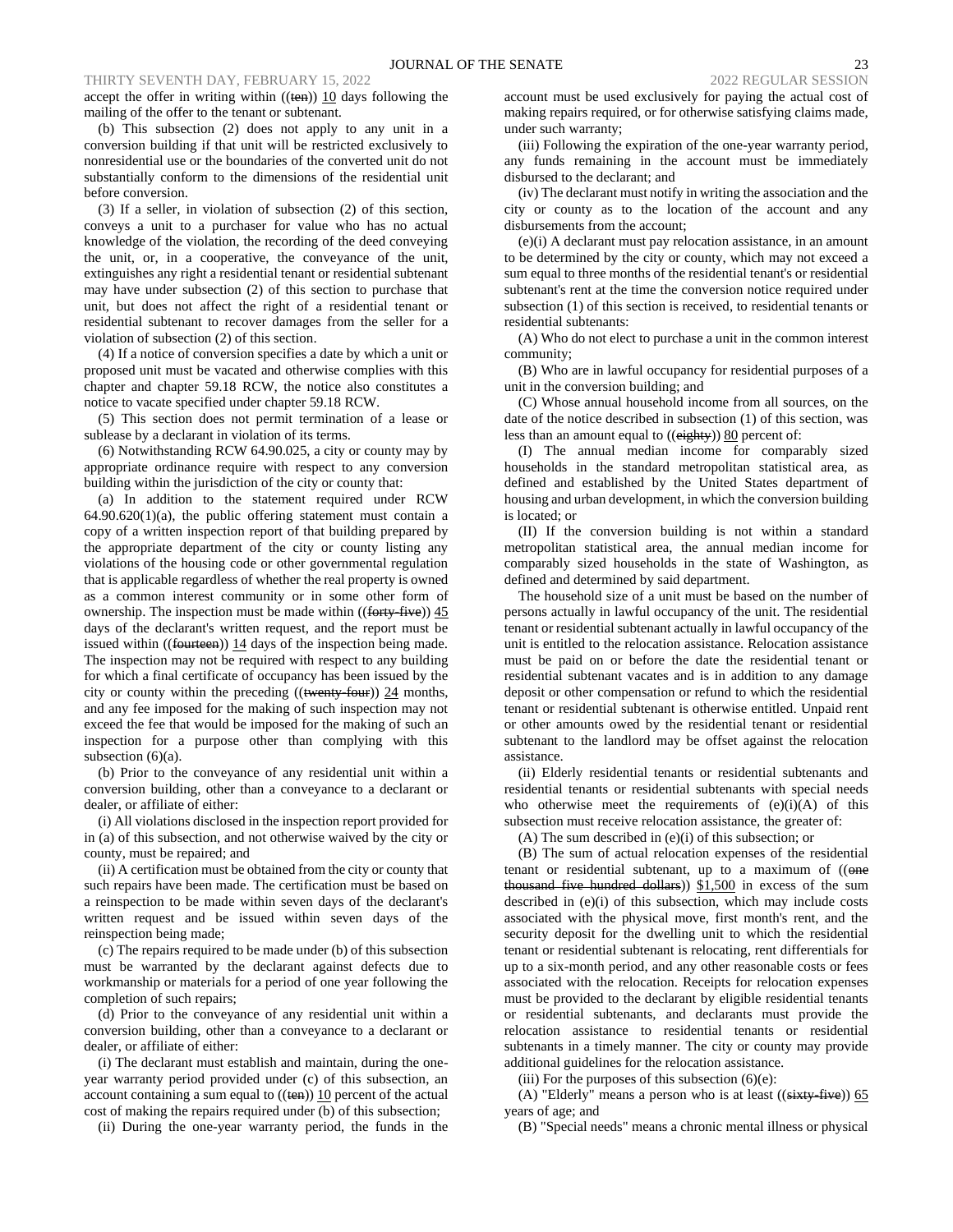accept the offer in writing within ((~~ten~~)) 10 days following the mailing of the offer to the tenant or subtenant.

(b) This subsection (2) does not apply to any unit in a conversion building if that unit will be restricted exclusively to nonresidential use or the boundaries of the converted unit do not substantially conform to the dimensions of the residential unit before conversion.

(3) If a seller, in violation of subsection (2) of this section, conveys a unit to a purchaser for value who has no actual knowledge of the violation, the recording of the deed conveying the unit, or, in a cooperative, the conveyance of the unit, extinguishes any right a residential tenant or residential subtenant may have under subsection (2) of this section to purchase that unit, but does not affect the right of a residential tenant or residential subtenant to recover damages from the seller for a violation of subsection (2) of this section.

(4) If a notice of conversion specifies a date by which a unit or proposed unit must be vacated and otherwise complies with this chapter and chapter 59.18 RCW, the notice also constitutes a notice to vacate specified under chapter 59.18 RCW.

(5) This section does not permit termination of a lease or sublease by a declarant in violation of its terms.

(6) Notwithstanding RCW 64.90.025, a city or county may by appropriate ordinance require with respect to any conversion building within the jurisdiction of the city or county that:

(a) In addition to the statement required under RCW 64.90.620(1)(a), the public offering statement must contain a copy of a written inspection report of that building prepared by the appropriate department of the city or county listing any violations of the housing code or other governmental regulation that is applicable regardless of whether the real property is owned as a common interest community or in some other form of ownership. The inspection must be made within ((~~forty-five~~)) 45 days of the declarant's written request, and the report must be issued within ((~~fourteen~~)) 14 days of the inspection being made. The inspection may not be required with respect to any building for which a final certificate of occupancy has been issued by the city or county within the preceding ((~~twenty-four~~)) 24 months, and any fee imposed for the making of such inspection may not exceed the fee that would be imposed for the making of such an inspection for a purpose other than complying with this subsection (6)(a).

(b) Prior to the conveyance of any residential unit within a conversion building, other than a conveyance to a declarant or dealer, or affiliate of either:

(i) All violations disclosed in the inspection report provided for in (a) of this subsection, and not otherwise waived by the city or county, must be repaired; and

(ii) A certification must be obtained from the city or county that such repairs have been made. The certification must be based on a reinspection to be made within seven days of the declarant's written request and be issued within seven days of the reinspection being made;

(c) The repairs required to be made under (b) of this subsection must be warranted by the declarant against defects due to workmanship or materials for a period of one year following the completion of such repairs;

(d) Prior to the conveyance of any residential unit within a conversion building, other than a conveyance to a declarant or dealer, or affiliate of either:

(i) The declarant must establish and maintain, during the one-year warranty period provided under (c) of this subsection, an account containing a sum equal to ((~~ten~~)) 10 percent of the actual cost of making the repairs required under (b) of this subsection;

(ii) During the one-year warranty period, the funds in the account must be used exclusively for paying the actual cost of making repairs required, or for otherwise satisfying claims made, under such warranty;

(iii) Following the expiration of the one-year warranty period, any funds remaining in the account must be immediately disbursed to the declarant; and

(iv) The declarant must notify in writing the association and the city or county as to the location of the account and any disbursements from the account;

(e)(i) A declarant must pay relocation assistance, in an amount to be determined by the city or county, which may not exceed a sum equal to three months of the residential tenant's or residential subtenant's rent at the time the conversion notice required under subsection (1) of this section is received, to residential tenants or residential subtenants:

(A) Who do not elect to purchase a unit in the common interest community;

(B) Who are in lawful occupancy for residential purposes of a unit in the conversion building; and

(C) Whose annual household income from all sources, on the date of the notice described in subsection (1) of this section, was less than an amount equal to ((~~eighty~~)) 80 percent of:

(I) The annual median income for comparably sized households in the standard metropolitan statistical area, as defined and established by the United States department of housing and urban development, in which the conversion building is located; or

(II) If the conversion building is not within a standard metropolitan statistical area, the annual median income for comparably sized households in the state of Washington, as defined and determined by said department.

The household size of a unit must be based on the number of persons actually in lawful occupancy of the unit. The residential tenant or residential subtenant actually in lawful occupancy of the unit is entitled to the relocation assistance. Relocation assistance must be paid on or before the date the residential tenant or residential subtenant vacates and is in addition to any damage deposit or other compensation or refund to which the residential tenant or residential subtenant is otherwise entitled. Unpaid rent or other amounts owed by the residential tenant or residential subtenant to the landlord may be offset against the relocation assistance.

(ii) Elderly residential tenants or residential subtenants and residential tenants or residential subtenants with special needs who otherwise meet the requirements of (e)(i)(A) of this subsection must receive relocation assistance, the greater of:

(A) The sum described in (e)(i) of this subsection; or

(B) The sum of actual relocation expenses of the residential tenant or residential subtenant, up to a maximum of ((~~one thousand five hundred dollars~~)) $1,500 in excess of the sum described in (e)(i) of this subsection, which may include costs associated with the physical move, first month's rent, and the security deposit for the dwelling unit to which the residential tenant or residential subtenant is relocating, rent differentials for up to a six-month period, and any other reasonable costs or fees associated with the relocation. Receipts for relocation expenses must be provided to the declarant by eligible residential tenants or residential subtenants, and declarants must provide the relocation assistance to residential tenants or residential subtenants in a timely manner. The city or county may provide additional guidelines for the relocation assistance.

(iii) For the purposes of this subsection (6)(e):

(A) "Elderly" means a person who is at least ((~~sixty-five~~)) 65 years of age; and

(B) "Special needs" means a chronic mental illness or physical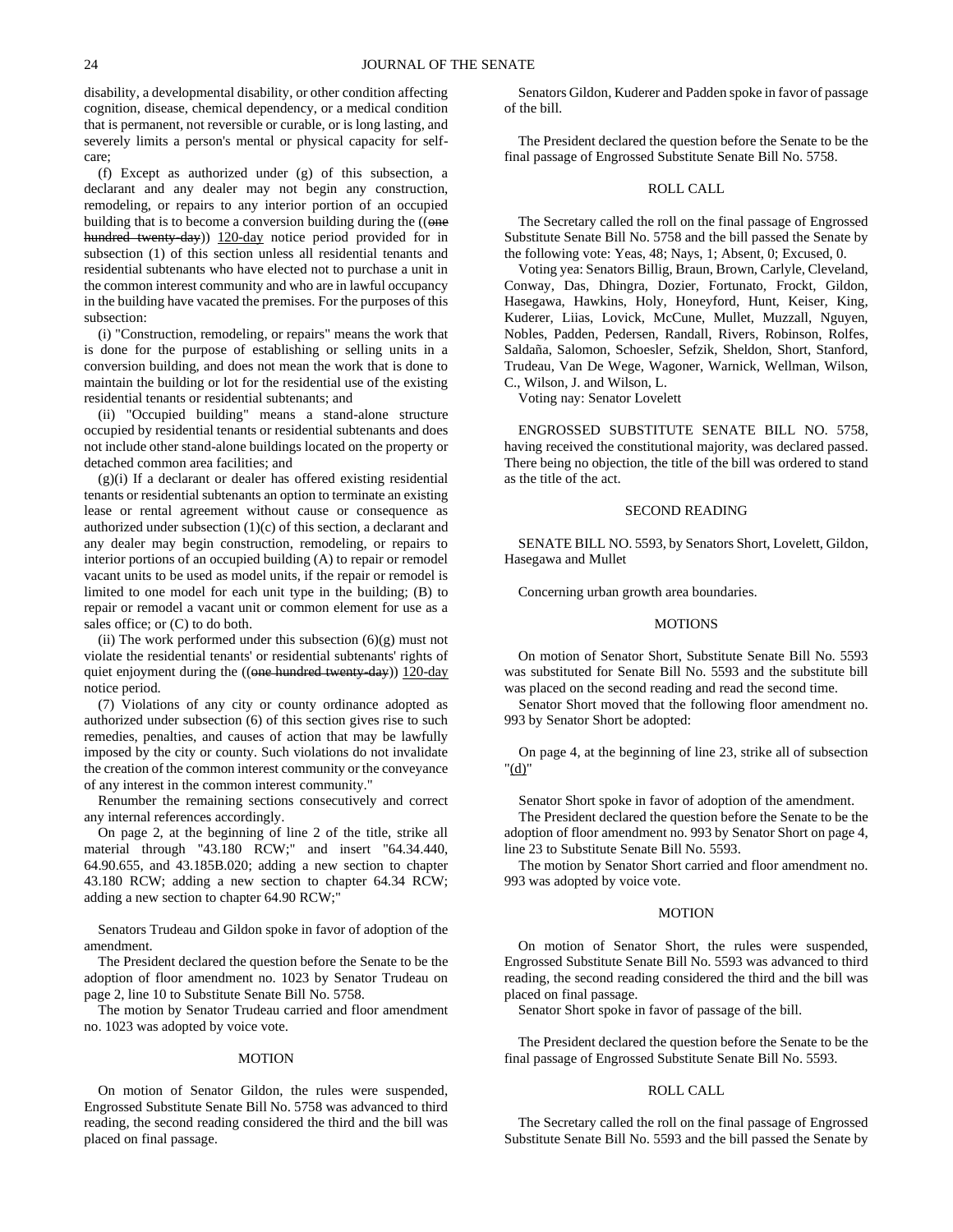disability, a developmental disability, or other condition affecting cognition, disease, chemical dependency, or a medical condition that is permanent, not reversible or curable, or is long lasting, and severely limits a person's mental or physical capacity for self-care;

(f) Except as authorized under (g) of this subsection, a declarant and any dealer may not begin any construction, remodeling, or repairs to any interior portion of an occupied building that is to become a conversion building during the ((~~one hundred twenty-day~~)) 120-day notice period provided for in subsection (1) of this section unless all residential tenants and residential subtenants who have elected not to purchase a unit in the common interest community and who are in lawful occupancy in the building have vacated the premises. For the purposes of this subsection:

(i) "Construction, remodeling, or repairs" means the work that is done for the purpose of establishing or selling units in a conversion building, and does not mean the work that is done to maintain the building or lot for the residential use of the existing residential tenants or residential subtenants; and

(ii) "Occupied building" means a stand-alone structure occupied by residential tenants or residential subtenants and does not include other stand-alone buildings located on the property or detached common area facilities; and

(g)(i) If a declarant or dealer has offered existing residential tenants or residential subtenants an option to terminate an existing lease or rental agreement without cause or consequence as authorized under subsection (1)(c) of this section, a declarant and any dealer may begin construction, remodeling, or repairs to interior portions of an occupied building (A) to repair or remodel vacant units to be used as model units, if the repair or remodel is limited to one model for each unit type in the building; (B) to repair or remodel a vacant unit or common element for use as a sales office; or (C) to do both.

(ii) The work performed under this subsection (6)(g) must not violate the residential tenants' or residential subtenants' rights of quiet enjoyment during the ((~~one hundred twenty-day~~)) 120-day notice period.

(7) Violations of any city or county ordinance adopted as authorized under subsection (6) of this section gives rise to such remedies, penalties, and causes of action that may be lawfully imposed by the city or county. Such violations do not invalidate the creation of the common interest community or the conveyance of any interest in the common interest community."

Renumber the remaining sections consecutively and correct any internal references accordingly.

On page 2, at the beginning of line 2 of the title, strike all material through "43.180 RCW;" and insert "64.34.440, 64.90.655, and 43.185B.020; adding a new section to chapter 43.180 RCW; adding a new section to chapter 64.34 RCW; adding a new section to chapter 64.90 RCW;"

Senators Trudeau and Gildon spoke in favor of adoption of the amendment.

The President declared the question before the Senate to be the adoption of floor amendment no. 1023 by Senator Trudeau on page 2, line 10 to Substitute Senate Bill No. 5758.

The motion by Senator Trudeau carried and floor amendment no. 1023 was adopted by voice vote.

MOTION

On motion of Senator Gildon, the rules were suspended, Engrossed Substitute Senate Bill No. 5758 was advanced to third reading, the second reading considered the third and the bill was placed on final passage.

Senators Gildon, Kuderer and Padden spoke in favor of passage of the bill.

The President declared the question before the Senate to be the final passage of Engrossed Substitute Senate Bill No. 5758.

ROLL CALL

The Secretary called the roll on the final passage of Engrossed Substitute Senate Bill No. 5758 and the bill passed the Senate by the following vote: Yeas, 48; Nays, 1; Absent, 0; Excused, 0.

Voting yea: Senators Billig, Braun, Brown, Carlyle, Cleveland, Conway, Das, Dhingra, Dozier, Fortunato, Frockt, Gildon, Hasegawa, Hawkins, Holy, Honeyford, Hunt, Keiser, King, Kuderer, Liias, Lovick, McCune, Mullet, Muzzall, Nguyen, Nobles, Padden, Pedersen, Randall, Rivers, Robinson, Rolfes, Saldaña, Salomon, Schoesler, Sefzik, Sheldon, Short, Stanford, Trudeau, Van De Wege, Wagoner, Warnick, Wellman, Wilson, C., Wilson, J. and Wilson, L.

Voting nay: Senator Lovelett

ENGROSSED SUBSTITUTE SENATE BILL NO. 5758, having received the constitutional majority, was declared passed. There being no objection, the title of the bill was ordered to stand as the title of the act.

SECOND READING

SENATE BILL NO. 5593, by Senators Short, Lovelett, Gildon, Hasegawa and Mullet

Concerning urban growth area boundaries.

MOTIONS

On motion of Senator Short, Substitute Senate Bill No. 5593 was substituted for Senate Bill No. 5593 and the substitute bill was placed on the second reading and read the second time.

Senator Short moved that the following floor amendment no. 993 by Senator Short be adopted:

On page 4, at the beginning of line 23, strike all of subsection "(d)"

Senator Short spoke in favor of adoption of the amendment.

The President declared the question before the Senate to be the adoption of floor amendment no. 993 by Senator Short on page 4, line 23 to Substitute Senate Bill No. 5593.

The motion by Senator Short carried and floor amendment no. 993 was adopted by voice vote.

MOTION

On motion of Senator Short, the rules were suspended, Engrossed Substitute Senate Bill No. 5593 was advanced to third reading, the second reading considered the third and the bill was placed on final passage.

Senator Short spoke in favor of passage of the bill.

The President declared the question before the Senate to be the final passage of Engrossed Substitute Senate Bill No. 5593.

ROLL CALL

The Secretary called the roll on the final passage of Engrossed Substitute Senate Bill No. 5593 and the bill passed the Senate by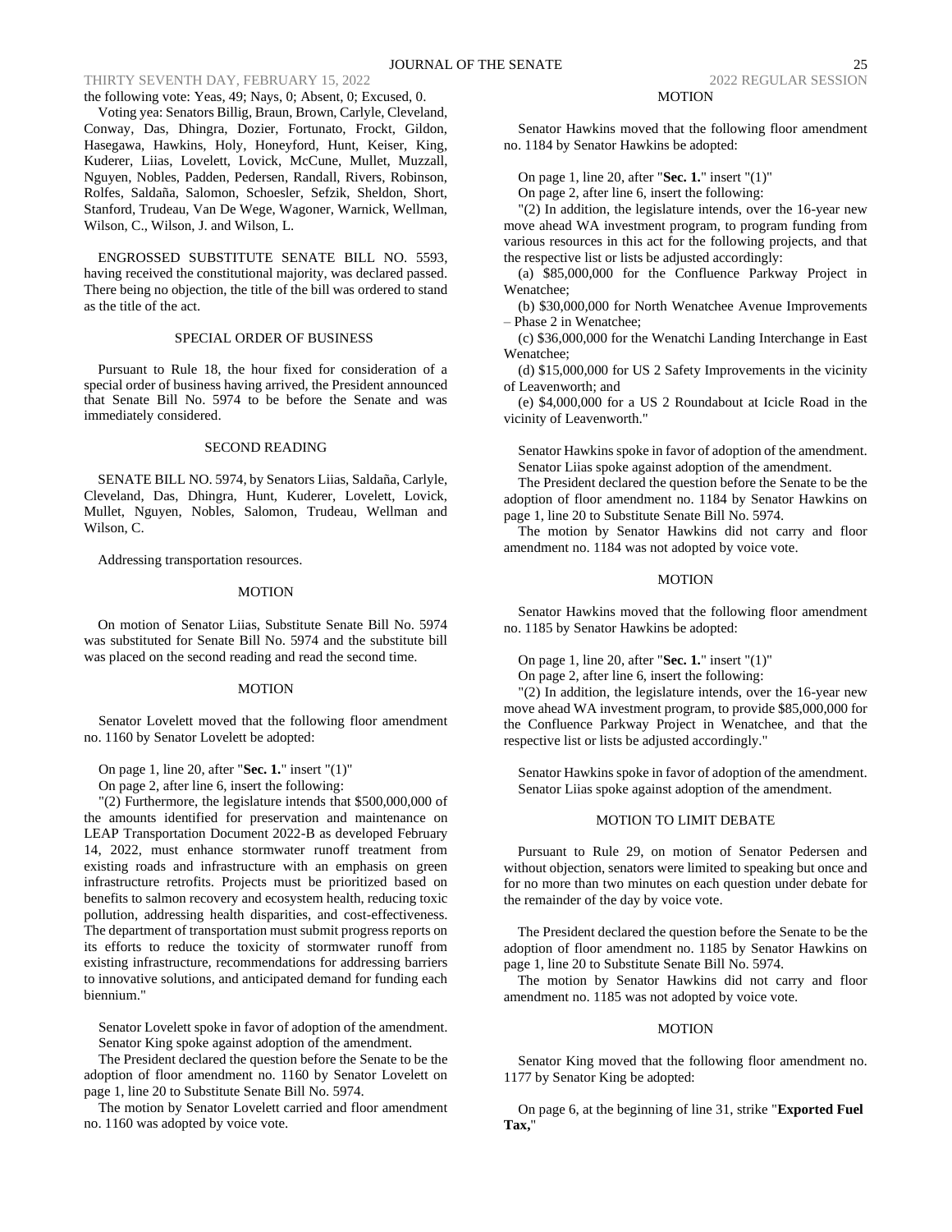the following vote: Yeas, 49; Nays, 0; Absent, 0; Excused, 0.

Voting yea: Senators Billig, Braun, Brown, Carlyle, Cleveland, Conway, Das, Dhingra, Dozier, Fortunato, Frockt, Gildon, Hasegawa, Hawkins, Holy, Honeyford, Hunt, Keiser, King, Kuderer, Liias, Lovelett, Lovick, McCune, Mullet, Muzzall, Nguyen, Nobles, Padden, Pedersen, Randall, Rivers, Robinson, Rolfes, Saldaña, Salomon, Schoesler, Sefzik, Sheldon, Short, Stanford, Trudeau, Van De Wege, Wagoner, Warnick, Wellman, Wilson, C., Wilson, J. and Wilson, L.

ENGROSSED SUBSTITUTE SENATE BILL NO. 5593, having received the constitutional majority, was declared passed. There being no objection, the title of the bill was ordered to stand as the title of the act.

SPECIAL ORDER OF BUSINESS

Pursuant to Rule 18, the hour fixed for consideration of a special order of business having arrived, the President announced that Senate Bill No. 5974 to be before the Senate and was immediately considered.

SECOND READING

SENATE BILL NO. 5974, by Senators Liias, Saldaña, Carlyle, Cleveland, Das, Dhingra, Hunt, Kuderer, Lovelett, Lovick, Mullet, Nguyen, Nobles, Salomon, Trudeau, Wellman and Wilson, C.

Addressing transportation resources.

MOTION

On motion of Senator Liias, Substitute Senate Bill No. 5974 was substituted for Senate Bill No. 5974 and the substitute bill was placed on the second reading and read the second time.

MOTION

Senator Lovelett moved that the following floor amendment no. 1160 by Senator Lovelett be adopted:

On page 1, line 20, after "**Sec. 1.**" insert "(1)"

On page 2, after line 6, insert the following:

"(2) Furthermore, the legislature intends that $500,000,000 of the amounts identified for preservation and maintenance on LEAP Transportation Document 2022-B as developed February 14, 2022, must enhance stormwater runoff treatment from existing roads and infrastructure with an emphasis on green infrastructure retrofits. Projects must be prioritized based on benefits to salmon recovery and ecosystem health, reducing toxic pollution, addressing health disparities, and cost-effectiveness. The department of transportation must submit progress reports on its efforts to reduce the toxicity of stormwater runoff from existing infrastructure, recommendations for addressing barriers to innovative solutions, and anticipated demand for funding each biennium."

Senator Lovelett spoke in favor of adoption of the amendment.
Senator King spoke against adoption of the amendment.

The President declared the question before the Senate to be the adoption of floor amendment no. 1160 by Senator Lovelett on page 1, line 20 to Substitute Senate Bill No. 5974.

The motion by Senator Lovelett carried and floor amendment no. 1160 was adopted by voice vote.

MOTION

Senator Hawkins moved that the following floor amendment no. 1184 by Senator Hawkins be adopted:

On page 1, line 20, after "**Sec. 1.**" insert "(1)"

On page 2, after line 6, insert the following:

"(2) In addition, the legislature intends, over the 16-year new move ahead WA investment program, to program funding from various resources in this act for the following projects, and that the respective list or lists be adjusted accordingly:

(a) $85,000,000 for the Confluence Parkway Project in Wenatchee;

(b) $30,000,000 for North Wenatchee Avenue Improvements – Phase 2 in Wenatchee;

(c) $36,000,000 for the Wenatchi Landing Interchange in East Wenatchee;

(d) $15,000,000 for US 2 Safety Improvements in the vicinity of Leavenworth; and

(e) $4,000,000 for a US 2 Roundabout at Icicle Road in the vicinity of Leavenworth."

Senator Hawkins spoke in favor of adoption of the amendment.
Senator Liias spoke against adoption of the amendment.

The President declared the question before the Senate to be the adoption of floor amendment no. 1184 by Senator Hawkins on page 1, line 20 to Substitute Senate Bill No. 5974.

The motion by Senator Hawkins did not carry and floor amendment no. 1184 was not adopted by voice vote.

MOTION

Senator Hawkins moved that the following floor amendment no. 1185 by Senator Hawkins be adopted:

On page 1, line 20, after "**Sec. 1.**" insert "(1)"

On page 2, after line 6, insert the following:

"(2) In addition, the legislature intends, over the 16-year new move ahead WA investment program, to provide $85,000,000 for the Confluence Parkway Project in Wenatchee, and that the respective list or lists be adjusted accordingly."

Senator Hawkins spoke in favor of adoption of the amendment.
Senator Liias spoke against adoption of the amendment.

MOTION TO LIMIT DEBATE

Pursuant to Rule 29, on motion of Senator Pedersen and without objection, senators were limited to speaking but once and for no more than two minutes on each question under debate for the remainder of the day by voice vote.

The President declared the question before the Senate to be the adoption of floor amendment no. 1185 by Senator Hawkins on page 1, line 20 to Substitute Senate Bill No. 5974.

The motion by Senator Hawkins did not carry and floor amendment no. 1185 was not adopted by voice vote.

MOTION

Senator King moved that the following floor amendment no. 1177 by Senator King be adopted:

On page 6, at the beginning of line 31, strike "**Exported Fuel Tax,**"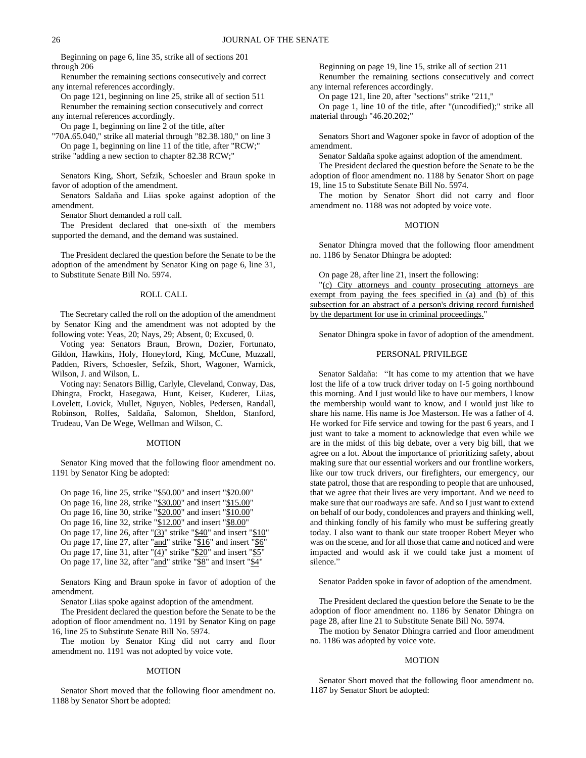Beginning on page 6, line 35, strike all of sections 201 through 206

Renumber the remaining sections consecutively and correct any internal references accordingly.

On page 121, beginning on line 25, strike all of section 511

Renumber the remaining section consecutively and correct any internal references accordingly.

On page 1, beginning on line 2 of the title, after "70A.65.040," strike all material through "82.38.180," on line 3

On page 1, beginning on line 11 of the title, after "RCW;" strike "adding a new section to chapter 82.38 RCW;"

Senators King, Short, Sefzik, Schoesler and Braun spoke in favor of adoption of the amendment.

Senators Saldaña and Liias spoke against adoption of the amendment.

Senator Short demanded a roll call.

The President declared that one-sixth of the members supported the demand, and the demand was sustained.

The President declared the question before the Senate to be the adoption of the amendment by Senator King on page 6, line 31, to Substitute Senate Bill No. 5974.

## ROLL CALL

The Secretary called the roll on the adoption of the amendment by Senator King and the amendment was not adopted by the following vote: Yeas, 20; Nays, 29; Absent, 0; Excused, 0.

Voting yea: Senators Braun, Brown, Dozier, Fortunato, Gildon, Hawkins, Holy, Honeyford, King, McCune, Muzzall, Padden, Rivers, Schoesler, Sefzik, Short, Wagoner, Warnick, Wilson, J. and Wilson, L.

Voting nay: Senators Billig, Carlyle, Cleveland, Conway, Das, Dhingra, Frockt, Hasegawa, Hunt, Keiser, Kuderer, Liias, Lovelett, Lovick, Mullet, Nguyen, Nobles, Pedersen, Randall, Robinson, Rolfes, Saldaña, Salomon, Sheldon, Stanford, Trudeau, Van De Wege, Wellman and Wilson, C.

## MOTION

Senator King moved that the following floor amendment no. 1191 by Senator King be adopted:

On page 16, line 25, strike "$50.00" and insert "$20.00"
On page 16, line 28, strike "$30.00" and insert "$15.00"
On page 16, line 30, strike "$20.00" and insert "$10.00"
On page 16, line 32, strike "$12.00" and insert "$8.00"
On page 17, line 26, after "(3)" strike "$40" and insert "$10"
On page 17, line 27, after "and" strike "$16" and insert "$6"
On page 17, line 31, after "(4)" strike "$20" and insert "$5"
On page 17, line 32, after "and" strike "$8" and insert "$4"

Senators King and Braun spoke in favor of adoption of the amendment.

Senator Liias spoke against adoption of the amendment.

The President declared the question before the Senate to be the adoption of floor amendment no. 1191 by Senator King on page 16, line 25 to Substitute Senate Bill No. 5974.

The motion by Senator King did not carry and floor amendment no. 1191 was not adopted by voice vote.

## MOTION

Senator Short moved that the following floor amendment no. 1188 by Senator Short be adopted:

Beginning on page 19, line 15, strike all of section 211

Renumber the remaining sections consecutively and correct any internal references accordingly.

On page 121, line 20, after "sections" strike "211,"

On page 1, line 10 of the title, after "(uncodified);" strike all material through "46.20.202;"

Senators Short and Wagoner spoke in favor of adoption of the amendment.

Senator Saldaña spoke against adoption of the amendment.

The President declared the question before the Senate to be the adoption of floor amendment no. 1188 by Senator Short on page 19, line 15 to Substitute Senate Bill No. 5974.

The motion by Senator Short did not carry and floor amendment no. 1188 was not adopted by voice vote.

## MOTION

Senator Dhingra moved that the following floor amendment no. 1186 by Senator Dhingra be adopted:

On page 28, after line 21, insert the following:

"(c) City attorneys and county prosecuting attorneys are exempt from paying the fees specified in (a) and (b) of this subsection for an abstract of a person's driving record furnished by the department for use in criminal proceedings."

Senator Dhingra spoke in favor of adoption of the amendment.

## PERSONAL PRIVILEGE

Senator Saldaña: "It has come to my attention that we have lost the life of a tow truck driver today on I-5 going northbound this morning. And I just would like to have our members, I know the membership would want to know, and I would just like to share his name. His name is Joe Masterson. He was a father of 4. He worked for Fife service and towing for the past 6 years, and I just want to take a moment to acknowledge that even while we are in the midst of this big debate, over a very big bill, that we agree on a lot. About the importance of prioritizing safety, about making sure that our essential workers and our frontline workers, like our tow truck drivers, our firefighters, our emergency, our state patrol, those that are responding to people that are unhoused, that we agree that their lives are very important. And we need to make sure that our roadways are safe. And so I just want to extend on behalf of our body, condolences and prayers and thinking well, and thinking fondly of his family who must be suffering greatly today. I also want to thank our state trooper Robert Meyer who was on the scene, and for all those that came and noticed and were impacted and would ask if we could take just a moment of silence."

Senator Padden spoke in favor of adoption of the amendment.

The President declared the question before the Senate to be the adoption of floor amendment no. 1186 by Senator Dhingra on page 28, after line 21 to Substitute Senate Bill No. 5974.

The motion by Senator Dhingra carried and floor amendment no. 1186 was adopted by voice vote.

## MOTION

Senator Short moved that the following floor amendment no. 1187 by Senator Short be adopted: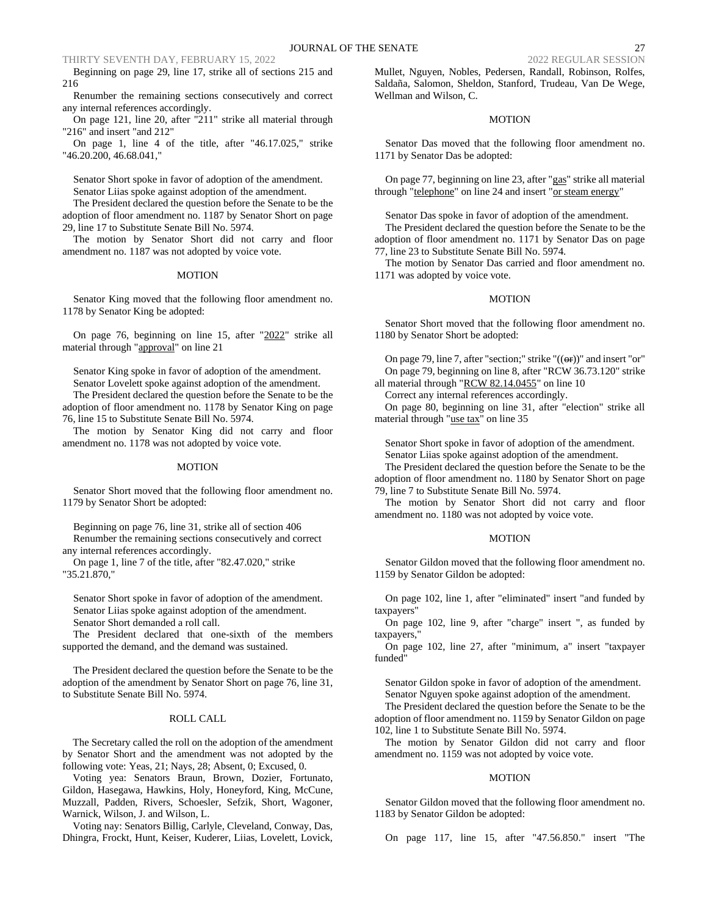Beginning on page 29, line 17, strike all of sections 215 and 216

Renumber the remaining sections consecutively and correct any internal references accordingly.

On page 121, line 20, after "211" strike all material through "216" and insert "and 212"

On page 1, line 4 of the title, after "46.17.025," strike "46.20.200, 46.68.041,"

Senator Short spoke in favor of adoption of the amendment.

Senator Liias spoke against adoption of the amendment.

The President declared the question before the Senate to be the adoption of floor amendment no. 1187 by Senator Short on page 29, line 17 to Substitute Senate Bill No. 5974.

The motion by Senator Short did not carry and floor amendment no. 1187 was not adopted by voice vote.

MOTION

Senator King moved that the following floor amendment no. 1178 by Senator King be adopted:

On page 76, beginning on line 15, after "2022" strike all material through "approval" on line 21

Senator King spoke in favor of adoption of the amendment.

Senator Lovelett spoke against adoption of the amendment.

The President declared the question before the Senate to be the adoption of floor amendment no. 1178 by Senator King on page 76, line 15 to Substitute Senate Bill No. 5974.

The motion by Senator King did not carry and floor amendment no. 1178 was not adopted by voice vote.

MOTION

Senator Short moved that the following floor amendment no. 1179 by Senator Short be adopted:

Beginning on page 76, line 31, strike all of section 406

Renumber the remaining sections consecutively and correct any internal references accordingly.

On page 1, line 7 of the title, after "82.47.020," strike "35.21.870,"

Senator Short spoke in favor of adoption of the amendment.

Senator Liias spoke against adoption of the amendment.

Senator Short demanded a roll call.

The President declared that one-sixth of the members supported the demand, and the demand was sustained.

The President declared the question before the Senate to be the adoption of the amendment by Senator Short on page 76, line 31, to Substitute Senate Bill No. 5974.

ROLL CALL

The Secretary called the roll on the adoption of the amendment by Senator Short and the amendment was not adopted by the following vote: Yeas, 21; Nays, 28; Absent, 0; Excused, 0.

Voting yea: Senators Braun, Brown, Dozier, Fortunato, Gildon, Hasegawa, Hawkins, Holy, Honeyford, King, McCune, Muzzall, Padden, Rivers, Schoesler, Sefzik, Short, Wagoner, Warnick, Wilson, J. and Wilson, L.

Voting nay: Senators Billig, Carlyle, Cleveland, Conway, Das, Dhingra, Frockt, Hunt, Keiser, Kuderer, Liias, Lovelett, Lovick, Mullet, Nguyen, Nobles, Pedersen, Randall, Robinson, Rolfes, Saldaña, Salomon, Sheldon, Stanford, Trudeau, Van De Wege, Wellman and Wilson, C.

MOTION

Senator Das moved that the following floor amendment no. 1171 by Senator Das be adopted:

On page 77, beginning on line 23, after "gas" strike all material through "telephone" on line 24 and insert "or steam energy"

Senator Das spoke in favor of adoption of the amendment.

The President declared the question before the Senate to be the adoption of floor amendment no. 1171 by Senator Das on page 77, line 23 to Substitute Senate Bill No. 5974.

The motion by Senator Das carried and floor amendment no. 1171 was adopted by voice vote.

MOTION

Senator Short moved that the following floor amendment no. 1180 by Senator Short be adopted:

On page 79, line 7, after "section;" strike "((or))" and insert "or"

On page 79, beginning on line 8, after "RCW 36.73.120" strike all material through "RCW 82.14.0455" on line 10

Correct any internal references accordingly.

On page 80, beginning on line 31, after "election" strike all material through "use tax" on line 35

Senator Short spoke in favor of adoption of the amendment.

Senator Liias spoke against adoption of the amendment.

The President declared the question before the Senate to be the adoption of floor amendment no. 1180 by Senator Short on page 79, line 7 to Substitute Senate Bill No. 5974.

The motion by Senator Short did not carry and floor amendment no. 1180 was not adopted by voice vote.

MOTION

Senator Gildon moved that the following floor amendment no. 1159 by Senator Gildon be adopted:

On page 102, line 1, after "eliminated" insert "and funded by taxpayers"

On page 102, line 9, after "charge" insert ", as funded by taxpayers,"

On page 102, line 27, after "minimum, a" insert "taxpayer funded"

Senator Gildon spoke in favor of adoption of the amendment.

Senator Nguyen spoke against adoption of the amendment.

The President declared the question before the Senate to be the adoption of floor amendment no. 1159 by Senator Gildon on page 102, line 1 to Substitute Senate Bill No. 5974.

The motion by Senator Gildon did not carry and floor amendment no. 1159 was not adopted by voice vote.

MOTION

Senator Gildon moved that the following floor amendment no. 1183 by Senator Gildon be adopted:

On page 117, line 15, after "47.56.850." insert "The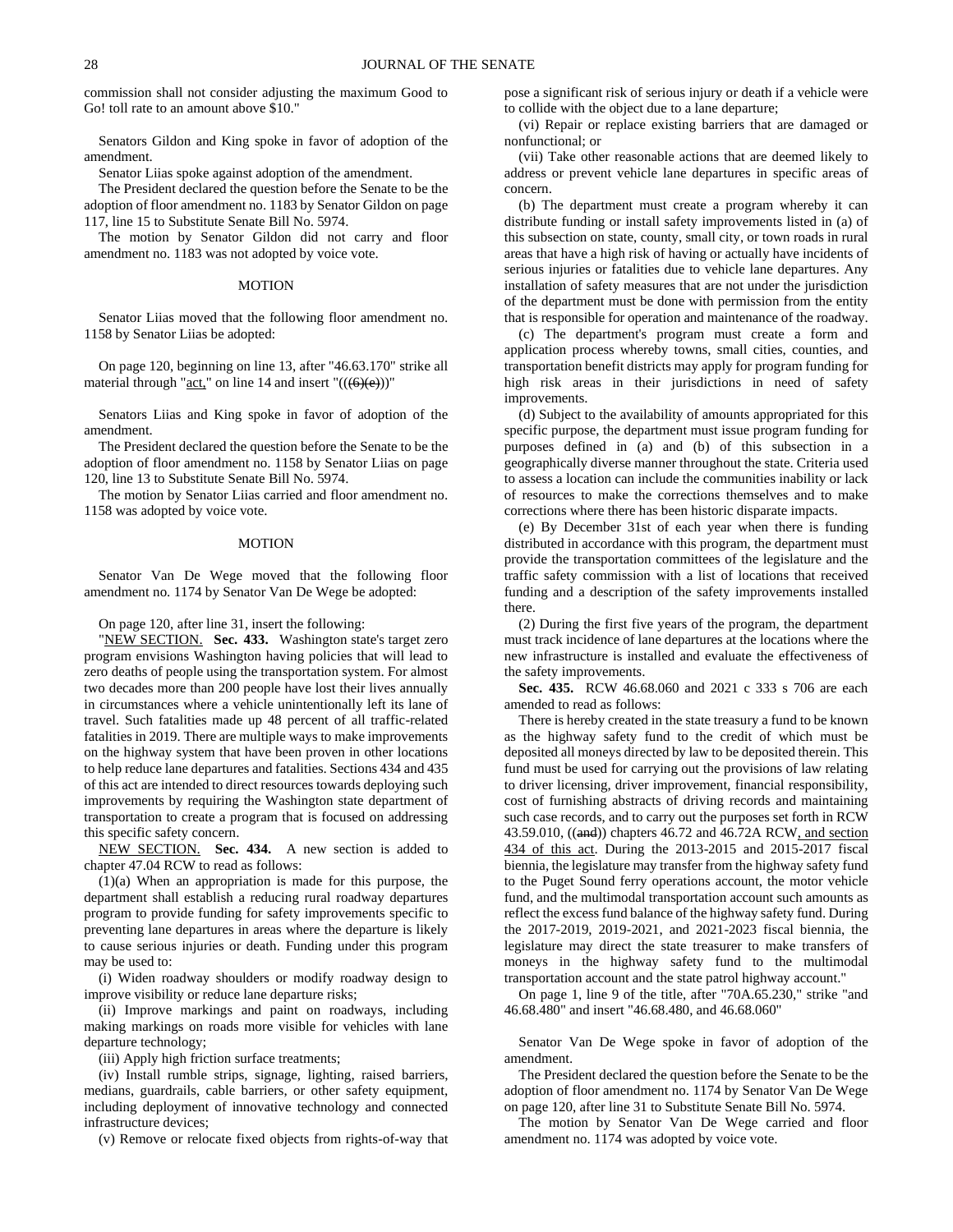commission shall not consider adjusting the maximum Good to Go! toll rate to an amount above $10."

Senators Gildon and King spoke in favor of adoption of the amendment.

Senator Liias spoke against adoption of the amendment.

The President declared the question before the Senate to be the adoption of floor amendment no. 1183 by Senator Gildon on page 117, line 15 to Substitute Senate Bill No. 5974.

The motion by Senator Gildon did not carry and floor amendment no. 1183 was not adopted by voice vote.

MOTION

Senator Liias moved that the following floor amendment no. 1158 by Senator Liias be adopted:

On page 120, beginning on line 13, after "46.63.170" strike all material through "act," on line 14 and insert "((~~(6)(e)~~))"

Senators Liias and King spoke in favor of adoption of the amendment.

The President declared the question before the Senate to be the adoption of floor amendment no. 1158 by Senator Liias on page 120, line 13 to Substitute Senate Bill No. 5974.

The motion by Senator Liias carried and floor amendment no. 1158 was adopted by voice vote.

MOTION

Senator Van De Wege moved that the following floor amendment no. 1174 by Senator Van De Wege be adopted:

On page 120, after line 31, insert the following:

"NEW SECTION. **Sec. 433.** Washington state's target zero program envisions Washington having policies that will lead to zero deaths of people using the transportation system. For almost two decades more than 200 people have lost their lives annually in circumstances where a vehicle unintentionally left its lane of travel. Such fatalities made up 48 percent of all traffic-related fatalities in 2019. There are multiple ways to make improvements on the highway system that have been proven in other locations to help reduce lane departures and fatalities. Sections 434 and 435 of this act are intended to direct resources towards deploying such improvements by requiring the Washington state department of transportation to create a program that is focused on addressing this specific safety concern.

NEW SECTION. **Sec. 434.** A new section is added to chapter 47.04 RCW to read as follows:

(1)(a) When an appropriation is made for this purpose, the department shall establish a reducing rural roadway departures program to provide funding for safety improvements specific to preventing lane departures in areas where the departure is likely to cause serious injuries or death. Funding under this program may be used to:

(i) Widen roadway shoulders or modify roadway design to improve visibility or reduce lane departure risks;

(ii) Improve markings and paint on roadways, including making markings on roads more visible for vehicles with lane departure technology;

(iii) Apply high friction surface treatments;

(iv) Install rumble strips, signage, lighting, raised barriers, medians, guardrails, cable barriers, or other safety equipment, including deployment of innovative technology and connected infrastructure devices;

(v) Remove or relocate fixed objects from rights-of-way that pose a significant risk of serious injury or death if a vehicle were to collide with the object due to a lane departure;

(vi) Repair or replace existing barriers that are damaged or nonfunctional; or

(vii) Take other reasonable actions that are deemed likely to address or prevent vehicle lane departures in specific areas of concern.

(b) The department must create a program whereby it can distribute funding or install safety improvements listed in (a) of this subsection on state, county, small city, or town roads in rural areas that have a high risk of having or actually have incidents of serious injuries or fatalities due to vehicle lane departures. Any installation of safety measures that are not under the jurisdiction of the department must be done with permission from the entity that is responsible for operation and maintenance of the roadway.

(c) The department's program must create a form and application process whereby towns, small cities, counties, and transportation benefit districts may apply for program funding for high risk areas in their jurisdictions in need of safety improvements.

(d) Subject to the availability of amounts appropriated for this specific purpose, the department must issue program funding for purposes defined in (a) and (b) of this subsection in a geographically diverse manner throughout the state. Criteria used to assess a location can include the communities inability or lack of resources to make the corrections themselves and to make corrections where there has been historic disparate impacts.

(e) By December 31st of each year when there is funding distributed in accordance with this program, the department must provide the transportation committees of the legislature and the traffic safety commission with a list of locations that received funding and a description of the safety improvements installed there.

(2) During the first five years of the program, the department must track incidence of lane departures at the locations where the new infrastructure is installed and evaluate the effectiveness of the safety improvements.

**Sec. 435.** RCW 46.68.060 and 2021 c 333 s 706 are each amended to read as follows:

There is hereby created in the state treasury a fund to be known as the highway safety fund to the credit of which must be deposited all moneys directed by law to be deposited therein. This fund must be used for carrying out the provisions of law relating to driver licensing, driver improvement, financial responsibility, cost of furnishing abstracts of driving records and maintaining such case records, and to carry out the purposes set forth in RCW 43.59.010, ((~~and~~)) chapters 46.72 and 46.72A RCW, and section 434 of this act. During the 2013-2015 and 2015-2017 fiscal biennia, the legislature may transfer from the highway safety fund to the Puget Sound ferry operations account, the motor vehicle fund, and the multimodal transportation account such amounts as reflect the excess fund balance of the highway safety fund. During the 2017-2019, 2019-2021, and 2021-2023 fiscal biennia, the legislature may direct the state treasurer to make transfers of moneys in the highway safety fund to the multimodal transportation account and the state patrol highway account."

On page 1, line 9 of the title, after "70A.65.230," strike "and 46.68.480" and insert "46.68.480, and 46.68.060"

Senator Van De Wege spoke in favor of adoption of the amendment.

The President declared the question before the Senate to be the adoption of floor amendment no. 1174 by Senator Van De Wege on page 120, after line 31 to Substitute Senate Bill No. 5974.

The motion by Senator Van De Wege carried and floor amendment no. 1174 was adopted by voice vote.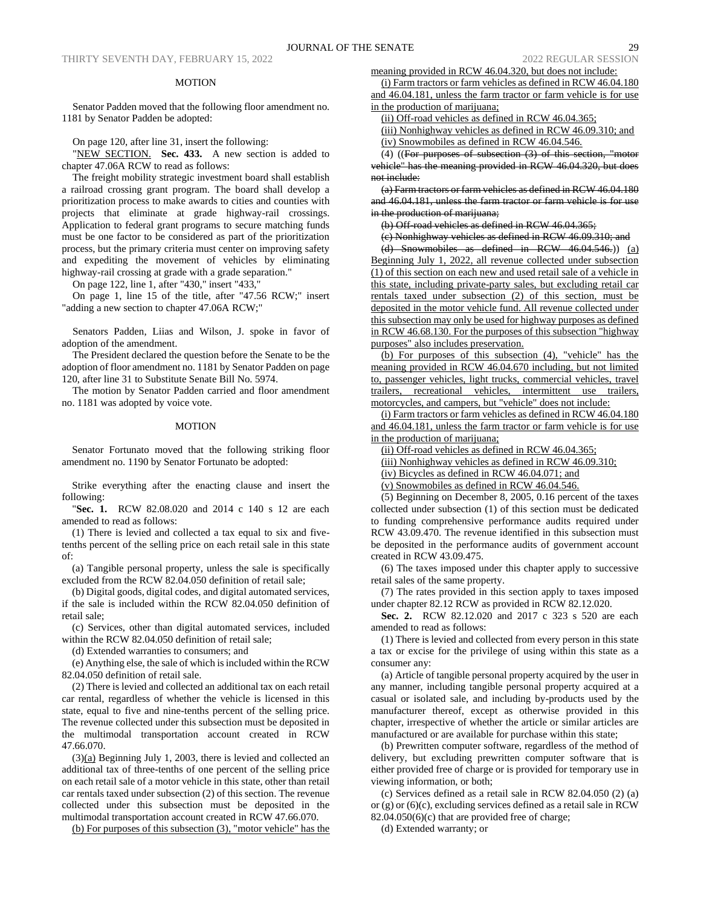## MOTION

Senator Padden moved that the following floor amendment no. 1181 by Senator Padden be adopted:

On page 120, after line 31, insert the following:

"NEW SECTION. **Sec. 433.** A new section is added to chapter 47.06A RCW to read as follows:

The freight mobility strategic investment board shall establish a railroad crossing grant program. The board shall develop a prioritization process to make awards to cities and counties with projects that eliminate at grade highway-rail crossings. Application to federal grant programs to secure matching funds must be one factor to be considered as part of the prioritization process, but the primary criteria must center on improving safety and expediting the movement of vehicles by eliminating highway-rail crossing at grade with a grade separation."

On page 122, line 1, after "430," insert "433,"

On page 1, line 15 of the title, after "47.56 RCW;" insert "adding a new section to chapter 47.06A RCW;"

Senators Padden, Liias and Wilson, J. spoke in favor of adoption of the amendment.

The President declared the question before the Senate to be the adoption of floor amendment no. 1181 by Senator Padden on page 120, after line 31 to Substitute Senate Bill No. 5974.

The motion by Senator Padden carried and floor amendment no. 1181 was adopted by voice vote.

## MOTION

Senator Fortunato moved that the following striking floor amendment no. 1190 by Senator Fortunato be adopted:

Strike everything after the enacting clause and insert the following:

"**Sec. 1.** RCW 82.08.020 and 2014 c 140 s 12 are each amended to read as follows:

(1) There is levied and collected a tax equal to six and five-tenths percent of the selling price on each retail sale in this state of:

(a) Tangible personal property, unless the sale is specifically excluded from the RCW 82.04.050 definition of retail sale;

(b) Digital goods, digital codes, and digital automated services, if the sale is included within the RCW 82.04.050 definition of retail sale;

(c) Services, other than digital automated services, included within the RCW 82.04.050 definition of retail sale;

(d) Extended warranties to consumers; and

(e) Anything else, the sale of which is included within the RCW 82.04.050 definition of retail sale.

(2) There is levied and collected an additional tax on each retail car rental, regardless of whether the vehicle is licensed in this state, equal to five and nine-tenths percent of the selling price. The revenue collected under this subsection must be deposited in the multimodal transportation account created in RCW 47.66.070.

(3)(a) Beginning July 1, 2003, there is levied and collected an additional tax of three-tenths of one percent of the selling price on each retail sale of a motor vehicle in this state, other than retail car rentals taxed under subsection (2) of this section. The revenue collected under this subsection must be deposited in the multimodal transportation account created in RCW 47.66.070.

(b) For purposes of this subsection (3), "motor vehicle" has the meaning provided in RCW 46.04.320, but does not include:

(i) Farm tractors or farm vehicles as defined in RCW 46.04.180 and 46.04.181, unless the farm tractor or farm vehicle is for use in the production of marijuana;

(ii) Off-road vehicles as defined in RCW 46.04.365;

(iii) Nonhighway vehicles as defined in RCW 46.09.310; and

(iv) Snowmobiles as defined in RCW 46.04.546.

(4) ((~~For purposes of subsection (3) of this section, "motor vehicle" has the meaning provided in RCW 46.04.320, but does not include:~~

~~(a) Farm tractors or farm vehicles as defined in RCW 46.04.180 and 46.04.181, unless the farm tractor or farm vehicle is for use in the production of marijuana;~~

~~(b) Off-road vehicles as defined in RCW 46.04.365;~~

~~(c) Nonhighway vehicles as defined in RCW 46.09.310; and~~

~~(d) Snowmobiles as defined in RCW 46.04.546.~~)) (a) Beginning July 1, 2022, all revenue collected under subsection (1) of this section on each new and used retail sale of a vehicle in this state, including private-party sales, but excluding retail car rentals taxed under subsection (2) of this section, must be deposited in the motor vehicle fund. All revenue collected under this subsection may only be used for highway purposes as defined in RCW 46.68.130. For the purposes of this subsection "highway purposes" also includes preservation.

(b) For purposes of this subsection (4), "vehicle" has the meaning provided in RCW 46.04.670 including, but not limited to, passenger vehicles, light trucks, commercial vehicles, travel trailers, recreational vehicles, intermittent use trailers, motorcycles, and campers, but "vehicle" does not include:

(i) Farm tractors or farm vehicles as defined in RCW 46.04.180 and 46.04.181, unless the farm tractor or farm vehicle is for use in the production of marijuana;

(ii) Off-road vehicles as defined in RCW 46.04.365;

(iii) Nonhighway vehicles as defined in RCW 46.09.310;

(iv) Bicycles as defined in RCW 46.04.071; and

(v) Snowmobiles as defined in RCW 46.04.546.

(5) Beginning on December 8, 2005, 0.16 percent of the taxes collected under subsection (1) of this section must be dedicated to funding comprehensive performance audits required under RCW 43.09.470. The revenue identified in this subsection must be deposited in the performance audits of government account created in RCW 43.09.475.

(6) The taxes imposed under this chapter apply to successive retail sales of the same property.

(7) The rates provided in this section apply to taxes imposed under chapter 82.12 RCW as provided in RCW 82.12.020.

**Sec. 2.** RCW 82.12.020 and 2017 c 323 s 520 are each amended to read as follows:

(1) There is levied and collected from every person in this state a tax or excise for the privilege of using within this state as a consumer any:

(a) Article of tangible personal property acquired by the user in any manner, including tangible personal property acquired at a casual or isolated sale, and including by-products used by the manufacturer thereof, except as otherwise provided in this chapter, irrespective of whether the article or similar articles are manufactured or are available for purchase within this state;

(b) Prewritten computer software, regardless of the method of delivery, but excluding prewritten computer software that is either provided free of charge or is provided for temporary use in viewing information, or both;

(c) Services defined as a retail sale in RCW 82.04.050 (2) (a) or (g) or (6)(c), excluding services defined as a retail sale in RCW 82.04.050(6)(c) that are provided free of charge;

(d) Extended warranty; or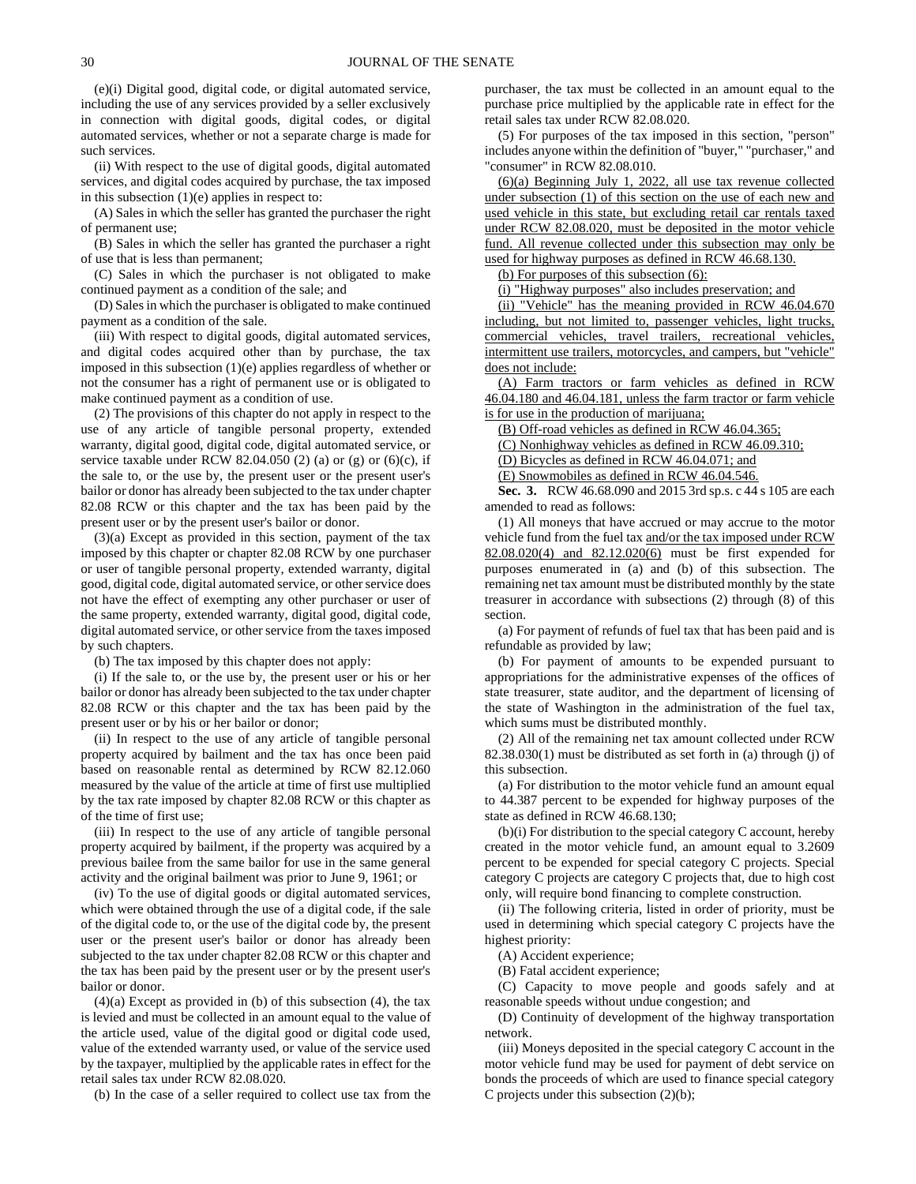(e)(i) Digital good, digital code, or digital automated service, including the use of any services provided by a seller exclusively in connection with digital goods, digital codes, or digital automated services, whether or not a separate charge is made for such services.

(ii) With respect to the use of digital goods, digital automated services, and digital codes acquired by purchase, the tax imposed in this subsection (1)(e) applies in respect to:

(A) Sales in which the seller has granted the purchaser the right of permanent use;

(B) Sales in which the seller has granted the purchaser a right of use that is less than permanent;

(C) Sales in which the purchaser is not obligated to make continued payment as a condition of the sale; and

(D) Sales in which the purchaser is obligated to make continued payment as a condition of the sale.

(iii) With respect to digital goods, digital automated services, and digital codes acquired other than by purchase, the tax imposed in this subsection (1)(e) applies regardless of whether or not the consumer has a right of permanent use or is obligated to make continued payment as a condition of use.

(2) The provisions of this chapter do not apply in respect to the use of any article of tangible personal property, extended warranty, digital good, digital code, or digital automated service, or service taxable under RCW 82.04.050 (2) (a) or (g) or (6)(c), if the sale to, or the use by, the present user or the present user's bailor or donor has already been subjected to the tax under chapter 82.08 RCW or this chapter and the tax has been paid by the present user or by the present user's bailor or donor.

(3)(a) Except as provided in this section, payment of the tax imposed by this chapter or chapter 82.08 RCW by one purchaser or user of tangible personal property, extended warranty, digital good, digital code, digital automated service, or other service does not have the effect of exempting any other purchaser or user of the same property, extended warranty, digital good, digital code, digital automated service, or other service from the taxes imposed by such chapters.

(b) The tax imposed by this chapter does not apply:

(i) If the sale to, or the use by, the present user or his or her bailor or donor has already been subjected to the tax under chapter 82.08 RCW or this chapter and the tax has been paid by the present user or by his or her bailor or donor;

(ii) In respect to the use of any article of tangible personal property acquired by bailment and the tax has once been paid based on reasonable rental as determined by RCW 82.12.060 measured by the value of the article at time of first use multiplied by the tax rate imposed by chapter 82.08 RCW or this chapter as of the time of first use;

(iii) In respect to the use of any article of tangible personal property acquired by bailment, if the property was acquired by a previous bailee from the same bailor for use in the same general activity and the original bailment was prior to June 9, 1961; or

(iv) To the use of digital goods or digital automated services, which were obtained through the use of a digital code, if the sale of the digital code to, or the use of the digital code by, the present user or the present user's bailor or donor has already been subjected to the tax under chapter 82.08 RCW or this chapter and the tax has been paid by the present user or by the present user's bailor or donor.

(4)(a) Except as provided in (b) of this subsection (4), the tax is levied and must be collected in an amount equal to the value of the article used, value of the digital good or digital code used, value of the extended warranty used, or value of the service used by the taxpayer, multiplied by the applicable rates in effect for the retail sales tax under RCW 82.08.020.

(b) In the case of a seller required to collect use tax from the purchaser, the tax must be collected in an amount equal to the purchase price multiplied by the applicable rate in effect for the retail sales tax under RCW 82.08.020.

(5) For purposes of the tax imposed in this section, "person" includes anyone within the definition of "buyer," "purchaser," and "consumer" in RCW 82.08.010.

<u>(6)(a) Beginning July 1, 2022, all use tax revenue collected under subsection (1) of this section on the use of each new and used vehicle in this state, but excluding retail car rentals taxed under RCW 82.08.020, must be deposited in the motor vehicle fund. All revenue collected under this subsection may only be used for highway purposes as defined in RCW 46.68.130.</u>

<u>(b) For purposes of this subsection (6):</u>

<u>(i) "Highway purposes" also includes preservation; and</u>

<u>(ii) "Vehicle" has the meaning provided in RCW 46.04.670 including, but not limited to, passenger vehicles, light trucks, commercial vehicles, travel trailers, recreational vehicles, intermittent use trailers, motorcycles, and campers, but "vehicle" does not include:</u>

<u>(A) Farm tractors or farm vehicles as defined in RCW 46.04.180 and 46.04.181, unless the farm tractor or farm vehicle is for use in the production of marijuana;</u>

<u>(B) Off-road vehicles as defined in RCW 46.04.365;</u>

<u>(C) Nonhighway vehicles as defined in RCW 46.09.310;</u>

<u>(D) Bicycles as defined in RCW 46.04.071; and</u>

<u>(E) Snowmobiles as defined in RCW 46.04.546.</u>

**Sec. 3.** RCW 46.68.090 and 2015 3rd sp.s. c 44 s 105 are each amended to read as follows:

(1) All moneys that have accrued or may accrue to the motor vehicle fund from the fuel tax <u>and/or the tax imposed under RCW 82.08.020(4) and 82.12.020(6)</u> must be first expended for purposes enumerated in (a) and (b) of this subsection. The remaining net tax amount must be distributed monthly by the state treasurer in accordance with subsections (2) through (8) of this section.

(a) For payment of refunds of fuel tax that has been paid and is refundable as provided by law;

(b) For payment of amounts to be expended pursuant to appropriations for the administrative expenses of the offices of state treasurer, state auditor, and the department of licensing of the state of Washington in the administration of the fuel tax, which sums must be distributed monthly.

(2) All of the remaining net tax amount collected under RCW 82.38.030(1) must be distributed as set forth in (a) through (j) of this subsection.

(a) For distribution to the motor vehicle fund an amount equal to 44.387 percent to be expended for highway purposes of the state as defined in RCW 46.68.130;

(b)(i) For distribution to the special category C account, hereby created in the motor vehicle fund, an amount equal to 3.2609 percent to be expended for special category C projects. Special category C projects are category C projects that, due to high cost only, will require bond financing to complete construction.

(ii) The following criteria, listed in order of priority, must be used in determining which special category C projects have the highest priority:

(A) Accident experience;

(B) Fatal accident experience;

(C) Capacity to move people and goods safely and at reasonable speeds without undue congestion; and

(D) Continuity of development of the highway transportation network.

(iii) Moneys deposited in the special category C account in the motor vehicle fund may be used for payment of debt service on bonds the proceeds of which are used to finance special category C projects under this subsection (2)(b);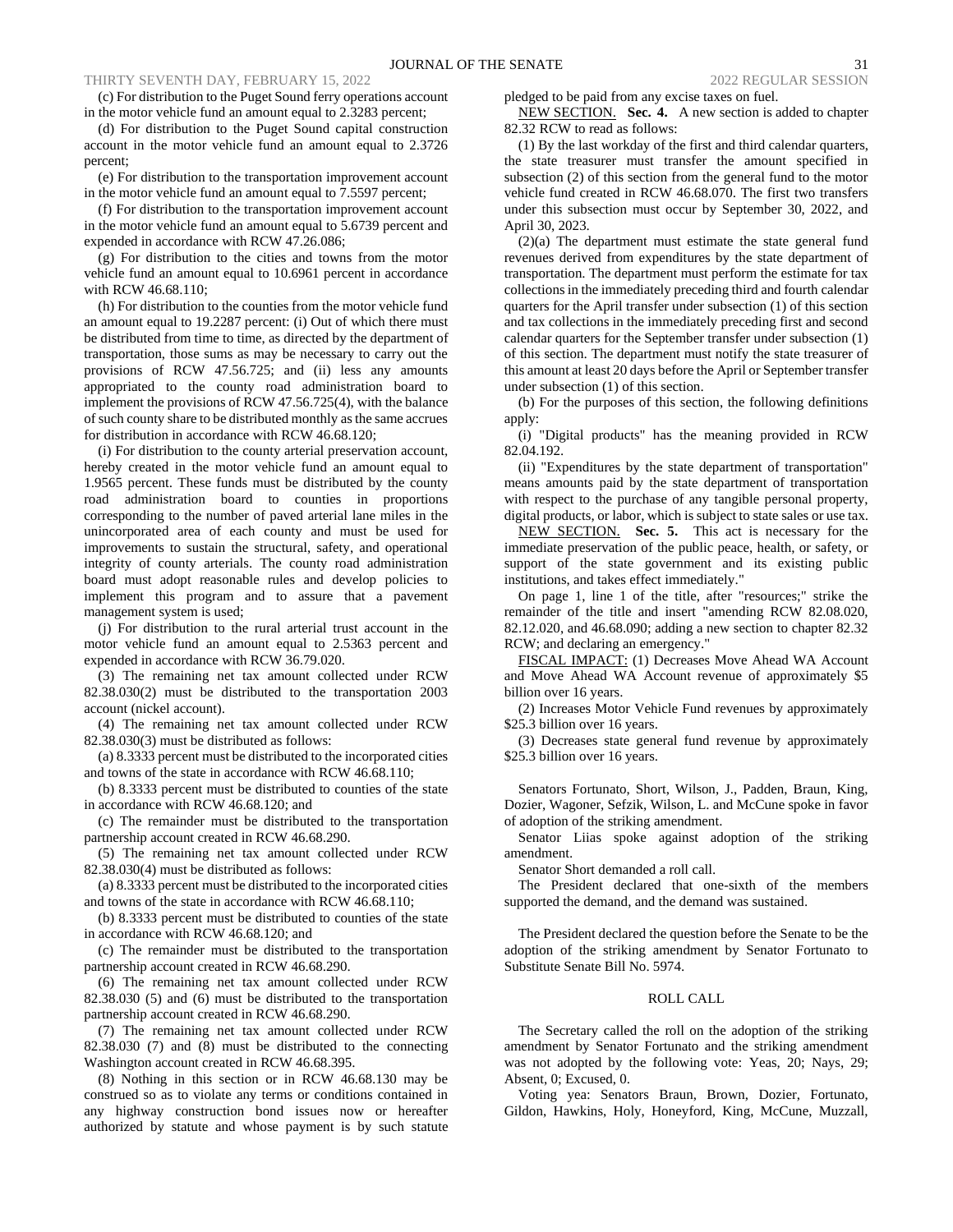(c) For distribution to the Puget Sound ferry operations account in the motor vehicle fund an amount equal to 2.3283 percent;

(d) For distribution to the Puget Sound capital construction account in the motor vehicle fund an amount equal to 2.3726 percent;

(e) For distribution to the transportation improvement account in the motor vehicle fund an amount equal to 7.5597 percent;

(f) For distribution to the transportation improvement account in the motor vehicle fund an amount equal to 5.6739 percent and expended in accordance with RCW 47.26.086;

(g) For distribution to the cities and towns from the motor vehicle fund an amount equal to 10.6961 percent in accordance with RCW 46.68.110;

(h) For distribution to the counties from the motor vehicle fund an amount equal to 19.2287 percent: (i) Out of which there must be distributed from time to time, as directed by the department of transportation, those sums as may be necessary to carry out the provisions of RCW 47.56.725; and (ii) less any amounts appropriated to the county road administration board to implement the provisions of RCW 47.56.725(4), with the balance of such county share to be distributed monthly as the same accrues for distribution in accordance with RCW 46.68.120;

(i) For distribution to the county arterial preservation account, hereby created in the motor vehicle fund an amount equal to 1.9565 percent. These funds must be distributed by the county road administration board to counties in proportions corresponding to the number of paved arterial lane miles in the unincorporated area of each county and must be used for improvements to sustain the structural, safety, and operational integrity of county arterials. The county road administration board must adopt reasonable rules and develop policies to implement this program and to assure that a pavement management system is used;

(j) For distribution to the rural arterial trust account in the motor vehicle fund an amount equal to 2.5363 percent and expended in accordance with RCW 36.79.020.

(3) The remaining net tax amount collected under RCW 82.38.030(2) must be distributed to the transportation 2003 account (nickel account).

(4) The remaining net tax amount collected under RCW 82.38.030(3) must be distributed as follows:

(a) 8.3333 percent must be distributed to the incorporated cities and towns of the state in accordance with RCW 46.68.110;

(b) 8.3333 percent must be distributed to counties of the state in accordance with RCW 46.68.120; and

(c) The remainder must be distributed to the transportation partnership account created in RCW 46.68.290.

(5) The remaining net tax amount collected under RCW 82.38.030(4) must be distributed as follows:

(a) 8.3333 percent must be distributed to the incorporated cities and towns of the state in accordance with RCW 46.68.110;

(b) 8.3333 percent must be distributed to counties of the state in accordance with RCW 46.68.120; and

(c) The remainder must be distributed to the transportation partnership account created in RCW 46.68.290.

(6) The remaining net tax amount collected under RCW 82.38.030 (5) and (6) must be distributed to the transportation partnership account created in RCW 46.68.290.

(7) The remaining net tax amount collected under RCW 82.38.030 (7) and (8) must be distributed to the connecting Washington account created in RCW 46.68.395.

(8) Nothing in this section or in RCW 46.68.130 may be construed so as to violate any terms or conditions contained in any highway construction bond issues now or hereafter authorized by statute and whose payment is by such statute pledged to be paid from any excise taxes on fuel.

NEW SECTION. **Sec. 4.** A new section is added to chapter 82.32 RCW to read as follows:

(1) By the last workday of the first and third calendar quarters, the state treasurer must transfer the amount specified in subsection (2) of this section from the general fund to the motor vehicle fund created in RCW 46.68.070. The first two transfers under this subsection must occur by September 30, 2022, and April 30, 2023.

(2)(a) The department must estimate the state general fund revenues derived from expenditures by the state department of transportation. The department must perform the estimate for tax collections in the immediately preceding third and fourth calendar quarters for the April transfer under subsection (1) of this section and tax collections in the immediately preceding first and second calendar quarters for the September transfer under subsection (1) of this section. The department must notify the state treasurer of this amount at least 20 days before the April or September transfer under subsection (1) of this section.

(b) For the purposes of this section, the following definitions apply:

(i) "Digital products" has the meaning provided in RCW 82.04.192.

(ii) "Expenditures by the state department of transportation" means amounts paid by the state department of transportation with respect to the purchase of any tangible personal property, digital products, or labor, which is subject to state sales or use tax.

NEW SECTION. **Sec. 5.** This act is necessary for the immediate preservation of the public peace, health, or safety, or support of the state government and its existing public institutions, and takes effect immediately."

On page 1, line 1 of the title, after "resources;" strike the remainder of the title and insert "amending RCW 82.08.020, 82.12.020, and 46.68.090; adding a new section to chapter 82.32 RCW; and declaring an emergency."

FISCAL IMPACT: (1) Decreases Move Ahead WA Account and Move Ahead WA Account revenue of approximately $5 billion over 16 years.

(2) Increases Motor Vehicle Fund revenues by approximately $25.3 billion over 16 years.

(3) Decreases state general fund revenue by approximately $25.3 billion over 16 years.

Senators Fortunato, Short, Wilson, J., Padden, Braun, King, Dozier, Wagoner, Sefzik, Wilson, L. and McCune spoke in favor of adoption of the striking amendment.

Senator Liias spoke against adoption of the striking amendment.

Senator Short demanded a roll call.

The President declared that one-sixth of the members supported the demand, and the demand was sustained.

The President declared the question before the Senate to be the adoption of the striking amendment by Senator Fortunato to Substitute Senate Bill No. 5974.

## ROLL CALL

The Secretary called the roll on the adoption of the striking amendment by Senator Fortunato and the striking amendment was not adopted by the following vote: Yeas, 20; Nays, 29; Absent, 0; Excused, 0.

Voting yea: Senators Braun, Brown, Dozier, Fortunato, Gildon, Hawkins, Holy, Honeyford, King, McCune, Muzzall,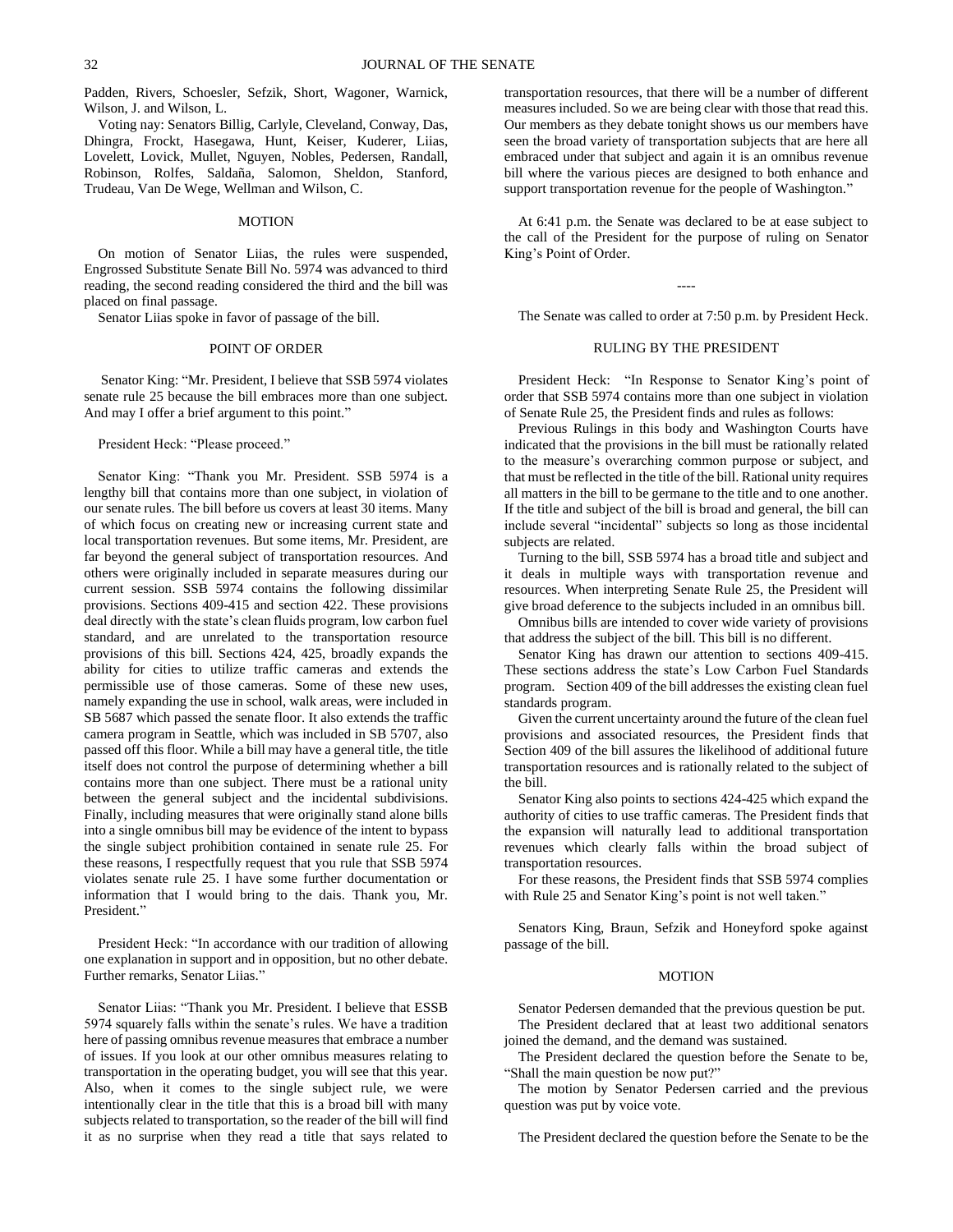Padden, Rivers, Schoesler, Sefzik, Short, Wagoner, Warnick, Wilson, J. and Wilson, L.

Voting nay: Senators Billig, Carlyle, Cleveland, Conway, Das, Dhingra, Frockt, Hasegawa, Hunt, Keiser, Kuderer, Liias, Lovelett, Lovick, Mullet, Nguyen, Nobles, Pedersen, Randall, Robinson, Rolfes, Saldaña, Salomon, Sheldon, Stanford, Trudeau, Van De Wege, Wellman and Wilson, C.

## MOTION

On motion of Senator Liias, the rules were suspended, Engrossed Substitute Senate Bill No. 5974 was advanced to third reading, the second reading considered the third and the bill was placed on final passage.

Senator Liias spoke in favor of passage of the bill.

## POINT OF ORDER

Senator King: "Mr. President, I believe that SSB 5974 violates senate rule 25 because the bill embraces more than one subject. And may I offer a brief argument to this point."

President Heck: "Please proceed."

Senator King: "Thank you Mr. President. SSB 5974 is a lengthy bill that contains more than one subject, in violation of our senate rules. The bill before us covers at least 30 items. Many of which focus on creating new or increasing current state and local transportation revenues. But some items, Mr. President, are far beyond the general subject of transportation resources. And others were originally included in separate measures during our current session. SSB 5974 contains the following dissimilar provisions. Sections 409-415 and section 422. These provisions deal directly with the state's clean fluids program, low carbon fuel standard, and are unrelated to the transportation resource provisions of this bill. Sections 424, 425, broadly expands the ability for cities to utilize traffic cameras and extends the permissible use of those cameras. Some of these new uses, namely expanding the use in school, walk areas, were included in SB 5687 which passed the senate floor. It also extends the traffic camera program in Seattle, which was included in SB 5707, also passed off this floor. While a bill may have a general title, the title itself does not control the purpose of determining whether a bill contains more than one subject. There must be a rational unity between the general subject and the incidental subdivisions. Finally, including measures that were originally stand alone bills into a single omnibus bill may be evidence of the intent to bypass the single subject prohibition contained in senate rule 25. For these reasons, I respectfully request that you rule that SSB 5974 violates senate rule 25. I have some further documentation or information that I would bring to the dais. Thank you, Mr. President."

President Heck: "In accordance with our tradition of allowing one explanation in support and in opposition, but no other debate. Further remarks, Senator Liias."

Senator Liias: "Thank you Mr. President. I believe that ESSB 5974 squarely falls within the senate's rules. We have a tradition here of passing omnibus revenue measures that embrace a number of issues. If you look at our other omnibus measures relating to transportation in the operating budget, you will see that this year. Also, when it comes to the single subject rule, we were intentionally clear in the title that this is a broad bill with many subjects related to transportation, so the reader of the bill will find it as no surprise when they read a title that says related to transportation resources, that there will be a number of different measures included. So we are being clear with those that read this. Our members as they debate tonight shows us our members have seen the broad variety of transportation subjects that are here all embraced under that subject and again it is an omnibus revenue bill where the various pieces are designed to both enhance and support transportation revenue for the people of Washington."

At 6:41 p.m. the Senate was declared to be at ease subject to the call of the President for the purpose of ruling on Senator King's Point of Order.

----

The Senate was called to order at 7:50 p.m. by President Heck.

## RULING BY THE PRESIDENT

President Heck: "In Response to Senator King's point of order that SSB 5974 contains more than one subject in violation of Senate Rule 25, the President finds and rules as follows:

Previous Rulings in this body and Washington Courts have indicated that the provisions in the bill must be rationally related to the measure's overarching common purpose or subject, and that must be reflected in the title of the bill. Rational unity requires all matters in the bill to be germane to the title and to one another. If the title and subject of the bill is broad and general, the bill can include several "incidental" subjects so long as those incidental subjects are related.

Turning to the bill, SSB 5974 has a broad title and subject and it deals in multiple ways with transportation revenue and resources. When interpreting Senate Rule 25, the President will give broad deference to the subjects included in an omnibus bill.

Omnibus bills are intended to cover wide variety of provisions that address the subject of the bill. This bill is no different.

Senator King has drawn our attention to sections 409-415. These sections address the state's Low Carbon Fuel Standards program. Section 409 of the bill addresses the existing clean fuel standards program.

Given the current uncertainty around the future of the clean fuel provisions and associated resources, the President finds that Section 409 of the bill assures the likelihood of additional future transportation resources and is rationally related to the subject of the bill.

Senator King also points to sections 424-425 which expand the authority of cities to use traffic cameras. The President finds that the expansion will naturally lead to additional transportation revenues which clearly falls within the broad subject of transportation resources.

For these reasons, the President finds that SSB 5974 complies with Rule 25 and Senator King's point is not well taken."

Senators King, Braun, Sefzik and Honeyford spoke against passage of the bill.

## MOTION

Senator Pedersen demanded that the previous question be put.

The President declared that at least two additional senators joined the demand, and the demand was sustained.

The President declared the question before the Senate to be, "Shall the main question be now put?"

The motion by Senator Pedersen carried and the previous question was put by voice vote.

The President declared the question before the Senate to be the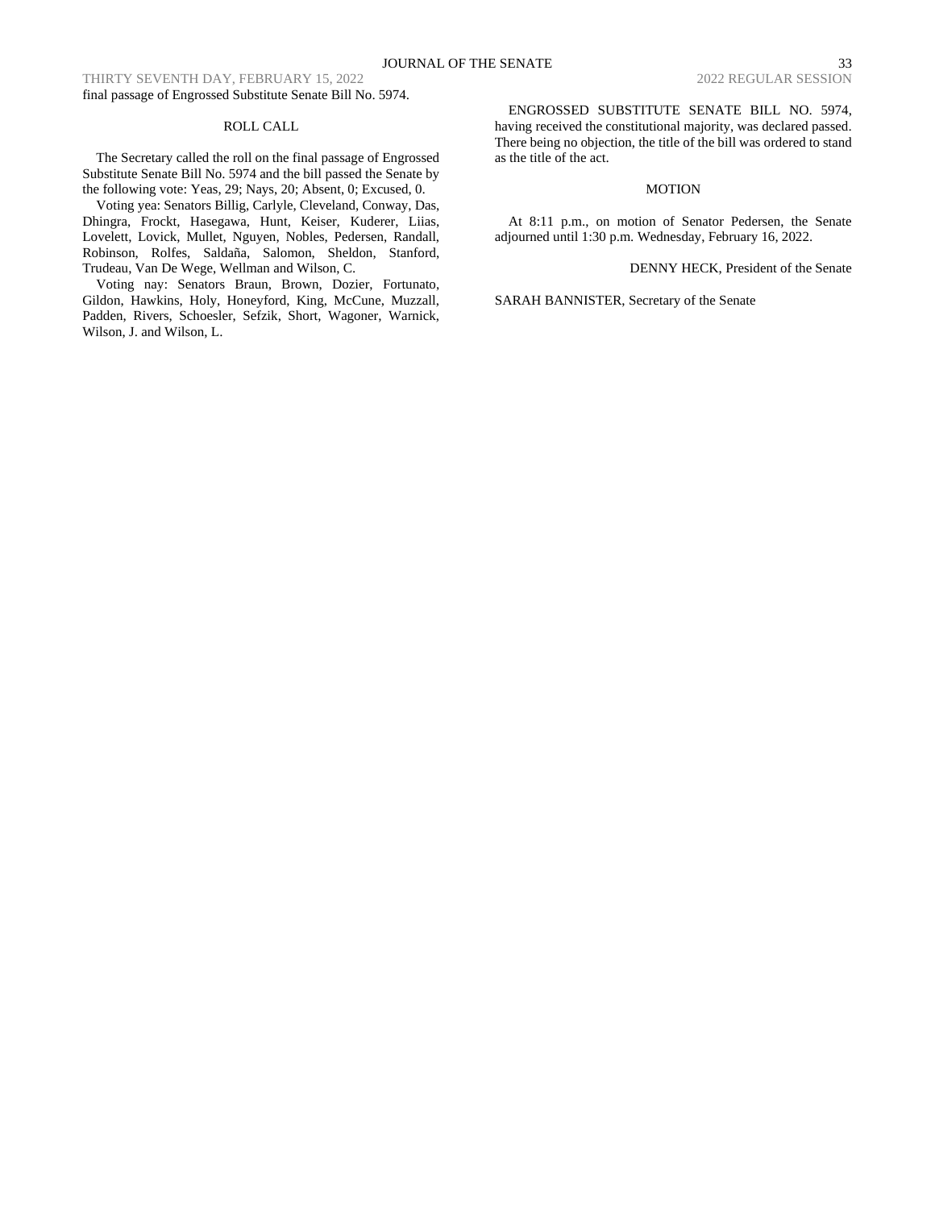final passage of Engrossed Substitute Senate Bill No. 5974.

ROLL CALL

The Secretary called the roll on the final passage of Engrossed Substitute Senate Bill No. 5974 and the bill passed the Senate by the following vote: Yeas, 29; Nays, 20; Absent, 0; Excused, 0.

Voting yea: Senators Billig, Carlyle, Cleveland, Conway, Das, Dhingra, Frockt, Hasegawa, Hunt, Keiser, Kuderer, Liias, Lovelett, Lovick, Mullet, Nguyen, Nobles, Pedersen, Randall, Robinson, Rolfes, Saldaña, Salomon, Sheldon, Stanford, Trudeau, Van De Wege, Wellman and Wilson, C.

Voting nay: Senators Braun, Brown, Dozier, Fortunato, Gildon, Hawkins, Holy, Honeyford, King, McCune, Muzzall, Padden, Rivers, Schoesler, Sefzik, Short, Wagoner, Warnick, Wilson, J. and Wilson, L.

ENGROSSED SUBSTITUTE SENATE BILL NO. 5974, having received the constitutional majority, was declared passed. There being no objection, the title of the bill was ordered to stand as the title of the act.

MOTION

At 8:11 p.m., on motion of Senator Pedersen, the Senate adjourned until 1:30 p.m. Wednesday, February 16, 2022.

DENNY HECK, President of the Senate

SARAH BANNISTER, Secretary of the Senate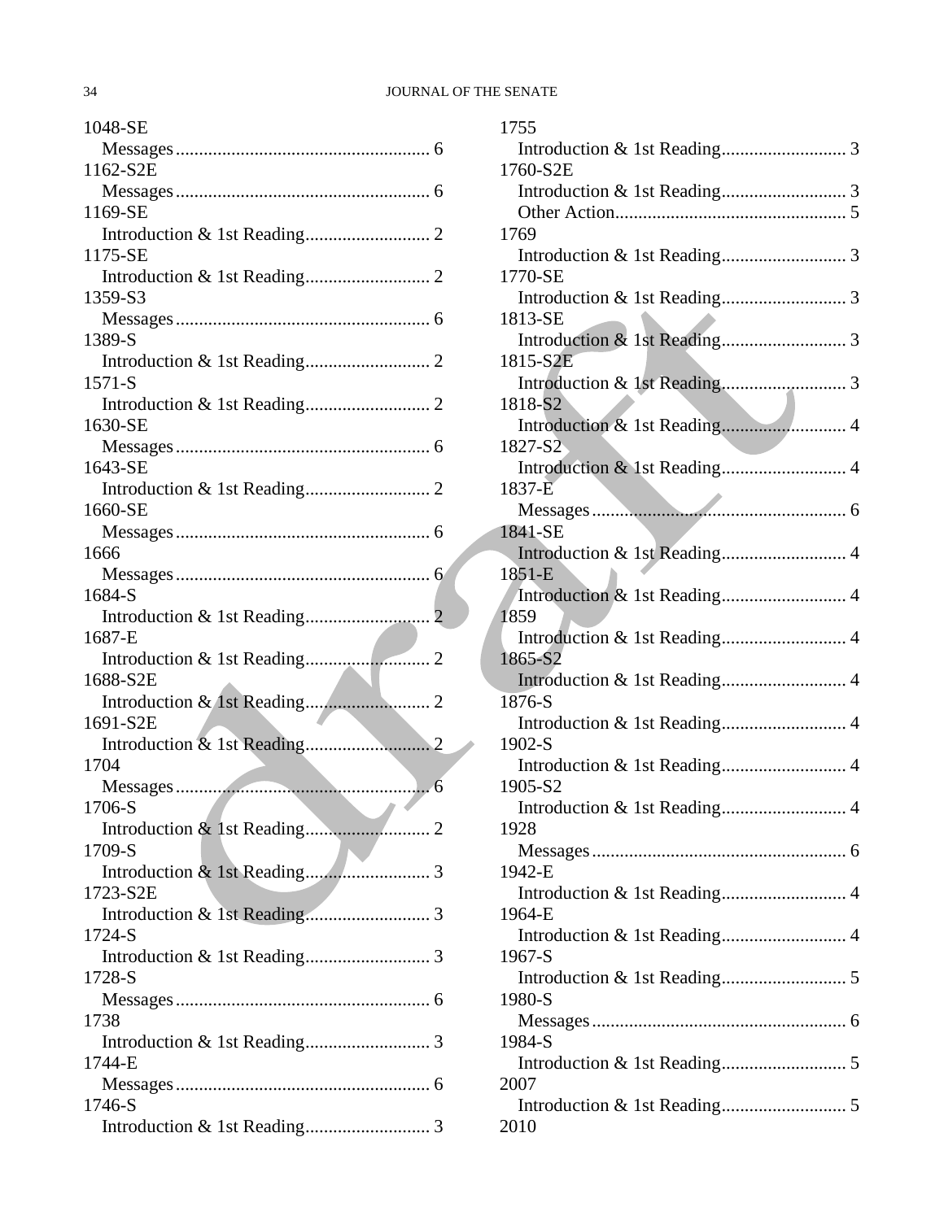1048-SE
  Messages...................................................... 6
1162-S2E
  Messages...................................................... 6
1169-SE
  Introduction & 1st Reading........................... 2
1175-SE
  Introduction & 1st Reading........................... 2
1359-S3
  Messages...................................................... 6
1389-S
  Introduction & 1st Reading........................... 2
1571-S
  Introduction & 1st Reading........................... 2
1630-SE
  Messages...................................................... 6
1643-SE
  Introduction & 1st Reading........................... 2
1660-SE
  Messages...................................................... 6
1666
  Messages...................................................... 6
1684-S
  Introduction & 1st Reading........................... 2
1687-E
  Introduction & 1st Reading........................... 2
1688-S2E
  Introduction & 1st Reading........................... 2
1691-S2E
  Introduction & 1st Reading........................... 2
1704
  Messages...................................................... 6
1706-S
  Introduction & 1st Reading........................... 2
1709-S
  Introduction & 1st Reading........................... 3
1723-S2E
  Introduction & 1st Reading........................... 3
1724-S
  Introduction & 1st Reading........................... 3
1728-S
  Messages...................................................... 6
1738
  Introduction & 1st Reading........................... 3
1744-E
  Messages...................................................... 6
1746-S
  Introduction & 1st Reading........................... 3
1755
  Introduction & 1st Reading........................... 3
1760-S2E
  Introduction & 1st Reading........................... 3
  Other Action.................................................. 5
1769
  Introduction & 1st Reading........................... 3
1770-SE
  Introduction & 1st Reading........................... 3
1813-SE
  Introduction & 1st Reading........................... 3
1815-S2E
  Introduction & 1st Reading........................... 3
1818-S2
  Introduction & 1st Reading........................... 4
1827-S2
  Introduction & 1st Reading........................... 4
1837-E
  Messages...................................................... 6
1841-SE
  Introduction & 1st Reading........................... 4
1851-E
  Introduction & 1st Reading........................... 4
1859
  Introduction & 1st Reading........................... 4
1865-S2
  Introduction & 1st Reading........................... 4
1876-S
  Introduction & 1st Reading........................... 4
1902-S
  Introduction & 1st Reading........................... 4
1905-S2
  Introduction & 1st Reading........................... 4
1928
  Messages...................................................... 6
1942-E
  Introduction & 1st Reading........................... 4
1964-E
  Introduction & 1st Reading........................... 4
1967-S
  Introduction & 1st Reading........................... 5
1980-S
  Messages...................................................... 6
1984-S
  Introduction & 1st Reading........................... 5
2007
  Introduction & 1st Reading........................... 5
2010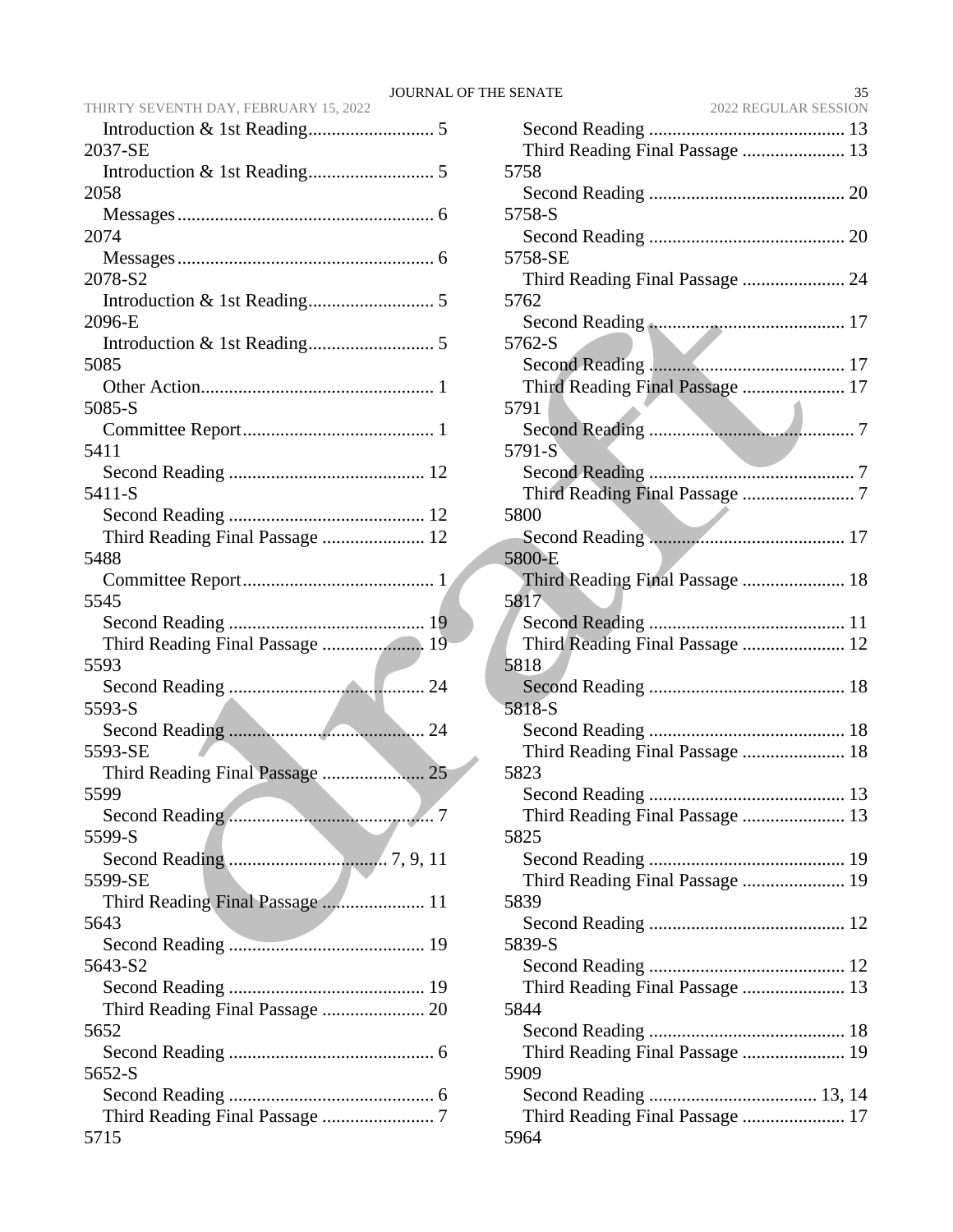Introduction & 1st Reading........................... 5
2037-SE
Introduction & 1st Reading........................... 5
2058
Messages....................................................... 6
2074
Messages....................................................... 6
2078-S2
Introduction & 1st Reading........................... 5
2096-E
Introduction & 1st Reading........................... 5
5085
Other Action.................................................. 1
5085-S
Committee Report......................................... 1
5411
Second Reading .......................................... 12
5411-S
Second Reading .......................................... 12
Third Reading Final Passage ...................... 12
5488
Committee Report......................................... 1
5545
Second Reading .......................................... 19
Third Reading Final Passage ...................... 19
5593
Second Reading .......................................... 24
5593-S
Second Reading .......................................... 24
5593-SE
Third Reading Final Passage ...................... 25
5599
Second Reading ............................................ 7
5599-S
Second Reading .................................. 7, 9, 11
5599-SE
Third Reading Final Passage ...................... 11
5643
Second Reading .......................................... 19
5643-S2
Second Reading .......................................... 19
Third Reading Final Passage ...................... 20
5652
Second Reading ............................................ 6
5652-S
Second Reading ............................................ 6
Third Reading Final Passage ........................ 7
5715
Second Reading .......................................... 13
Third Reading Final Passage ...................... 13
5758
Second Reading .......................................... 20
5758-S
Second Reading .......................................... 20
5758-SE
Third Reading Final Passage ...................... 24
5762
Second Reading .......................................... 17
5762-S
Second Reading .......................................... 17
Third Reading Final Passage ...................... 17
5791
Second Reading ............................................ 7
5791-S
Second Reading ............................................ 7
Third Reading Final Passage ........................ 7
5800
Second Reading .......................................... 17
5800-E
Third Reading Final Passage ...................... 18
5817
Second Reading .......................................... 11
Third Reading Final Passage ...................... 12
5818
Second Reading .......................................... 18
5818-S
Second Reading .......................................... 18
Third Reading Final Passage ...................... 18
5823
Second Reading .......................................... 13
Third Reading Final Passage ...................... 13
5825
Second Reading .......................................... 19
Third Reading Final Passage ...................... 19
5839
Second Reading .......................................... 12
5839-S
Second Reading .......................................... 12
Third Reading Final Passage ...................... 13
5844
Second Reading .......................................... 18
Third Reading Final Passage ...................... 19
5909
Second Reading .................................... 13, 14
Third Reading Final Passage ...................... 17
5964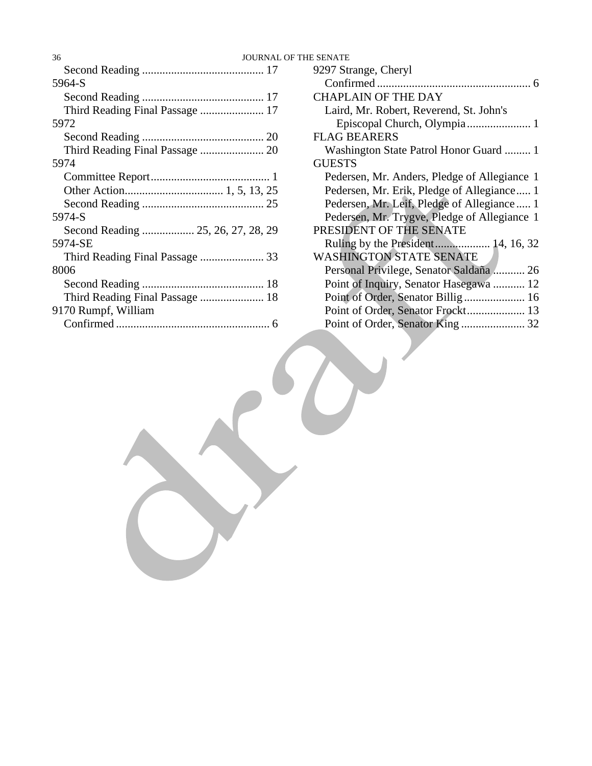Second Reading .......................................... 17

5964-S

Second Reading .......................................... 17

Third Reading Final Passage ...................... 17

5972

Second Reading .......................................... 20

Third Reading Final Passage ...................... 20

5974

Committee Report......................................... 1

Other Action.................................. 1, 5, 13, 25

Second Reading .......................................... 25

5974-S

Second Reading .................. 25, 26, 27, 28, 29

5974-SE

Third Reading Final Passage ...................... 33

8006

Second Reading .......................................... 18

Third Reading Final Passage ...................... 18

9170 Rumpf, William

Confirmed ..................................................... 6

9297 Strange, Cheryl

Confirmed ..................................................... 6

CHAPLAIN OF THE DAY

Laird, Mr. Robert, Reverend, St. John's Episcopal Church, Olympia ...................... 1

FLAG BEARERS

Washington State Patrol Honor Guard ......... 1

GUESTS

Pedersen, Mr. Anders, Pledge of Allegiance 1

Pedersen, Mr. Erik, Pledge of Allegiance ..... 1

Pedersen, Mr. Leif, Pledge of Allegiance ..... 1

Pedersen, Mr. Trygve, Pledge of Allegiance 1

PRESIDENT OF THE SENATE

Ruling by the President ................... 14, 16, 32

WASHINGTON STATE SENATE

Personal Privilege, Senator Saldaña ........... 26

Point of Inquiry, Senator Hasegawa ........... 12

Point of Order, Senator Billig ..................... 16

Point of Order, Senator Frockt .................... 13

Point of Order, Senator King ...................... 32